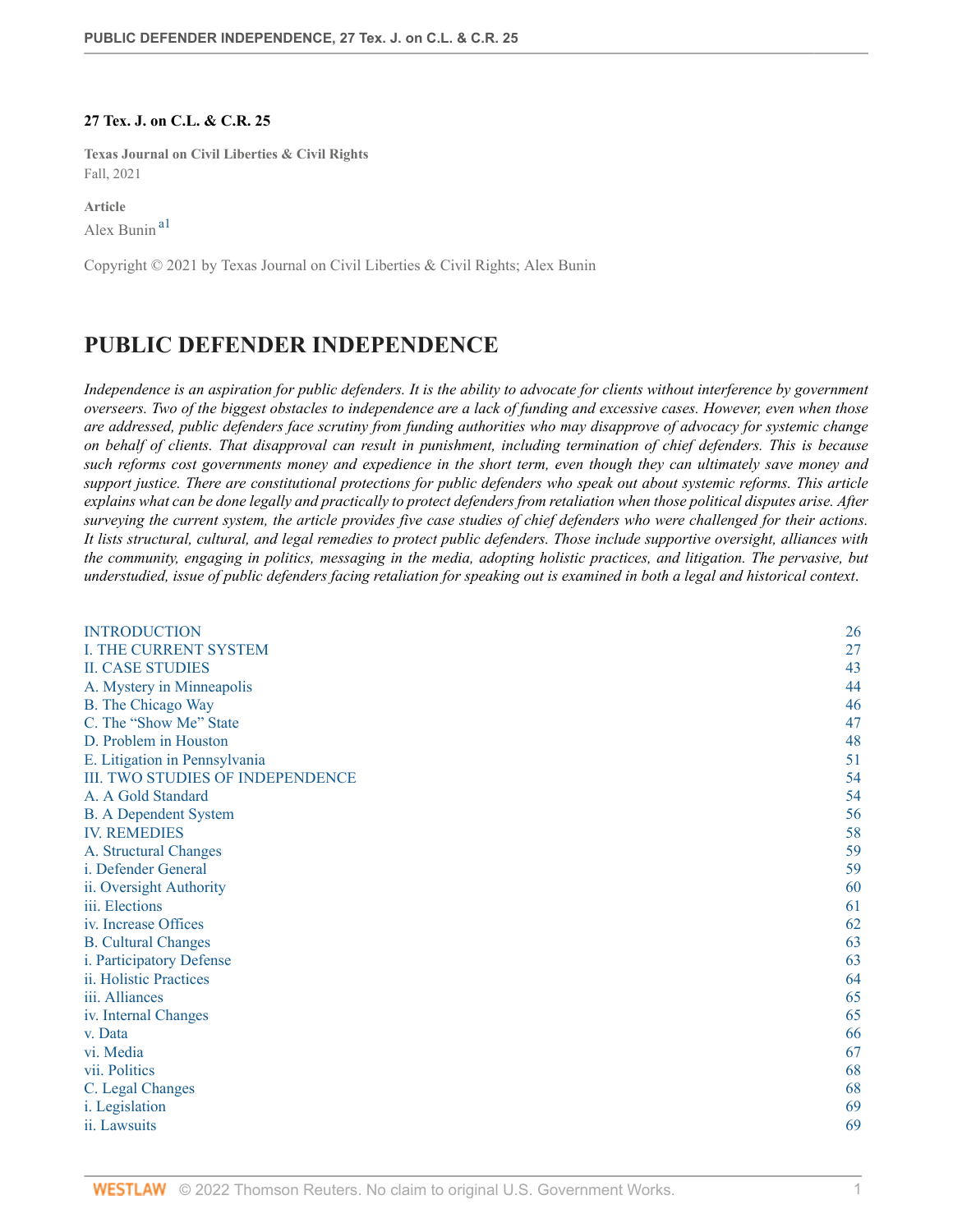**27 Tex. J. on C.L. & C.R. 25**

**Texas Journal on Civil Liberties & Civil Rights**
Fall, 2021

**Article**
Alex Bunin [a1]

Copyright © 2021 by Texas Journal on Civil Liberties & Civil Rights; Alex Bunin

# PUBLIC DEFENDER INDEPENDENCE

*Independence is an aspiration for public defenders. It is the ability to advocate for clients without interference by government overseers. Two of the biggest obstacles to independence are a lack of funding and excessive cases. However, even when those are addressed, public defenders face scrutiny from funding authorities who may disapprove of advocacy for systemic change on behalf of clients. That disapproval can result in punishment, including termination of chief defenders. This is because such reforms cost governments money and expedience in the short term, even though they can ultimately save money and support justice. There are constitutional protections for public defenders who speak out about systemic reforms. This article explains what can be done legally and practically to protect defenders from retaliation when those political disputes arise. After surveying the current system, the article provides five case studies of chief defenders who were challenged for their actions. It lists structural, cultural, and legal remedies to protect public defenders. Those include supportive oversight, alliances with the community, engaging in politics, messaging in the media, adopting holistic practices, and litigation. The pervasive, but understudied, issue of public defenders facing retaliation for speaking out is examined in both a legal and historical context.*

| | |
|---|---|
| INTRODUCTION | 26 |
| I. THE CURRENT SYSTEM | 27 |
| II. CASE STUDIES | 43 |
| A. Mystery in Minneapolis | 44 |
| B. The Chicago Way | 46 |
| C. The "Show Me" State | 47 |
| D. Problem in Houston | 48 |
| E. Litigation in Pennsylvania | 51 |
| III. TWO STUDIES OF INDEPENDENCE | 54 |
| A. A Gold Standard | 54 |
| B. A Dependent System | 56 |
| IV. REMEDIES | 58 |
| A. Structural Changes | 59 |
| i. Defender General | 59 |
| ii. Oversight Authority | 60 |
| iii. Elections | 61 |
| iv. Increase Offices | 62 |
| B. Cultural Changes | 63 |
| i. Participatory Defense | 63 |
| ii. Holistic Practices | 64 |
| iii. Alliances | 65 |
| iv. Internal Changes | 65 |
| v. Data | 66 |
| vi. Media | 67 |
| vii. Politics | 68 |
| C. Legal Changes | 68 |
| i. Legislation | 69 |
| ii. Lawsuits | 69 |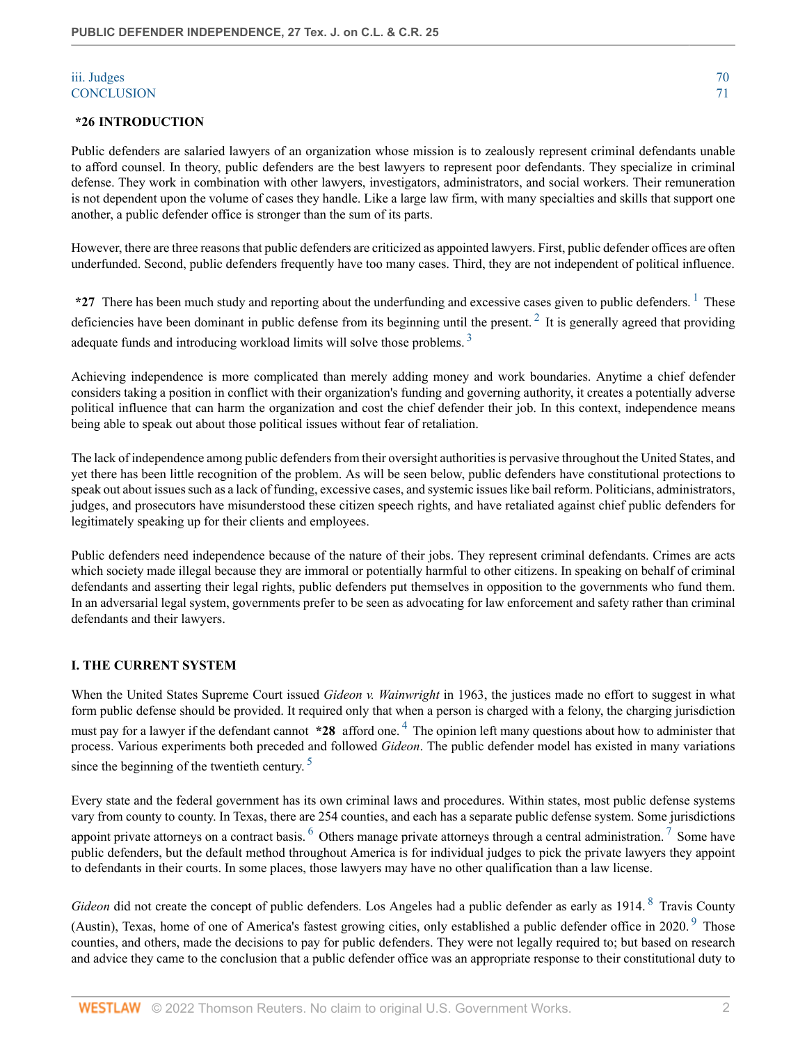iii. Judges 70
CONCLUSION 71

**\*26 INTRODUCTION**

Public defenders are salaried lawyers of an organization whose mission is to zealously represent criminal defendants unable to afford counsel. In theory, public defenders are the best lawyers to represent poor defendants. They specialize in criminal defense. They work in combination with other lawyers, investigators, administrators, and social workers. Their remuneration is not dependent upon the volume of cases they handle. Like a large law firm, with many specialties and skills that support one another, a public defender office is stronger than the sum of its parts.

However, there are three reasons that public defenders are criticized as appointed lawyers. First, public defender offices are often underfunded. Second, public defenders frequently have too many cases. Third, they are not independent of political influence.

**\*27** There has been much study and reporting about the underfunding and excessive cases given to public defenders.[1] These deficiencies have been dominant in public defense from its beginning until the present.[2] It is generally agreed that providing adequate funds and introducing workload limits will solve those problems.[3]

Achieving independence is more complicated than merely adding money and work boundaries. Anytime a chief defender considers taking a position in conflict with their organization's funding and governing authority, it creates a potentially adverse political influence that can harm the organization and cost the chief defender their job. In this context, independence means being able to speak out about those political issues without fear of retaliation.

The lack of independence among public defenders from their oversight authorities is pervasive throughout the United States, and yet there has been little recognition of the problem. As will be seen below, public defenders have constitutional protections to speak out about issues such as a lack of funding, excessive cases, and systemic issues like bail reform. Politicians, administrators, judges, and prosecutors have misunderstood these citizen speech rights, and have retaliated against chief public defenders for legitimately speaking up for their clients and employees.

Public defenders need independence because of the nature of their jobs. They represent criminal defendants. Crimes are acts which society made illegal because they are immoral or potentially harmful to other citizens. In speaking on behalf of criminal defendants and asserting their legal rights, public defenders put themselves in opposition to the governments who fund them. In an adversarial legal system, governments prefer to be seen as advocating for law enforcement and safety rather than criminal defendants and their lawyers.

## I. THE CURRENT SYSTEM

When the United States Supreme Court issued *Gideon v. Wainwright* in 1963, the justices made no effort to suggest in what form public defense should be provided. It required only that when a person is charged with a felony, the charging jurisdiction must pay for a lawyer if the defendant cannot **\*28** afford one.[4] The opinion left many questions about how to administer that process. Various experiments both preceded and followed *Gideon*. The public defender model has existed in many variations since the beginning of the twentieth century.[5]

Every state and the federal government has its own criminal laws and procedures. Within states, most public defense systems vary from county to county. In Texas, there are 254 counties, and each has a separate public defense system. Some jurisdictions appoint private attorneys on a contract basis.[6] Others manage private attorneys through a central administration.[7] Some have public defenders, but the default method throughout America is for individual judges to pick the private lawyers they appoint to defendants in their courts. In some places, those lawyers may have no other qualification than a law license.

*Gideon* did not create the concept of public defenders. Los Angeles had a public defender as early as 1914.[8] Travis County (Austin), Texas, home of one of America's fastest growing cities, only established a public defender office in 2020.[9] Those counties, and others, made the decisions to pay for public defenders. They were not legally required to; but based on research and advice they came to the conclusion that a public defender office was an appropriate response to their constitutional duty to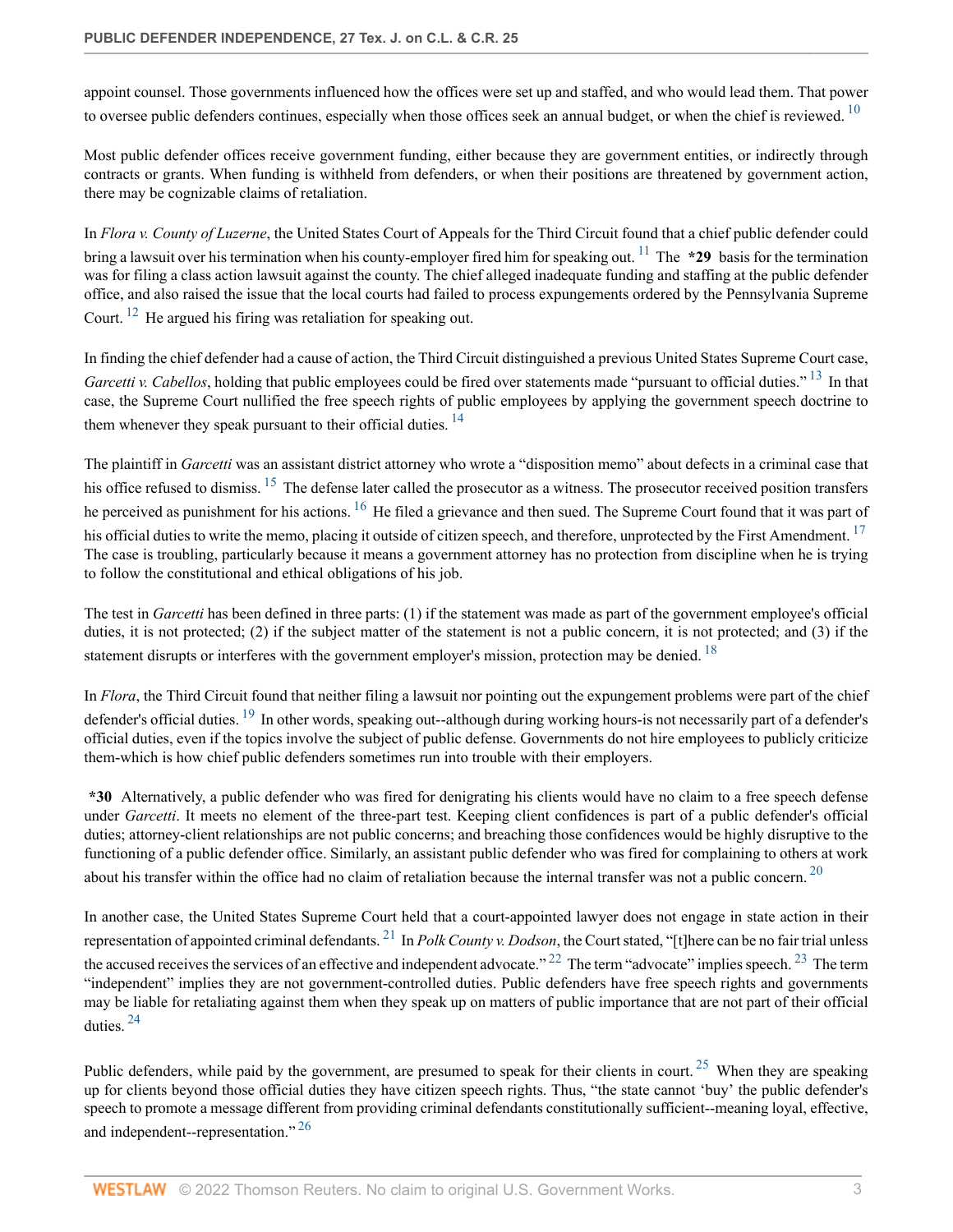appoint counsel. Those governments influenced how the offices were set up and staffed, and who would lead them. That power to oversee public defenders continues, especially when those offices seek an annual budget, or when the chief is reviewed. [10]

Most public defender offices receive government funding, either because they are government entities, or indirectly through contracts or grants. When funding is withheld from defenders, or when their positions are threatened by government action, there may be cognizable claims of retaliation.

In *Flora v. County of Luzerne*, the United States Court of Appeals for the Third Circuit found that a chief public defender could bring a lawsuit over his termination when his county-employer fired him for speaking out. [11] The **\*29** basis for the termination was for filing a class action lawsuit against the county. The chief alleged inadequate funding and staffing at the public defender office, and also raised the issue that the local courts had failed to process expungements ordered by the Pennsylvania Supreme Court. [12] He argued his firing was retaliation for speaking out.

In finding the chief defender had a cause of action, the Third Circuit distinguished a previous United States Supreme Court case, *Garcetti v. Cabellos*, holding that public employees could be fired over statements made "pursuant to official duties." [13] In that case, the Supreme Court nullified the free speech rights of public employees by applying the government speech doctrine to them whenever they speak pursuant to their official duties. [14]

The plaintiff in *Garcetti* was an assistant district attorney who wrote a "disposition memo" about defects in a criminal case that his office refused to dismiss. [15] The defense later called the prosecutor as a witness. The prosecutor received position transfers he perceived as punishment for his actions. [16] He filed a grievance and then sued. The Supreme Court found that it was part of his official duties to write the memo, placing it outside of citizen speech, and therefore, unprotected by the First Amendment. [17] The case is troubling, particularly because it means a government attorney has no protection from discipline when he is trying to follow the constitutional and ethical obligations of his job.

The test in *Garcetti* has been defined in three parts: (1) if the statement was made as part of the government employee's official duties, it is not protected; (2) if the subject matter of the statement is not a public concern, it is not protected; and (3) if the statement disrupts or interferes with the government employer's mission, protection may be denied. [18]

In *Flora*, the Third Circuit found that neither filing a lawsuit nor pointing out the expungement problems were part of the chief defender's official duties. [19] In other words, speaking out--although during working hours-is not necessarily part of a defender's official duties, even if the topics involve the subject of public defense. Governments do not hire employees to publicly criticize them-which is how chief public defenders sometimes run into trouble with their employers.

**\*30** Alternatively, a public defender who was fired for denigrating his clients would have no claim to a free speech defense under *Garcetti*. It meets no element of the three-part test. Keeping client confidences is part of a public defender's official duties; attorney-client relationships are not public concerns; and breaching those confidences would be highly disruptive to the functioning of a public defender office. Similarly, an assistant public defender who was fired for complaining to others at work about his transfer within the office had no claim of retaliation because the internal transfer was not a public concern. [20]

In another case, the United States Supreme Court held that a court-appointed lawyer does not engage in state action in their representation of appointed criminal defendants. [21] In *Polk County v. Dodson*, the Court stated, "[t]here can be no fair trial unless the accused receives the services of an effective and independent advocate." [22] The term "advocate" implies speech. [23] The term "independent" implies they are not government-controlled duties. Public defenders have free speech rights and governments may be liable for retaliating against them when they speak up on matters of public importance that are not part of their official duties. [24]

Public defenders, while paid by the government, are presumed to speak for their clients in court. [25] When they are speaking up for clients beyond those official duties they have citizen speech rights. Thus, "the state cannot 'buy' the public defender's speech to promote a message different from providing criminal defendants constitutionally sufficient--meaning loyal, effective, and independent--representation." [26]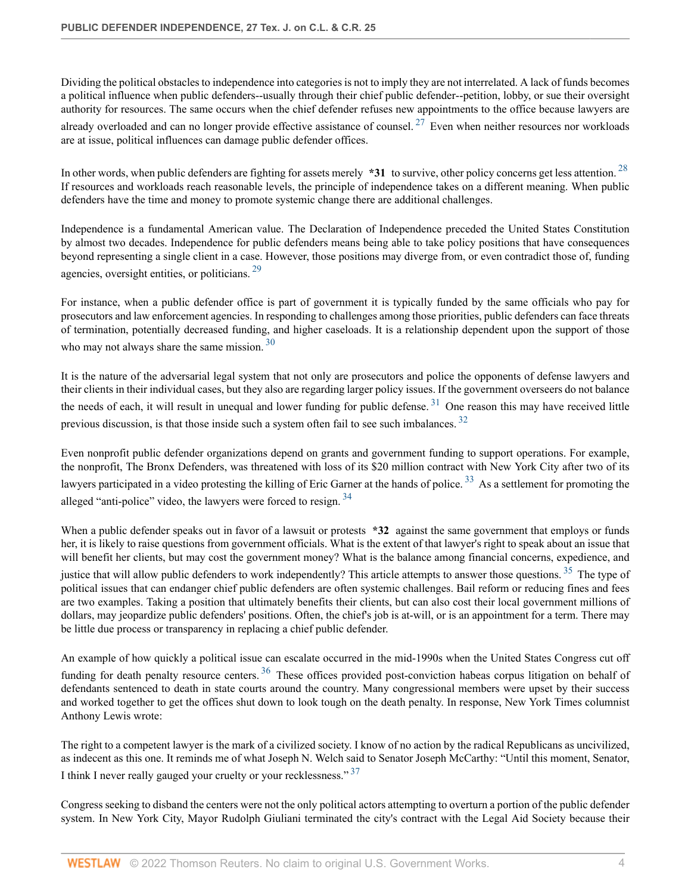Dividing the political obstacles to independence into categories is not to imply they are not interrelated. A lack of funds becomes a political influence when public defenders--usually through their chief public defender--petition, lobby, or sue their oversight authority for resources. The same occurs when the chief defender refuses new appointments to the office because lawyers are already overloaded and can no longer provide effective assistance of counsel. [27] Even when neither resources nor workloads are at issue, political influences can damage public defender offices.

In other words, when public defenders are fighting for assets merely *31 to survive, other policy concerns get less attention. [28] If resources and workloads reach reasonable levels, the principle of independence takes on a different meaning. When public defenders have the time and money to promote systemic change there are additional challenges.

Independence is a fundamental American value. The Declaration of Independence preceded the United States Constitution by almost two decades. Independence for public defenders means being able to take policy positions that have consequences beyond representing a single client in a case. However, those positions may diverge from, or even contradict those of, funding agencies, oversight entities, or politicians. [29]

For instance, when a public defender office is part of government it is typically funded by the same officials who pay for prosecutors and law enforcement agencies. In responding to challenges among those priorities, public defenders can face threats of termination, potentially decreased funding, and higher caseloads. It is a relationship dependent upon the support of those who may not always share the same mission. [30]

It is the nature of the adversarial legal system that not only are prosecutors and police the opponents of defense lawyers and their clients in their individual cases, but they also are regarding larger policy issues. If the government overseers do not balance the needs of each, it will result in unequal and lower funding for public defense. [31] One reason this may have received little previous discussion, is that those inside such a system often fail to see such imbalances. [32]

Even nonprofit public defender organizations depend on grants and government funding to support operations. For example, the nonprofit, The Bronx Defenders, was threatened with loss of its $20 million contract with New York City after two of its lawyers participated in a video protesting the killing of Eric Garner at the hands of police. [33] As a settlement for promoting the alleged "anti-police" video, the lawyers were forced to resign. [34]

When a public defender speaks out in favor of a lawsuit or protests *32 against the same government that employs or funds her, it is likely to raise questions from government officials. What is the extent of that lawyer's right to speak about an issue that will benefit her clients, but may cost the government money? What is the balance among financial concerns, expedience, and justice that will allow public defenders to work independently? This article attempts to answer those questions. [35] The type of political issues that can endanger chief public defenders are often systemic challenges. Bail reform or reducing fines and fees are two examples. Taking a position that ultimately benefits their clients, but can also cost their local government millions of dollars, may jeopardize public defenders' positions. Often, the chief's job is at-will, or is an appointment for a term. There may be little due process or transparency in replacing a chief public defender.

An example of how quickly a political issue can escalate occurred in the mid-1990s when the United States Congress cut off funding for death penalty resource centers. [36] These offices provided post-conviction habeas corpus litigation on behalf of defendants sentenced to death in state courts around the country. Many congressional members were upset by their success and worked together to get the offices shut down to look tough on the death penalty. In response, New York Times columnist Anthony Lewis wrote:

> The right to a competent lawyer is the mark of a civilized society. I know of no action by the radical Republicans as uncivilized, as indecent as this one. It reminds me of what Joseph N. Welch said to Senator Joseph McCarthy: "Until this moment, Senator, I think I never really gauged your cruelty or your recklessness." [37]

Congress seeking to disband the centers were not the only political actors attempting to overturn a portion of the public defender system. In New York City, Mayor Rudolph Giuliani terminated the city's contract with the Legal Aid Society because their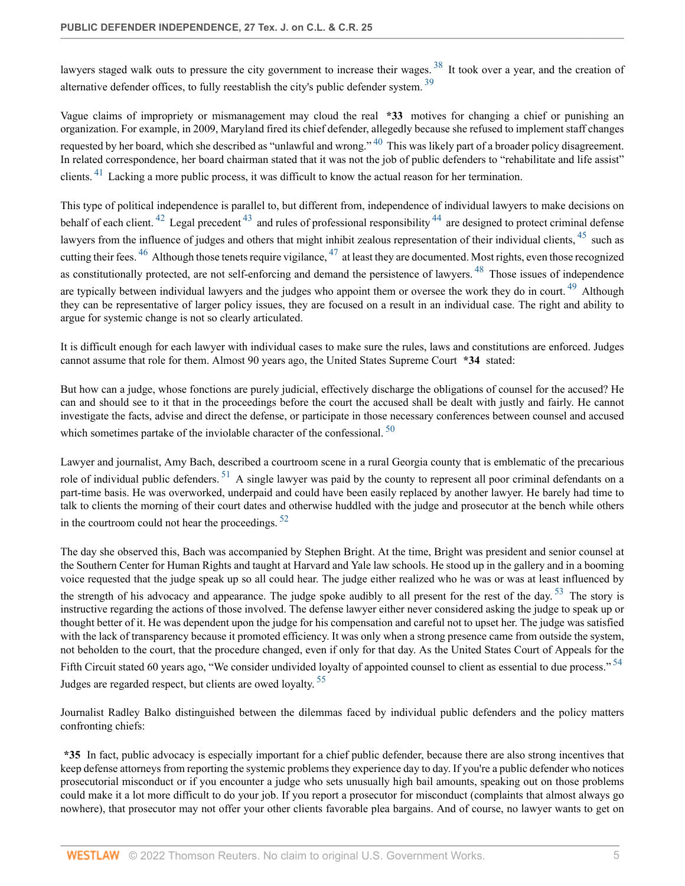lawyers staged walk outs to pressure the city government to increase their wages.[38] It took over a year, and the creation of alternative defender offices, to fully reestablish the city's public defender system.[39]

Vague claims of impropriety or mismanagement may cloud the real **\*33** motives for changing a chief or punishing an organization. For example, in 2009, Maryland fired its chief defender, allegedly because she refused to implement staff changes requested by her board, which she described as "unlawful and wrong."[40] This was likely part of a broader policy disagreement. In related correspondence, her board chairman stated that it was not the job of public defenders to "rehabilitate and life assist" clients.[41] Lacking a more public process, it was difficult to know the actual reason for her termination.

This type of political independence is parallel to, but different from, independence of individual lawyers to make decisions on behalf of each client.[42] Legal precedent[43] and rules of professional responsibility[44] are designed to protect criminal defense lawyers from the influence of judges and others that might inhibit zealous representation of their individual clients,[45] such as cutting their fees.[46] Although those tenets require vigilance,[47] at least they are documented. Most rights, even those recognized as constitutionally protected, are not self-enforcing and demand the persistence of lawyers.[48] Those issues of independence are typically between individual lawyers and the judges who appoint them or oversee the work they do in court.[49] Although they can be representative of larger policy issues, they are focused on a result in an individual case. The right and ability to argue for systemic change is not so clearly articulated.

It is difficult enough for each lawyer with individual cases to make sure the rules, laws and constitutions are enforced. Judges cannot assume that role for them. Almost 90 years ago, the United States Supreme Court **\*34** stated:

But how can a judge, whose fonctions are purely judicial, effectively discharge the obligations of counsel for the accused? He can and should see to it that in the proceedings before the court the accused shall be dealt with justly and fairly. He cannot investigate the facts, advise and direct the defense, or participate in those necessary conferences between counsel and accused which sometimes partake of the inviolable character of the confessional.[50]

Lawyer and journalist, Amy Bach, described a courtroom scene in a rural Georgia county that is emblematic of the precarious role of individual public defenders.[51] A single lawyer was paid by the county to represent all poor criminal defendants on a part-time basis. He was overworked, underpaid and could have been easily replaced by another lawyer. He barely had time to talk to clients the morning of their court dates and otherwise huddled with the judge and prosecutor at the bench while others in the courtroom could not hear the proceedings.[52]

The day she observed this, Bach was accompanied by Stephen Bright. At the time, Bright was president and senior counsel at the Southern Center for Human Rights and taught at Harvard and Yale law schools. He stood up in the gallery and in a booming voice requested that the judge speak up so all could hear. The judge either realized who he was or was at least influenced by the strength of his advocacy and appearance. The judge spoke audibly to all present for the rest of the day.[53] The story is instructive regarding the actions of those involved. The defense lawyer either never considered asking the judge to speak up or thought better of it. He was dependent upon the judge for his compensation and careful not to upset her. The judge was satisfied with the lack of transparency because it promoted efficiency. It was only when a strong presence came from outside the system, not beholden to the court, that the procedure changed, even if only for that day. As the United States Court of Appeals for the Fifth Circuit stated 60 years ago, "We consider undivided loyalty of appointed counsel to client as essential to due process."[54] Judges are regarded respect, but clients are owed loyalty.[55]

Journalist Radley Balko distinguished between the dilemmas faced by individual public defenders and the policy matters confronting chiefs:

**\*35** In fact, public advocacy is especially important for a chief public defender, because there are also strong incentives that keep defense attorneys from reporting the systemic problems they experience day to day. If you're a public defender who notices prosecutorial misconduct or if you encounter a judge who sets unusually high bail amounts, speaking out on those problems could make it a lot more difficult to do your job. If you report a prosecutor for misconduct (complaints that almost always go nowhere), that prosecutor may not offer your other clients favorable plea bargains. And of course, no lawyer wants to get on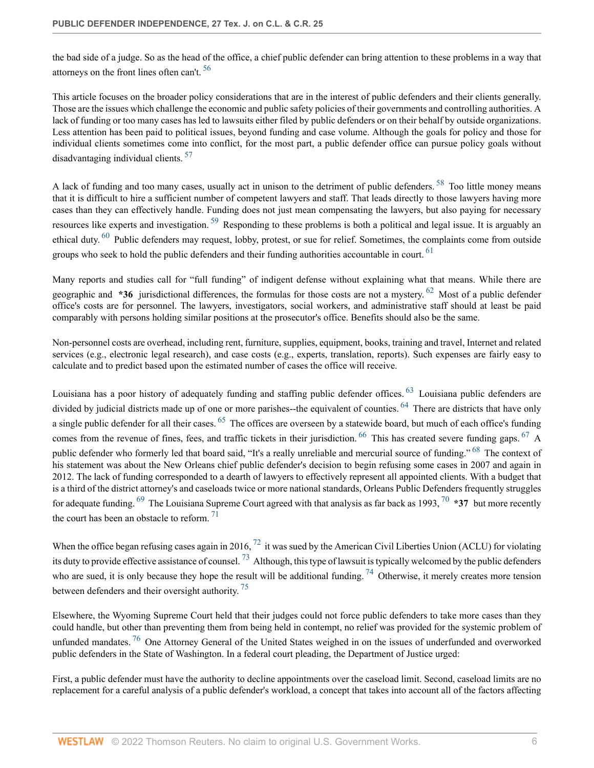the bad side of a judge. So as the head of the office, a chief public defender can bring attention to these problems in a way that attorneys on the front lines often can't. [56]

This article focuses on the broader policy considerations that are in the interest of public defenders and their clients generally. Those are the issues which challenge the economic and public safety policies of their governments and controlling authorities. A lack of funding or too many cases has led to lawsuits either filed by public defenders or on their behalf by outside organizations. Less attention has been paid to political issues, beyond funding and case volume. Although the goals for policy and those for individual clients sometimes come into conflict, for the most part, a public defender office can pursue policy goals without disadvantaging individual clients. [57]

A lack of funding and too many cases, usually act in unison to the detriment of public defenders. [58] Too little money means that it is difficult to hire a sufficient number of competent lawyers and staff. That leads directly to those lawyers having more cases than they can effectively handle. Funding does not just mean compensating the lawyers, but also paying for necessary resources like experts and investigation. [59] Responding to these problems is both a political and legal issue. It is arguably an ethical duty. [60] Public defenders may request, lobby, protest, or sue for relief. Sometimes, the complaints come from outside groups who seek to hold the public defenders and their funding authorities accountable in court. [61]

Many reports and studies call for "full funding" of indigent defense without explaining what that means. While there are geographic and **\*36** jurisdictional differences, the formulas for those costs are not a mystery. [62] Most of a public defender office's costs are for personnel. The lawyers, investigators, social workers, and administrative staff should at least be paid comparably with persons holding similar positions at the prosecutor's office. Benefits should also be the same.

Non-personnel costs are overhead, including rent, furniture, supplies, equipment, books, training and travel, Internet and related services (e.g., electronic legal research), and case costs (e.g., experts, translation, reports). Such expenses are fairly easy to calculate and to predict based upon the estimated number of cases the office will receive.

Louisiana has a poor history of adequately funding and staffing public defender offices. [63] Louisiana public defenders are divided by judicial districts made up of one or more parishes--the equivalent of counties. [64] There are districts that have only a single public defender for all their cases. [65] The offices are overseen by a statewide board, but much of each office's funding comes from the revenue of fines, fees, and traffic tickets in their jurisdiction. [66] This has created severe funding gaps. [67] A public defender who formerly led that board said, "It's a really unreliable and mercurial source of funding." [68] The context of his statement was about the New Orleans chief public defender's decision to begin refusing some cases in 2007 and again in 2012. The lack of funding corresponded to a dearth of lawyers to effectively represent all appointed clients. With a budget that is a third of the district attorney's and caseloads twice or more national standards, Orleans Public Defenders frequently struggles for adequate funding. [69] The Louisiana Supreme Court agreed with that analysis as far back as 1993, [70] **\*37** but more recently the court has been an obstacle to reform. [71]

When the office began refusing cases again in 2016, [72] it was sued by the American Civil Liberties Union (ACLU) for violating its duty to provide effective assistance of counsel. [73] Although, this type of lawsuit is typically welcomed by the public defenders who are sued, it is only because they hope the result will be additional funding. [74] Otherwise, it merely creates more tension between defenders and their oversight authority. [75]

Elsewhere, the Wyoming Supreme Court held that their judges could not force public defenders to take more cases than they could handle, but other than preventing them from being held in contempt, no relief was provided for the systemic problem of unfunded mandates. [76] One Attorney General of the United States weighed in on the issues of underfunded and overworked public defenders in the State of Washington. In a federal court pleading, the Department of Justice urged:

First, a public defender must have the authority to decline appointments over the caseload limit. Second, caseload limits are no replacement for a careful analysis of a public defender's workload, a concept that takes into account all of the factors affecting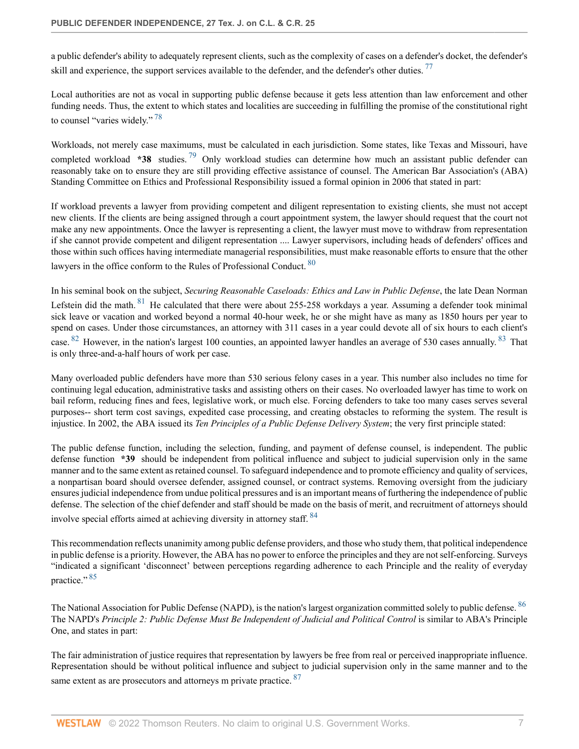a public defender's ability to adequately represent clients, such as the complexity of cases on a defender's docket, the defender's skill and experience, the support services available to the defender, and the defender's other duties. [77]

Local authorities are not as vocal in supporting public defense because it gets less attention than law enforcement and other funding needs. Thus, the extent to which states and localities are succeeding in fulfilling the promise of the constitutional right to counsel "varies widely." [78]

Workloads, not merely case maximums, must be calculated in each jurisdiction. Some states, like Texas and Missouri, have completed workload **\*38** studies. [79] Only workload studies can determine how much an assistant public defender can reasonably take on to ensure they are still providing effective assistance of counsel. The American Bar Association's (ABA) Standing Committee on Ethics and Professional Responsibility issued a formal opinion in 2006 that stated in part:

If workload prevents a lawyer from providing competent and diligent representation to existing clients, she must not accept new clients. If the clients are being assigned through a court appointment system, the lawyer should request that the court not make any new appointments. Once the lawyer is representing a client, the lawyer must move to withdraw from representation if she cannot provide competent and diligent representation .... Lawyer supervisors, including heads of defenders' offices and those within such offices having intermediate managerial responsibilities, must make reasonable efforts to ensure that the other lawyers in the office conform to the Rules of Professional Conduct. [80]

In his seminal book on the subject, *Securing Reasonable Caseloads: Ethics and Law in Public Defense*, the late Dean Norman Lefstein did the math. [81] He calculated that there were about 255-258 workdays a year. Assuming a defender took minimal sick leave or vacation and worked beyond a normal 40-hour week, he or she might have as many as 1850 hours per year to spend on cases. Under those circumstances, an attorney with 311 cases in a year could devote all of six hours to each client's case. [82] However, in the nation's largest 100 counties, an appointed lawyer handles an average of 530 cases annually. [83] That is only three-and-a-half hours of work per case.

Many overloaded public defenders have more than 530 serious felony cases in a year. This number also includes no time for continuing legal education, administrative tasks and assisting others on their cases. No overloaded lawyer has time to work on bail reform, reducing fines and fees, legislative work, or much else. Forcing defenders to take too many cases serves several purposes-- short term cost savings, expedited case processing, and creating obstacles to reforming the system. The result is injustice. In 2002, the ABA issued its *Ten Principles of a Public Defense Delivery System*; the very first principle stated:

The public defense function, including the selection, funding, and payment of defense counsel, is independent. The public defense function **\*39** should be independent from political influence and subject to judicial supervision only in the same manner and to the same extent as retained counsel. To safeguard independence and to promote efficiency and quality of services, a nonpartisan board should oversee defender, assigned counsel, or contract systems. Removing oversight from the judiciary ensures judicial independence from undue political pressures and is an important means of furthering the independence of public defense. The selection of the chief defender and staff should be made on the basis of merit, and recruitment of attorneys should involve special efforts aimed at achieving diversity in attorney staff. [84]

This recommendation reflects unanimity among public defense providers, and those who study them, that political independence in public defense is a priority. However, the ABA has no power to enforce the principles and they are not self-enforcing. Surveys "indicated a significant 'disconnect' between perceptions regarding adherence to each Principle and the reality of everyday practice." [85]

The National Association for Public Defense (NAPD), is the nation's largest organization committed solely to public defense. [86] The NAPD's *Principle 2: Public Defense Must Be Independent of Judicial and Political Control* is similar to ABA's Principle One, and states in part:

The fair administration of justice requires that representation by lawyers be free from real or perceived inappropriate influence. Representation should be without political influence and subject to judicial supervision only in the same manner and to the same extent as are prosecutors and attorneys m private practice. [87]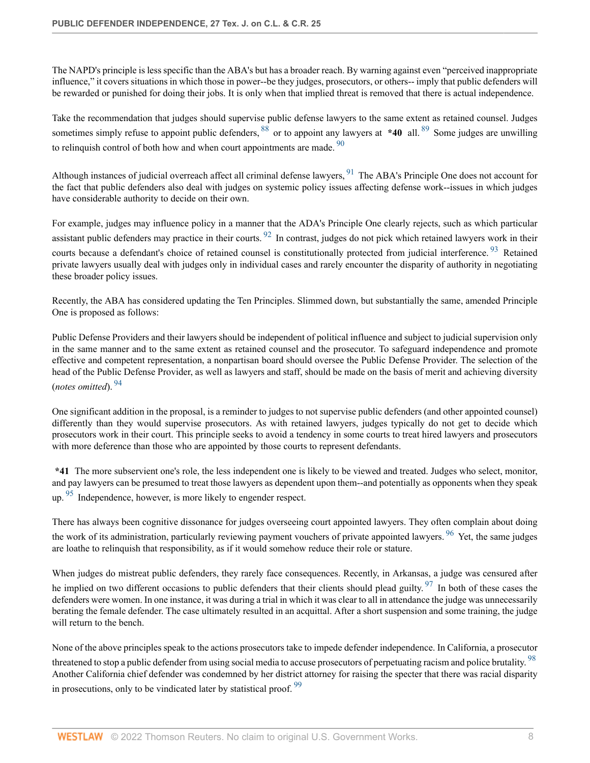The NAPD's principle is less specific than the ABA's but has a broader reach. By warning against even "perceived inappropriate influence," it covers situations in which those in power--be they judges, prosecutors, or others-- imply that public defenders will be rewarded or punished for doing their jobs. It is only when that implied threat is removed that there is actual independence.

Take the recommendation that judges should supervise public defense lawyers to the same extent as retained counsel. Judges sometimes simply refuse to appoint public defenders, [88] or to appoint any lawyers at **\*40** all. [89] Some judges are unwilling to relinquish control of both how and when court appointments are made. [90]

Although instances of judicial overreach affect all criminal defense lawyers, [91] The ABA's Principle One does not account for the fact that public defenders also deal with judges on systemic policy issues affecting defense work--issues in which judges have considerable authority to decide on their own.

For example, judges may influence policy in a manner that the ADA's Principle One clearly rejects, such as which particular assistant public defenders may practice in their courts. [92] In contrast, judges do not pick which retained lawyers work in their courts because a defendant's choice of retained counsel is constitutionally protected from judicial interference. [93] Retained private lawyers usually deal with judges only in individual cases and rarely encounter the disparity of authority in negotiating these broader policy issues.

Recently, the ABA has considered updating the Ten Principles. Slimmed down, but substantially the same, amended Principle One is proposed as follows:

Public Defense Providers and their lawyers should be independent of political influence and subject to judicial supervision only in the same manner and to the same extent as retained counsel and the prosecutor. To safeguard independence and promote effective and competent representation, a nonpartisan board should oversee the Public Defense Provider. The selection of the head of the Public Defense Provider, as well as lawyers and staff, should be made on the basis of merit and achieving diversity (*notes omitted*). [94]

One significant addition in the proposal, is a reminder to judges to not supervise public defenders (and other appointed counsel) differently than they would supervise prosecutors. As with retained lawyers, judges typically do not get to decide which prosecutors work in their court. This principle seeks to avoid a tendency in some courts to treat hired lawyers and prosecutors with more deference than those who are appointed by those courts to represent defendants.

**\*41** The more subservient one's role, the less independent one is likely to be viewed and treated. Judges who select, monitor, and pay lawyers can be presumed to treat those lawyers as dependent upon them--and potentially as opponents when they speak up. [95] Independence, however, is more likely to engender respect.

There has always been cognitive dissonance for judges overseeing court appointed lawyers. They often complain about doing the work of its administration, particularly reviewing payment vouchers of private appointed lawyers. [96] Yet, the same judges are loathe to relinquish that responsibility, as if it would somehow reduce their role or stature.

When judges do mistreat public defenders, they rarely face consequences. Recently, in Arkansas, a judge was censured after he implied on two different occasions to public defenders that their clients should plead guilty. [97] In both of these cases the defenders were women. In one instance, it was during a trial in which it was clear to all in attendance the judge was unnecessarily berating the female defender. The case ultimately resulted in an acquittal. After a short suspension and some training, the judge will return to the bench.

None of the above principles speak to the actions prosecutors take to impede defender independence. In California, a prosecutor threatened to stop a public defender from using social media to accuse prosecutors of perpetuating racism and police brutality. [98] Another California chief defender was condemned by her district attorney for raising the specter that there was racial disparity in prosecutions, only to be vindicated later by statistical proof. [99]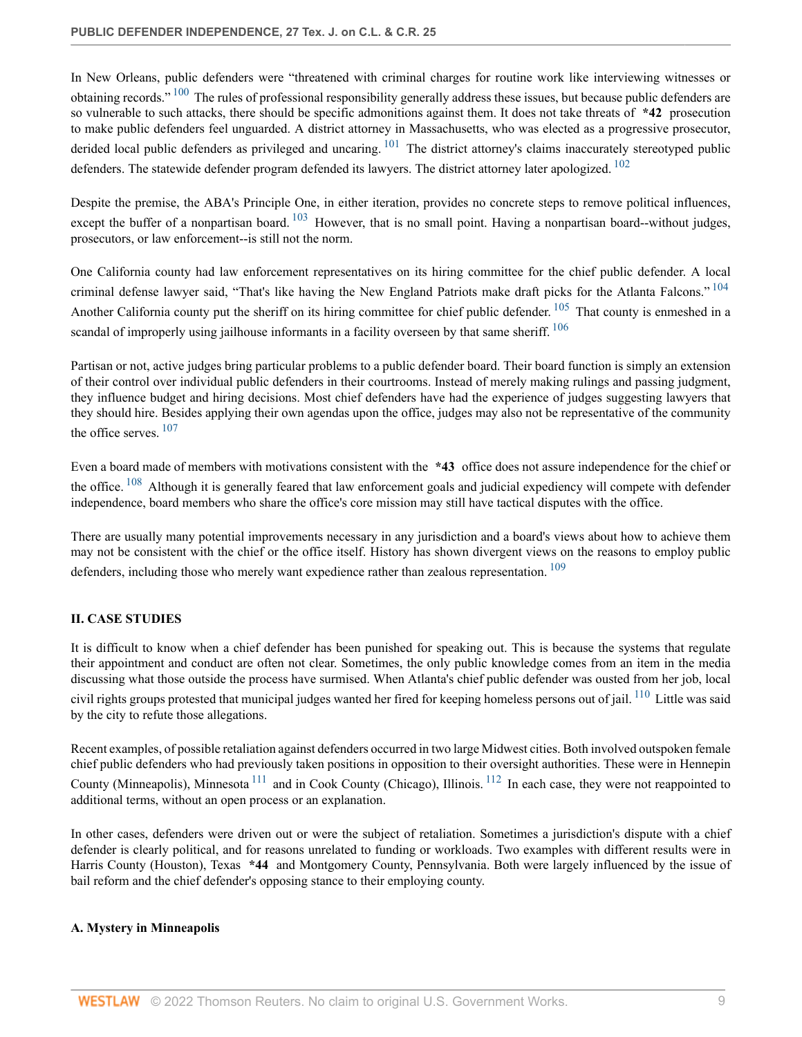In New Orleans, public defenders were "threatened with criminal charges for routine work like interviewing witnesses or obtaining records." [100] The rules of professional responsibility generally address these issues, but because public defenders are so vulnerable to such attacks, there should be specific admonitions against them. It does not take threats of **\*42** prosecution to make public defenders feel unguarded. A district attorney in Massachusetts, who was elected as a progressive prosecutor, derided local public defenders as privileged and uncaring. [101] The district attorney's claims inaccurately stereotyped public defenders. The statewide defender program defended its lawyers. The district attorney later apologized. [102]

Despite the premise, the ABA's Principle One, in either iteration, provides no concrete steps to remove political influences, except the buffer of a nonpartisan board. [103] However, that is no small point. Having a nonpartisan board--without judges, prosecutors, or law enforcement--is still not the norm.

One California county had law enforcement representatives on its hiring committee for the chief public defender. A local criminal defense lawyer said, "That's like having the New England Patriots make draft picks for the Atlanta Falcons." [104] Another California county put the sheriff on its hiring committee for chief public defender. [105] That county is enmeshed in a scandal of improperly using jailhouse informants in a facility overseen by that same sheriff. [106]

Partisan or not, active judges bring particular problems to a public defender board. Their board function is simply an extension of their control over individual public defenders in their courtrooms. Instead of merely making rulings and passing judgment, they influence budget and hiring decisions. Most chief defenders have had the experience of judges suggesting lawyers that they should hire. Besides applying their own agendas upon the office, judges may also not be representative of the community the office serves. [107]

Even a board made of members with motivations consistent with the **\*43** office does not assure independence for the chief or the office. [108] Although it is generally feared that law enforcement goals and judicial expediency will compete with defender independence, board members who share the office's core mission may still have tactical disputes with the office.

There are usually many potential improvements necessary in any jurisdiction and a board's views about how to achieve them may not be consistent with the chief or the office itself. History has shown divergent views on the reasons to employ public defenders, including those who merely want expedience rather than zealous representation. [109]

## II. CASE STUDIES

It is difficult to know when a chief defender has been punished for speaking out. This is because the systems that regulate their appointment and conduct are often not clear. Sometimes, the only public knowledge comes from an item in the media discussing what those outside the process have surmised. When Atlanta's chief public defender was ousted from her job, local civil rights groups protested that municipal judges wanted her fired for keeping homeless persons out of jail. [110] Little was said by the city to refute those allegations.

Recent examples, of possible retaliation against defenders occurred in two large Midwest cities. Both involved outspoken female chief public defenders who had previously taken positions in opposition to their oversight authorities. These were in Hennepin County (Minneapolis), Minnesota [111] and in Cook County (Chicago), Illinois. [112] In each case, they were not reappointed to additional terms, without an open process or an explanation.

In other cases, defenders were driven out or were the subject of retaliation. Sometimes a jurisdiction's dispute with a chief defender is clearly political, and for reasons unrelated to funding or workloads. Two examples with different results were in Harris County (Houston), Texas **\*44** and Montgomery County, Pennsylvania. Both were largely influenced by the issue of bail reform and the chief defender's opposing stance to their employing county.

### A. Mystery in Minneapolis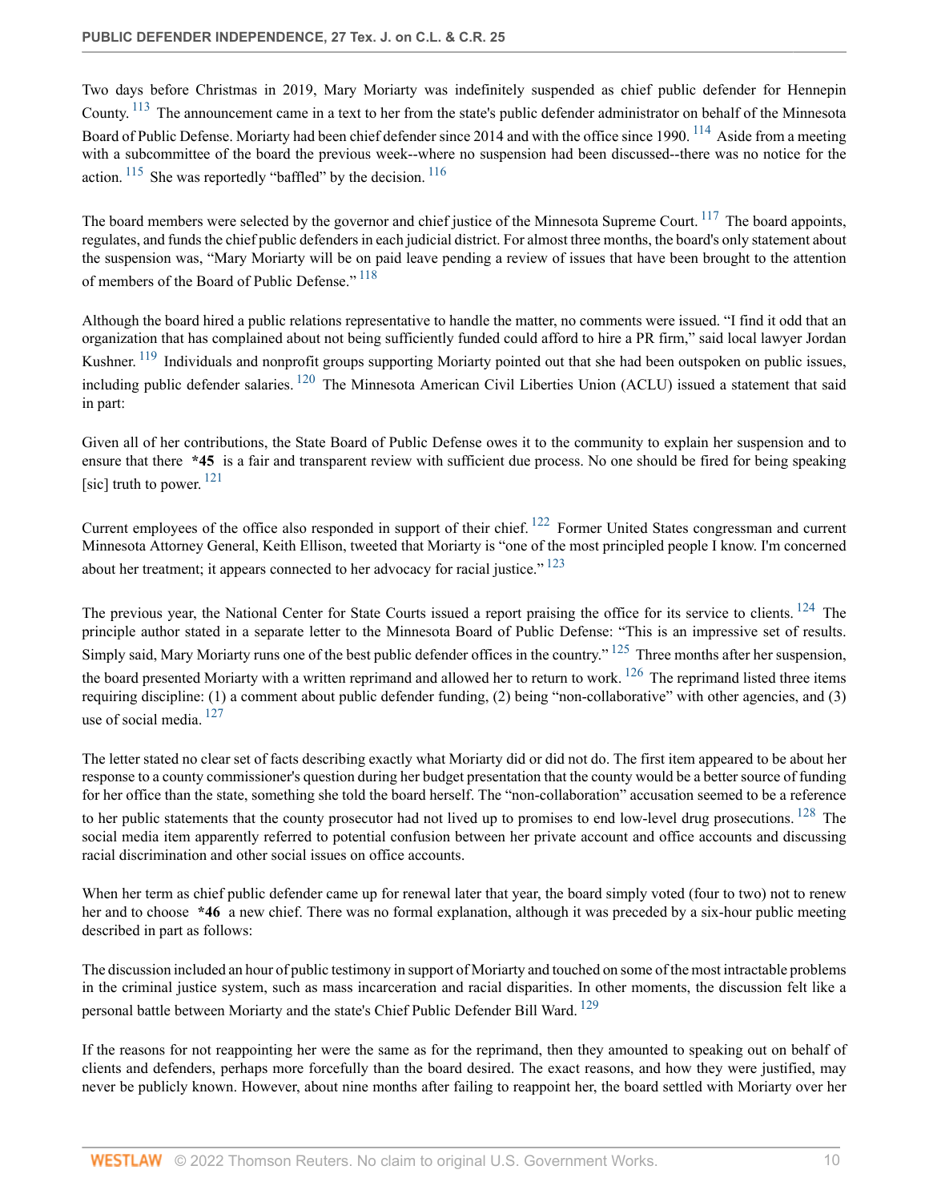Two days before Christmas in 2019, Mary Moriarty was indefinitely suspended as chief public defender for Hennepin County. [113] The announcement came in a text to her from the state's public defender administrator on behalf of the Minnesota Board of Public Defense. Moriarty had been chief defender since 2014 and with the office since 1990. [114] Aside from a meeting with a subcommittee of the board the previous week--where no suspension had been discussed--there was no notice for the action. [115] She was reportedly "baffled" by the decision. [116]

The board members were selected by the governor and chief justice of the Minnesota Supreme Court. [117] The board appoints, regulates, and funds the chief public defenders in each judicial district. For almost three months, the board's only statement about the suspension was, "Mary Moriarty will be on paid leave pending a review of issues that have been brought to the attention of members of the Board of Public Defense." [118]

Although the board hired a public relations representative to handle the matter, no comments were issued. "I find it odd that an organization that has complained about not being sufficiently funded could afford to hire a PR firm," said local lawyer Jordan Kushner. [119] Individuals and nonprofit groups supporting Moriarty pointed out that she had been outspoken on public issues, including public defender salaries. [120] The Minnesota American Civil Liberties Union (ACLU) issued a statement that said in part:

> Given all of her contributions, the State Board of Public Defense owes it to the community to explain her suspension and to ensure that there **\*45** is a fair and transparent review with sufficient due process. No one should be fired for being speaking [sic] truth to power. [121]

Current employees of the office also responded in support of their chief. [122] Former United States congressman and current Minnesota Attorney General, Keith Ellison, tweeted that Moriarty is "one of the most principled people I know. I'm concerned about her treatment; it appears connected to her advocacy for racial justice." [123]

The previous year, the National Center for State Courts issued a report praising the office for its service to clients. [124] The principle author stated in a separate letter to the Minnesota Board of Public Defense: "This is an impressive set of results. Simply said, Mary Moriarty runs one of the best public defender offices in the country." [125] Three months after her suspension, the board presented Moriarty with a written reprimand and allowed her to return to work. [126] The reprimand listed three items requiring discipline: (1) a comment about public defender funding, (2) being "non-collaborative" with other agencies, and (3) use of social media. [127]

The letter stated no clear set of facts describing exactly what Moriarty did or did not do. The first item appeared to be about her response to a county commissioner's question during her budget presentation that the county would be a better source of funding for her office than the state, something she told the board herself. The "non-collaboration" accusation seemed to be a reference to her public statements that the county prosecutor had not lived up to promises to end low-level drug prosecutions. [128] The social media item apparently referred to potential confusion between her private account and office accounts and discussing racial discrimination and other social issues on office accounts.

When her term as chief public defender came up for renewal later that year, the board simply voted (four to two) not to renew her and to choose **\*46** a new chief. There was no formal explanation, although it was preceded by a six-hour public meeting described in part as follows:

> The discussion included an hour of public testimony in support of Moriarty and touched on some of the most intractable problems in the criminal justice system, such as mass incarceration and racial disparities. In other moments, the discussion felt like a personal battle between Moriarty and the state's Chief Public Defender Bill Ward. [129]

If the reasons for not reappointing her were the same as for the reprimand, then they amounted to speaking out on behalf of clients and defenders, perhaps more forcefully than the board desired. The exact reasons, and how they were justified, may never be publicly known. However, about nine months after failing to reappoint her, the board settled with Moriarty over her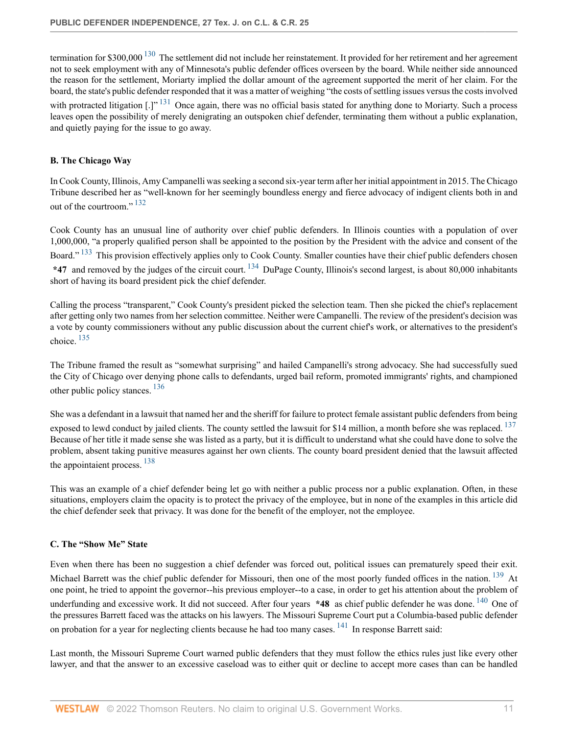termination for $300,000 [130] The settlement did not include her reinstatement. It provided for her retirement and her agreement not to seek employment with any of Minnesota's public defender offices overseen by the board. While neither side announced the reason for the settlement, Moriarty implied the dollar amount of the agreement supported the merit of her claim. For the board, the state's public defender responded that it was a matter of weighing "the costs of settling issues versus the costs involved with protracted litigation [.]" [131] Once again, there was no official basis stated for anything done to Moriarty. Such a process leaves open the possibility of merely denigrating an outspoken chief defender, terminating them without a public explanation, and quietly paying for the issue to go away.

### B. The Chicago Way

In Cook County, Illinois, Amy Campanelli was seeking a second six-year term after her initial appointment in 2015. The Chicago Tribune described her as "well-known for her seemingly boundless energy and fierce advocacy of indigent clients both in and out of the courtroom." [132]

Cook County has an unusual line of authority over chief public defenders. In Illinois counties with a population of over 1,000,000, "a properly qualified person shall be appointed to the position by the President with the advice and consent of the Board." [133] This provision effectively applies only to Cook County. Smaller counties have their chief public defenders chosen **\*47** and removed by the judges of the circuit court. [134] DuPage County, Illinois's second largest, is about 80,000 inhabitants short of having its board president pick the chief defender.

Calling the process "transparent," Cook County's president picked the selection team. Then she picked the chief's replacement after getting only two names from her selection committee. Neither were Campanelli. The review of the president's decision was a vote by county commissioners without any public discussion about the current chief's work, or alternatives to the president's choice. [135]

The Tribune framed the result as "somewhat surprising" and hailed Campanelli's strong advocacy. She had successfully sued the City of Chicago over denying phone calls to defendants, urged bail reform, promoted immigrants' rights, and championed other public policy stances. [136]

She was a defendant in a lawsuit that named her and the sheriff for failure to protect female assistant public defenders from being exposed to lewd conduct by jailed clients. The county settled the lawsuit for $14 million, a month before she was replaced. [137] Because of her title it made sense she was listed as a party, but it is difficult to understand what she could have done to solve the problem, absent taking punitive measures against her own clients. The county board president denied that the lawsuit affected the appointaient process. [138]

This was an example of a chief defender being let go with neither a public process nor a public explanation. Often, in these situations, employers claim the opacity is to protect the privacy of the employee, but in none of the examples in this article did the chief defender seek that privacy. It was done for the benefit of the employer, not the employee.

### C. The "Show Me" State

Even when there has been no suggestion a chief defender was forced out, political issues can prematurely speed their exit. Michael Barrett was the chief public defender for Missouri, then one of the most poorly funded offices in the nation. [139] At one point, he tried to appoint the governor--his previous employer--to a case, in order to get his attention about the problem of underfunding and excessive work. It did not succeed. After four years **\*48** as chief public defender he was done. [140] One of the pressures Barrett faced was the attacks on his lawyers. The Missouri Supreme Court put a Columbia-based public defender on probation for a year for neglecting clients because he had too many cases. [141] In response Barrett said:

Last month, the Missouri Supreme Court warned public defenders that they must follow the ethics rules just like every other lawyer, and that the answer to an excessive caseload was to either quit or decline to accept more cases than can be handled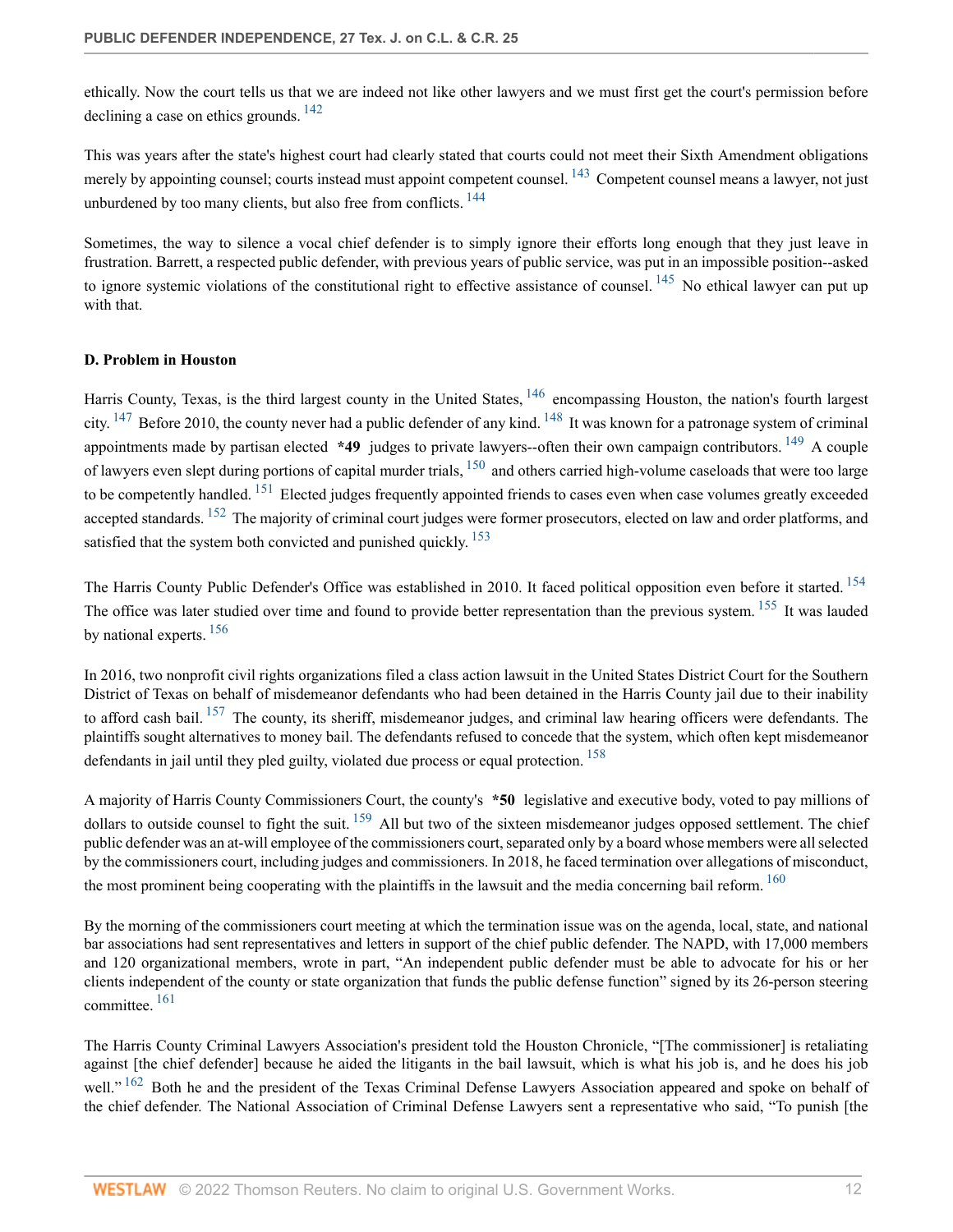ethically. Now the court tells us that we are indeed not like other lawyers and we must first get the court's permission before declining a case on ethics grounds. [142]

This was years after the state's highest court had clearly stated that courts could not meet their Sixth Amendment obligations merely by appointing counsel; courts instead must appoint competent counsel. [143] Competent counsel means a lawyer, not just unburdened by too many clients, but also free from conflicts. [144]

Sometimes, the way to silence a vocal chief defender is to simply ignore their efforts long enough that they just leave in frustration. Barrett, a respected public defender, with previous years of public service, was put in an impossible position--asked to ignore systemic violations of the constitutional right to effective assistance of counsel. [145] No ethical lawyer can put up with that.

**D. Problem in Houston**

Harris County, Texas, is the third largest county in the United States, [146] encompassing Houston, the nation's fourth largest city. [147] Before 2010, the county never had a public defender of any kind. [148] It was known for a patronage system of criminal appointments made by partisan elected **\*49** judges to private lawyers--often their own campaign contributors. [149] A couple of lawyers even slept during portions of capital murder trials, [150] and others carried high-volume caseloads that were too large to be competently handled. [151] Elected judges frequently appointed friends to cases even when case volumes greatly exceeded accepted standards. [152] The majority of criminal court judges were former prosecutors, elected on law and order platforms, and satisfied that the system both convicted and punished quickly. [153]

The Harris County Public Defender's Office was established in 2010. It faced political opposition even before it started. [154] The office was later studied over time and found to provide better representation than the previous system. [155] It was lauded by national experts. [156]

In 2016, two nonprofit civil rights organizations filed a class action lawsuit in the United States District Court for the Southern District of Texas on behalf of misdemeanor defendants who had been detained in the Harris County jail due to their inability to afford cash bail. [157] The county, its sheriff, misdemeanor judges, and criminal law hearing officers were defendants. The plaintiffs sought alternatives to money bail. The defendants refused to concede that the system, which often kept misdemeanor defendants in jail until they pled guilty, violated due process or equal protection. [158]

A majority of Harris County Commissioners Court, the county's **\*50** legislative and executive body, voted to pay millions of dollars to outside counsel to fight the suit. [159] All but two of the sixteen misdemeanor judges opposed settlement. The chief public defender was an at-will employee of the commissioners court, separated only by a board whose members were all selected by the commissioners court, including judges and commissioners. In 2018, he faced termination over allegations of misconduct, the most prominent being cooperating with the plaintiffs in the lawsuit and the media concerning bail reform. [160]

By the morning of the commissioners court meeting at which the termination issue was on the agenda, local, state, and national bar associations had sent representatives and letters in support of the chief public defender. The NAPD, with 17,000 members and 120 organizational members, wrote in part, "An independent public defender must be able to advocate for his or her clients independent of the county or state organization that funds the public defense function" signed by its 26-person steering committee. [161]

The Harris County Criminal Lawyers Association's president told the Houston Chronicle, "[The commissioner] is retaliating against [the chief defender] because he aided the litigants in the bail lawsuit, which is what his job is, and he does his job well." [162] Both he and the president of the Texas Criminal Defense Lawyers Association appeared and spoke on behalf of the chief defender. The National Association of Criminal Defense Lawyers sent a representative who said, "To punish [the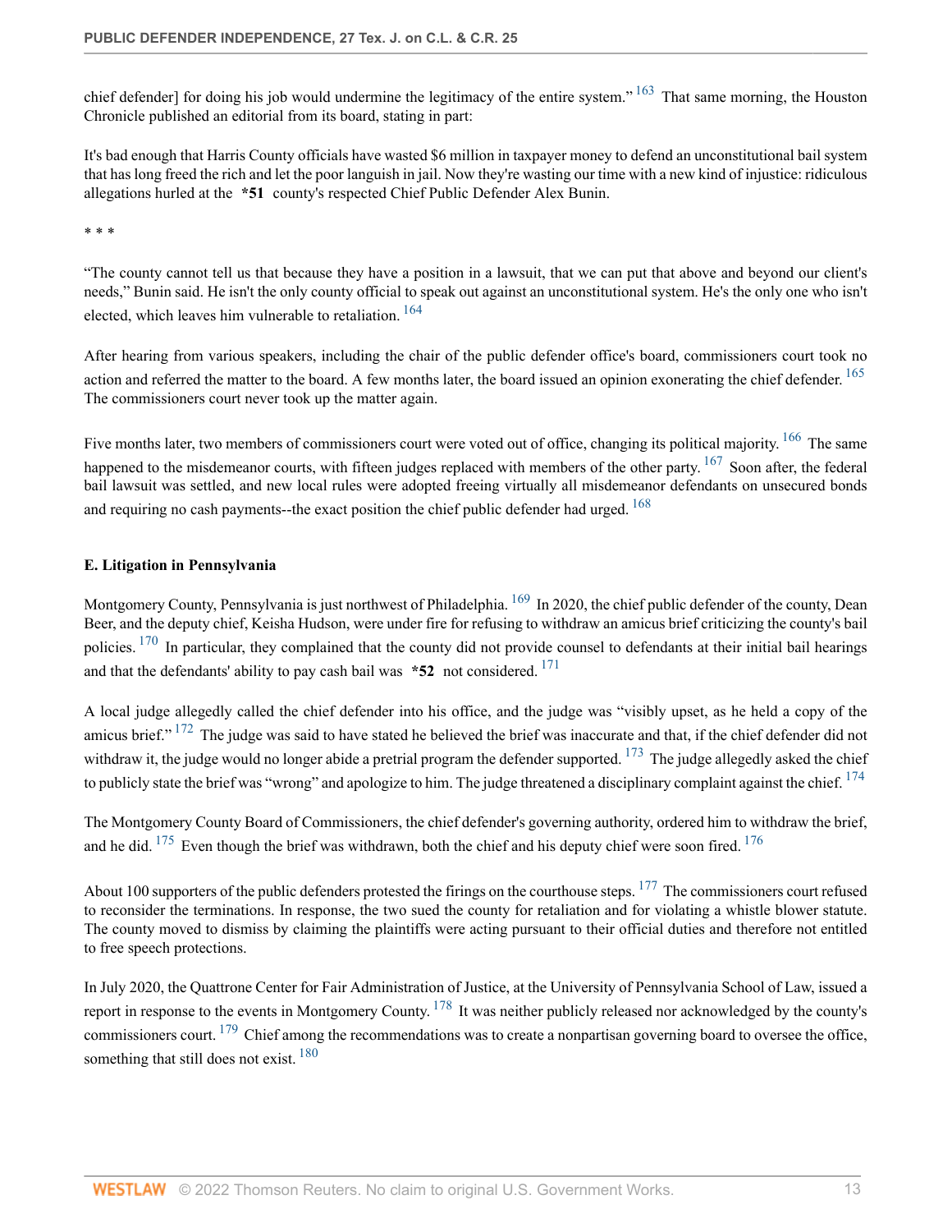chief defender] for doing his job would undermine the legitimacy of the entire system."[163] That same morning, the Houston Chronicle published an editorial from its board, stating in part:

It's bad enough that Harris County officials have wasted $6 million in taxpayer money to defend an unconstitutional bail system that has long freed the rich and let the poor languish in jail. Now they're wasting our time with a new kind of injustice: ridiculous allegations hurled at the **\*51** county's respected Chief Public Defender Alex Bunin.

\* \* \*

"The county cannot tell us that because they have a position in a lawsuit, that we can put that above and beyond our client's needs," Bunin said. He isn't the only county official to speak out against an unconstitutional system. He's the only one who isn't elected, which leaves him vulnerable to retaliation.[164]

After hearing from various speakers, including the chair of the public defender office's board, commissioners court took no action and referred the matter to the board. A few months later, the board issued an opinion exonerating the chief defender.[165] The commissioners court never took up the matter again.

Five months later, two members of commissioners court were voted out of office, changing its political majority.[166] The same happened to the misdemeanor courts, with fifteen judges replaced with members of the other party.[167] Soon after, the federal bail lawsuit was settled, and new local rules were adopted freeing virtually all misdemeanor defendants on unsecured bonds and requiring no cash payments--the exact position the chief public defender had urged.[168]

### E. Litigation in Pennsylvania

Montgomery County, Pennsylvania is just northwest of Philadelphia.[169] In 2020, the chief public defender of the county, Dean Beer, and the deputy chief, Keisha Hudson, were under fire for refusing to withdraw an amicus brief criticizing the county's bail policies.[170] In particular, they complained that the county did not provide counsel to defendants at their initial bail hearings and that the defendants' ability to pay cash bail was **\*52** not considered.[171]

A local judge allegedly called the chief defender into his office, and the judge was "visibly upset, as he held a copy of the amicus brief."[172] The judge was said to have stated he believed the brief was inaccurate and that, if the chief defender did not withdraw it, the judge would no longer abide a pretrial program the defender supported.[173] The judge allegedly asked the chief to publicly state the brief was "wrong" and apologize to him. The judge threatened a disciplinary complaint against the chief.[174]

The Montgomery County Board of Commissioners, the chief defender's governing authority, ordered him to withdraw the brief, and he did.[175] Even though the brief was withdrawn, both the chief and his deputy chief were soon fired.[176]

About 100 supporters of the public defenders protested the firings on the courthouse steps.[177] The commissioners court refused to reconsider the terminations. In response, the two sued the county for retaliation and for violating a whistle blower statute. The county moved to dismiss by claiming the plaintiffs were acting pursuant to their official duties and therefore not entitled to free speech protections.

In July 2020, the Quattrone Center for Fair Administration of Justice, at the University of Pennsylvania School of Law, issued a report in response to the events in Montgomery County.[178] It was neither publicly released nor acknowledged by the county's commissioners court.[179] Chief among the recommendations was to create a nonpartisan governing board to oversee the office, something that still does not exist.[180]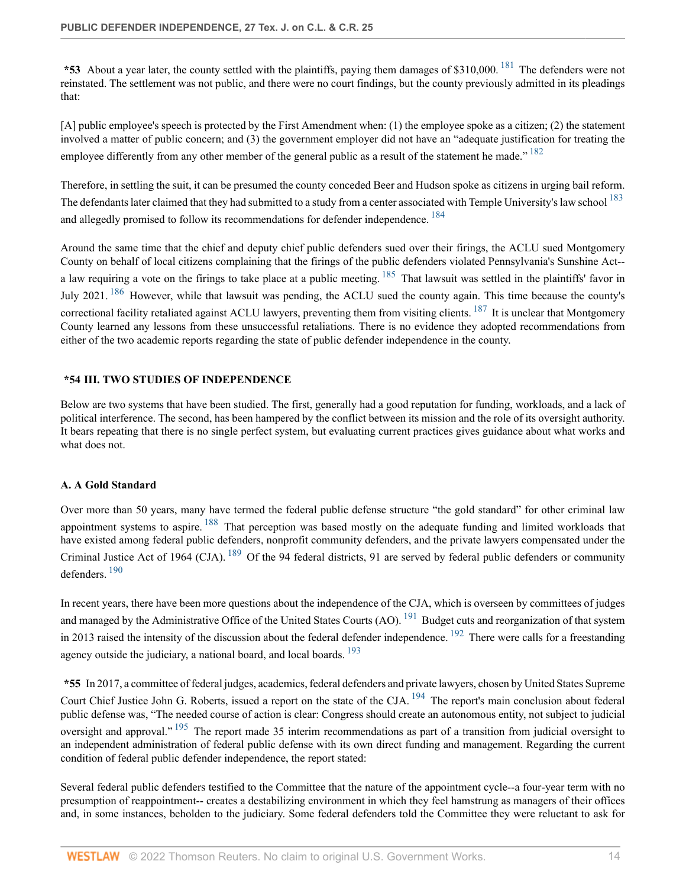**\*53** About a year later, the county settled with the plaintiffs, paying them damages of $310,000. [181] The defenders were not reinstated. The settlement was not public, and there were no court findings, but the county previously admitted in its pleadings that:

[A] public employee's speech is protected by the First Amendment when: (1) the employee spoke as a citizen; (2) the statement involved a matter of public concern; and (3) the government employer did not have an "adequate justification for treating the employee differently from any other member of the general public as a result of the statement he made." [182]

Therefore, in settling the suit, it can be presumed the county conceded Beer and Hudson spoke as citizens in urging bail reform. The defendants later claimed that they had submitted to a study from a center associated with Temple University's law school [183] and allegedly promised to follow its recommendations for defender independence. [184]

Around the same time that the chief and deputy chief public defenders sued over their firings, the ACLU sued Montgomery County on behalf of local citizens complaining that the firings of the public defenders violated Pennsylvania's Sunshine Act--a law requiring a vote on the firings to take place at a public meeting. [185] That lawsuit was settled in the plaintiffs' favor in July 2021. [186] However, while that lawsuit was pending, the ACLU sued the county again. This time because the county's correctional facility retaliated against ACLU lawyers, preventing them from visiting clients. [187] It is unclear that Montgomery County learned any lessons from these unsuccessful retaliations. There is no evidence they adopted recommendations from either of the two academic reports regarding the state of public defender independence in the county.

## \*54 III. TWO STUDIES OF INDEPENDENCE

Below are two systems that have been studied. The first, generally had a good reputation for funding, workloads, and a lack of political interference. The second, has been hampered by the conflict between its mission and the role of its oversight authority. It bears repeating that there is no single perfect system, but evaluating current practices gives guidance about what works and what does not.

### A. A Gold Standard

Over more than 50 years, many have termed the federal public defense structure "the gold standard" for other criminal law appointment systems to aspire. [188] That perception was based mostly on the adequate funding and limited workloads that have existed among federal public defenders, nonprofit community defenders, and the private lawyers compensated under the Criminal Justice Act of 1964 (CJA). [189] Of the 94 federal districts, 91 are served by federal public defenders or community defenders. [190]

In recent years, there have been more questions about the independence of the CJA, which is overseen by committees of judges and managed by the Administrative Office of the United States Courts (AO). [191] Budget cuts and reorganization of that system in 2013 raised the intensity of the discussion about the federal defender independence. [192] There were calls for a freestanding agency outside the judiciary, a national board, and local boards. [193]

**\*55** In 2017, a committee of federal judges, academics, federal defenders and private lawyers, chosen by United States Supreme Court Chief Justice John G. Roberts, issued a report on the state of the CJA. [194] The report's main conclusion about federal public defense was, "The needed course of action is clear: Congress should create an autonomous entity, not subject to judicial oversight and approval." [195] The report made 35 interim recommendations as part of a transition from judicial oversight to an independent administration of federal public defense with its own direct funding and management. Regarding the current condition of federal public defender independence, the report stated:

Several federal public defenders testified to the Committee that the nature of the appointment cycle--a four-year term with no presumption of reappointment-- creates a destabilizing environment in which they feel hamstrung as managers of their offices and, in some instances, beholden to the judiciary. Some federal defenders told the Committee they were reluctant to ask for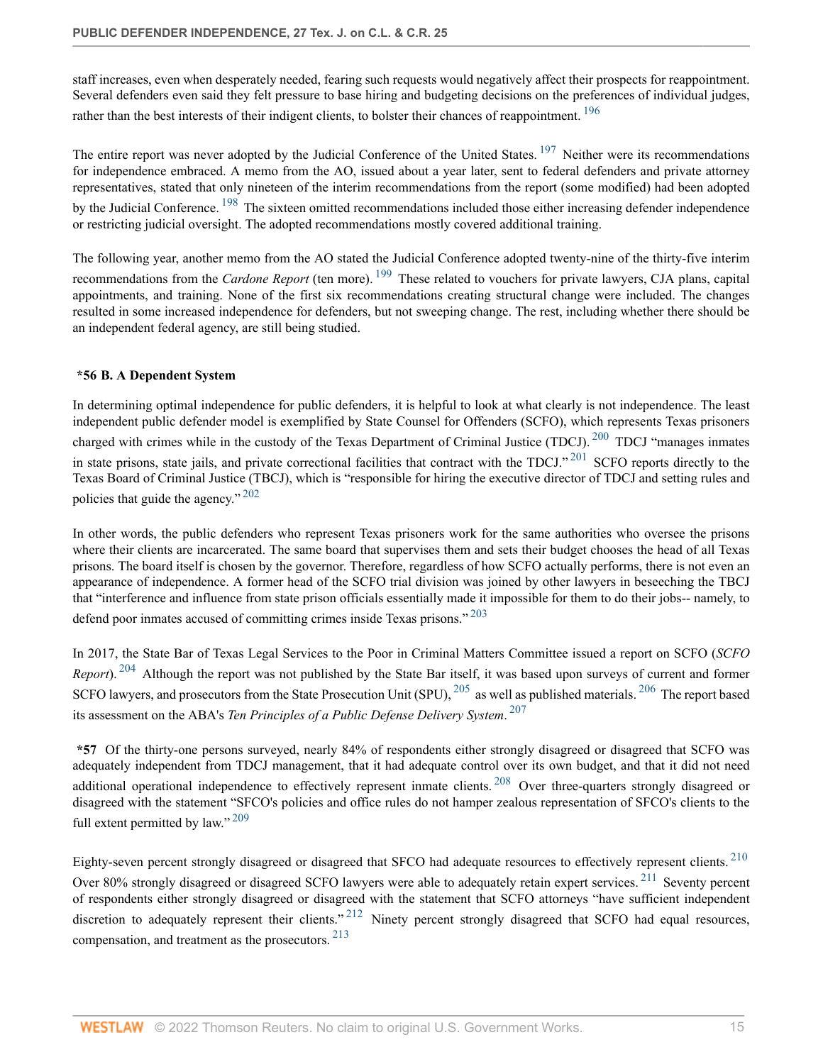staff increases, even when desperately needed, fearing such requests would negatively affect their prospects for reappointment. Several defenders even said they felt pressure to base hiring and budgeting decisions on the preferences of individual judges, rather than the best interests of their indigent clients, to bolster their chances of reappointment. [196]

The entire report was never adopted by the Judicial Conference of the United States. [197] Neither were its recommendations for independence embraced. A memo from the AO, issued about a year later, sent to federal defenders and private attorney representatives, stated that only nineteen of the interim recommendations from the report (some modified) had been adopted by the Judicial Conference. [198] The sixteen omitted recommendations included those either increasing defender independence or restricting judicial oversight. The adopted recommendations mostly covered additional training.

The following year, another memo from the AO stated the Judicial Conference adopted twenty-nine of the thirty-five interim recommendations from the *Cardone Report* (ten more). [199] These related to vouchers for private lawyers, CJA plans, capital appointments, and training. None of the first six recommendations creating structural change were included. The changes resulted in some increased independence for defenders, but not sweeping change. The rest, including whether there should be an independent federal agency, are still being studied.

### *56 B. A Dependent System

In determining optimal independence for public defenders, it is helpful to look at what clearly is not independence. The least independent public defender model is exemplified by State Counsel for Offenders (SCFO), which represents Texas prisoners charged with crimes while in the custody of the Texas Department of Criminal Justice (TDCJ). [200] TDCJ "manages inmates in state prisons, state jails, and private correctional facilities that contract with the TDCJ." [201] SCFO reports directly to the Texas Board of Criminal Justice (TBCJ), which is "responsible for hiring the executive director of TDCJ and setting rules and policies that guide the agency." [202]

In other words, the public defenders who represent Texas prisoners work for the same authorities who oversee the prisons where their clients are incarcerated. The same board that supervises them and sets their budget chooses the head of all Texas prisons. The board itself is chosen by the governor. Therefore, regardless of how SCFO actually performs, there is not even an appearance of independence. A former head of the SCFO trial division was joined by other lawyers in beseeching the TBCJ that "interference and influence from state prison officials essentially made it impossible for them to do their jobs-- namely, to defend poor inmates accused of committing crimes inside Texas prisons." [203]

In 2017, the State Bar of Texas Legal Services to the Poor in Criminal Matters Committee issued a report on SCFO (*SCFO Report*). [204] Although the report was not published by the State Bar itself, it was based upon surveys of current and former SCFO lawyers, and prosecutors from the State Prosecution Unit (SPU), [205] as well as published materials. [206] The report based its assessment on the ABA's *Ten Principles of a Public Defense Delivery System*. [207]

**\*57** Of the thirty-one persons surveyed, nearly 84% of respondents either strongly disagreed or disagreed that SCFO was adequately independent from TDCJ management, that it had adequate control over its own budget, and that it did not need additional operational independence to effectively represent inmate clients. [208] Over three-quarters strongly disagreed or disagreed with the statement "SFCO's policies and office rules do not hamper zealous representation of SFCO's clients to the full extent permitted by law." [209]

Eighty-seven percent strongly disagreed or disagreed that SFCO had adequate resources to effectively represent clients. [210] Over 80% strongly disagreed or disagreed SCFO lawyers were able to adequately retain expert services. [211] Seventy percent of respondents either strongly disagreed or disagreed with the statement that SCFO attorneys "have sufficient independent discretion to adequately represent their clients." [212] Ninety percent strongly disagreed that SCFO had equal resources, compensation, and treatment as the prosecutors. [213]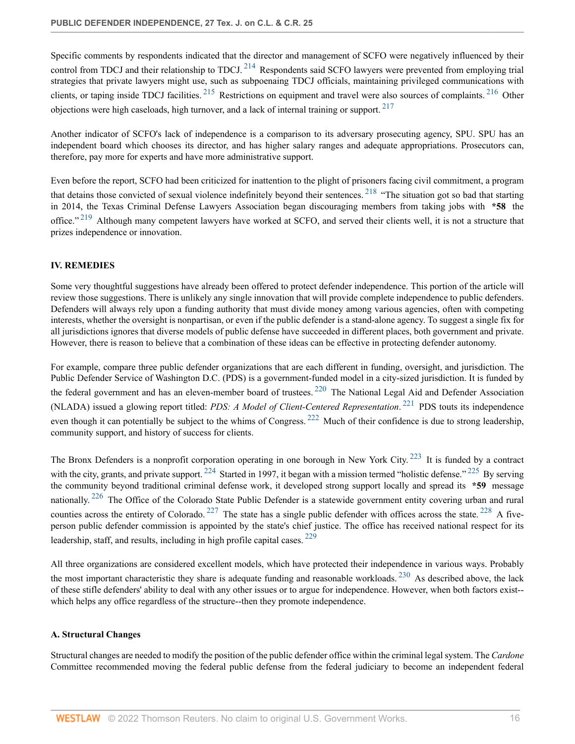Specific comments by respondents indicated that the director and management of SCFO were negatively influenced by their control from TDCJ and their relationship to TDCJ.[214] Respondents said SCFO lawyers were prevented from employing trial strategies that private lawyers might use, such as subpoenaing TDCJ officials, maintaining privileged communications with clients, or taping inside TDCJ facilities.[215] Restrictions on equipment and travel were also sources of complaints.[216] Other objections were high caseloads, high turnover, and a lack of internal training or support.[217]

Another indicator of SCFO's lack of independence is a comparison to its adversary prosecuting agency, SPU. SPU has an independent board which chooses its director, and has higher salary ranges and adequate appropriations. Prosecutors can, therefore, pay more for experts and have more administrative support.

Even before the report, SCFO had been criticized for inattention to the plight of prisoners facing civil commitment, a program that detains those convicted of sexual violence indefinitely beyond their sentences.[218] "The situation got so bad that starting in 2014, the Texas Criminal Defense Lawyers Association began discouraging members from taking jobs with **\*58** the office."[219] Although many competent lawyers have worked at SCFO, and served their clients well, it is not a structure that prizes independence or innovation.

## IV. REMEDIES

Some very thoughtful suggestions have already been offered to protect defender independence. This portion of the article will review those suggestions. There is unlikely any single innovation that will provide complete independence to public defenders. Defenders will always rely upon a funding authority that must divide money among various agencies, often with competing interests, whether the oversight is nonpartisan, or even if the public defender is a stand-alone agency. To suggest a single fix for all jurisdictions ignores that diverse models of public defense have succeeded in different places, both government and private. However, there is reason to believe that a combination of these ideas can be effective in protecting defender autonomy.

For example, compare three public defender organizations that are each different in funding, oversight, and jurisdiction. The Public Defender Service of Washington D.C. (PDS) is a government-funded model in a city-sized jurisdiction. It is funded by the federal government and has an eleven-member board of trustees.[220] The National Legal Aid and Defender Association (NLADA) issued a glowing report titled: *PDS: A Model of Client-Centered Representation*.[221] PDS touts its independence even though it can potentially be subject to the whims of Congress.[222] Much of their confidence is due to strong leadership, community support, and history of success for clients.

The Bronx Defenders is a nonprofit corporation operating in one borough in New York City.[223] It is funded by a contract with the city, grants, and private support.[224] Started in 1997, it began with a mission termed "holistic defense."[225] By serving the community beyond traditional criminal defense work, it developed strong support locally and spread its **\*59** message nationally.[226] The Office of the Colorado State Public Defender is a statewide government entity covering urban and rural counties across the entirety of Colorado.[227] The state has a single public defender with offices across the state.[228] A five-person public defender commission is appointed by the state's chief justice. The office has received national respect for its leadership, staff, and results, including in high profile capital cases.[229]

All three organizations are considered excellent models, which have protected their independence in various ways. Probably the most important characteristic they share is adequate funding and reasonable workloads.[230] As described above, the lack of these stifle defenders' ability to deal with any other issues or to argue for independence. However, when both factors exist--which helps any office regardless of the structure--then they promote independence.

### A. Structural Changes

Structural changes are needed to modify the position of the public defender office within the criminal legal system. The *Cardone* Committee recommended moving the federal public defense from the federal judiciary to become an independent federal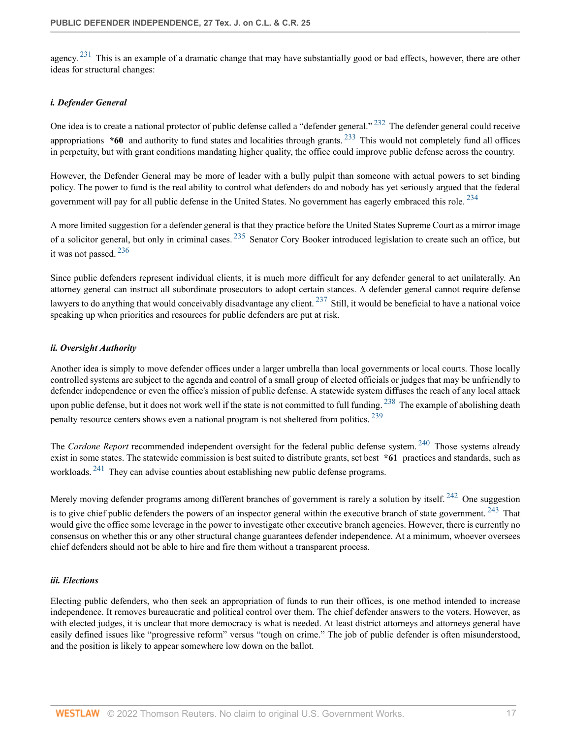agency.[231] This is an example of a dramatic change that may have substantially good or bad effects, however, there are other ideas for structural changes:

#### *i. Defender General*

One idea is to create a national protector of public defense called a "defender general."[232] The defender general could receive appropriations **\*60** and authority to fund states and localities through grants.[233] This would not completely fund all offices in perpetuity, but with grant conditions mandating higher quality, the office could improve public defense across the country.

However, the Defender General may be more of leader with a bully pulpit than someone with actual powers to set binding policy. The power to fund is the real ability to control what defenders do and nobody has yet seriously argued that the federal government will pay for all public defense in the United States. No government has eagerly embraced this role.[234]

A more limited suggestion for a defender general is that they practice before the United States Supreme Court as a mirror image of a solicitor general, but only in criminal cases.[235] Senator Cory Booker introduced legislation to create such an office, but it was not passed.[236]

Since public defenders represent individual clients, it is much more difficult for any defender general to act unilaterally. An attorney general can instruct all subordinate prosecutors to adopt certain stances. A defender general cannot require defense lawyers to do anything that would conceivably disadvantage any client.[237] Still, it would be beneficial to have a national voice speaking up when priorities and resources for public defenders are put at risk.

#### *ii. Oversight Authority*

Another idea is simply to move defender offices under a larger umbrella than local governments or local courts. Those locally controlled systems are subject to the agenda and control of a small group of elected officials or judges that may be unfriendly to defender independence or even the office's mission of public defense. A statewide system diffuses the reach of any local attack upon public defense, but it does not work well if the state is not committed to full funding.[238] The example of abolishing death penalty resource centers shows even a national program is not sheltered from politics.[239]

The *Cardone Report* recommended independent oversight for the federal public defense system.[240] Those systems already exist in some states. The statewide commission is best suited to distribute grants, set best **\*61** practices and standards, such as workloads.[241] They can advise counties about establishing new public defense programs.

Merely moving defender programs among different branches of government is rarely a solution by itself.[242] One suggestion is to give chief public defenders the powers of an inspector general within the executive branch of state government.[243] That would give the office some leverage in the power to investigate other executive branch agencies. However, there is currently no consensus on whether this or any other structural change guarantees defender independence. At a minimum, whoever oversees chief defenders should not be able to hire and fire them without a transparent process.

#### *iii. Elections*

Electing public defenders, who then seek an appropriation of funds to run their offices, is one method intended to increase independence. It removes bureaucratic and political control over them. The chief defender answers to the voters. However, as with elected judges, it is unclear that more democracy is what is needed. At least district attorneys and attorneys general have easily defined issues like "progressive reform" versus "tough on crime." The job of public defender is often misunderstood, and the position is likely to appear somewhere low down on the ballot.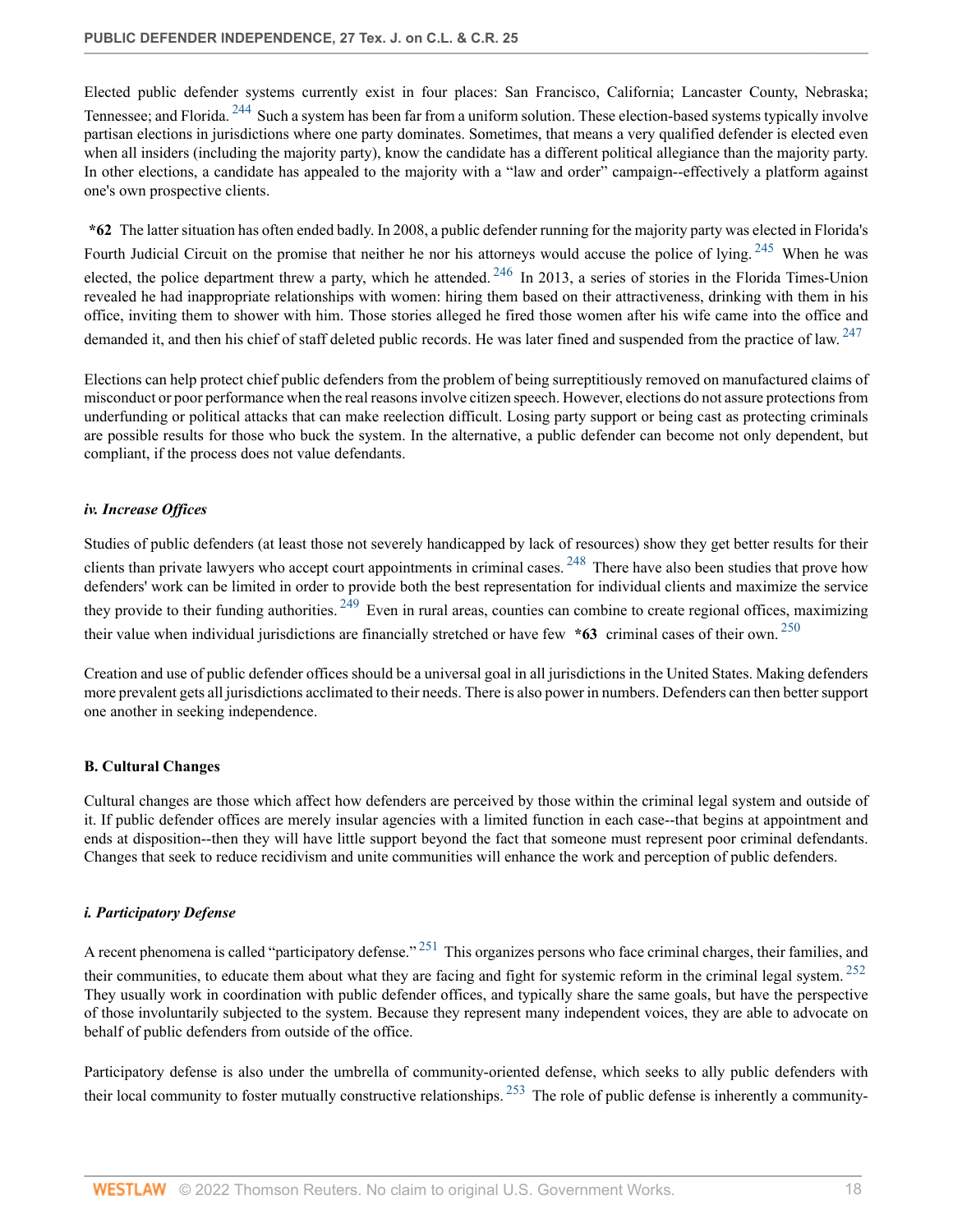Elected public defender systems currently exist in four places: San Francisco, California; Lancaster County, Nebraska; Tennessee; and Florida. [244] Such a system has been far from a uniform solution. These election-based systems typically involve partisan elections in jurisdictions where one party dominates. Sometimes, that means a very qualified defender is elected even when all insiders (including the majority party), know the candidate has a different political allegiance than the majority party. In other elections, a candidate has appealed to the majority with a "law and order" campaign--effectively a platform against one's own prospective clients.

**\*62** The latter situation has often ended badly. In 2008, a public defender running for the majority party was elected in Florida's Fourth Judicial Circuit on the promise that neither he nor his attorneys would accuse the police of lying. [245] When he was elected, the police department threw a party, which he attended. [246] In 2013, a series of stories in the Florida Times-Union revealed he had inappropriate relationships with women: hiring them based on their attractiveness, drinking with them in his office, inviting them to shower with him. Those stories alleged he fired those women after his wife came into the office and demanded it, and then his chief of staff deleted public records. He was later fined and suspended from the practice of law. [247]

Elections can help protect chief public defenders from the problem of being surreptitiously removed on manufactured claims of misconduct or poor performance when the real reasons involve citizen speech. However, elections do not assure protections from underfunding or political attacks that can make reelection difficult. Losing party support or being cast as protecting criminals are possible results for those who buck the system. In the alternative, a public defender can become not only dependent, but compliant, if the process does not value defendants.

#### *iv. Increase Offices*

Studies of public defenders (at least those not severely handicapped by lack of resources) show they get better results for their clients than private lawyers who accept court appointments in criminal cases. [248] There have also been studies that prove how defenders' work can be limited in order to provide both the best representation for individual clients and maximize the service they provide to their funding authorities. [249] Even in rural areas, counties can combine to create regional offices, maximizing their value when individual jurisdictions are financially stretched or have few **\*63** criminal cases of their own. [250]

Creation and use of public defender offices should be a universal goal in all jurisdictions in the United States. Making defenders more prevalent gets all jurisdictions acclimated to their needs. There is also power in numbers. Defenders can then better support one another in seeking independence.

### B. Cultural Changes

Cultural changes are those which affect how defenders are perceived by those within the criminal legal system and outside of it. If public defender offices are merely insular agencies with a limited function in each case--that begins at appointment and ends at disposition--then they will have little support beyond the fact that someone must represent poor criminal defendants. Changes that seek to reduce recidivism and unite communities will enhance the work and perception of public defenders.

#### *i. Participatory Defense*

A recent phenomena is called "participatory defense." [251] This organizes persons who face criminal charges, their families, and their communities, to educate them about what they are facing and fight for systemic reform in the criminal legal system. [252] They usually work in coordination with public defender offices, and typically share the same goals, but have the perspective of those involuntarily subjected to the system. Because they represent many independent voices, they are able to advocate on behalf of public defenders from outside of the office.

Participatory defense is also under the umbrella of community-oriented defense, which seeks to ally public defenders with their local community to foster mutually constructive relationships. [253] The role of public defense is inherently a community-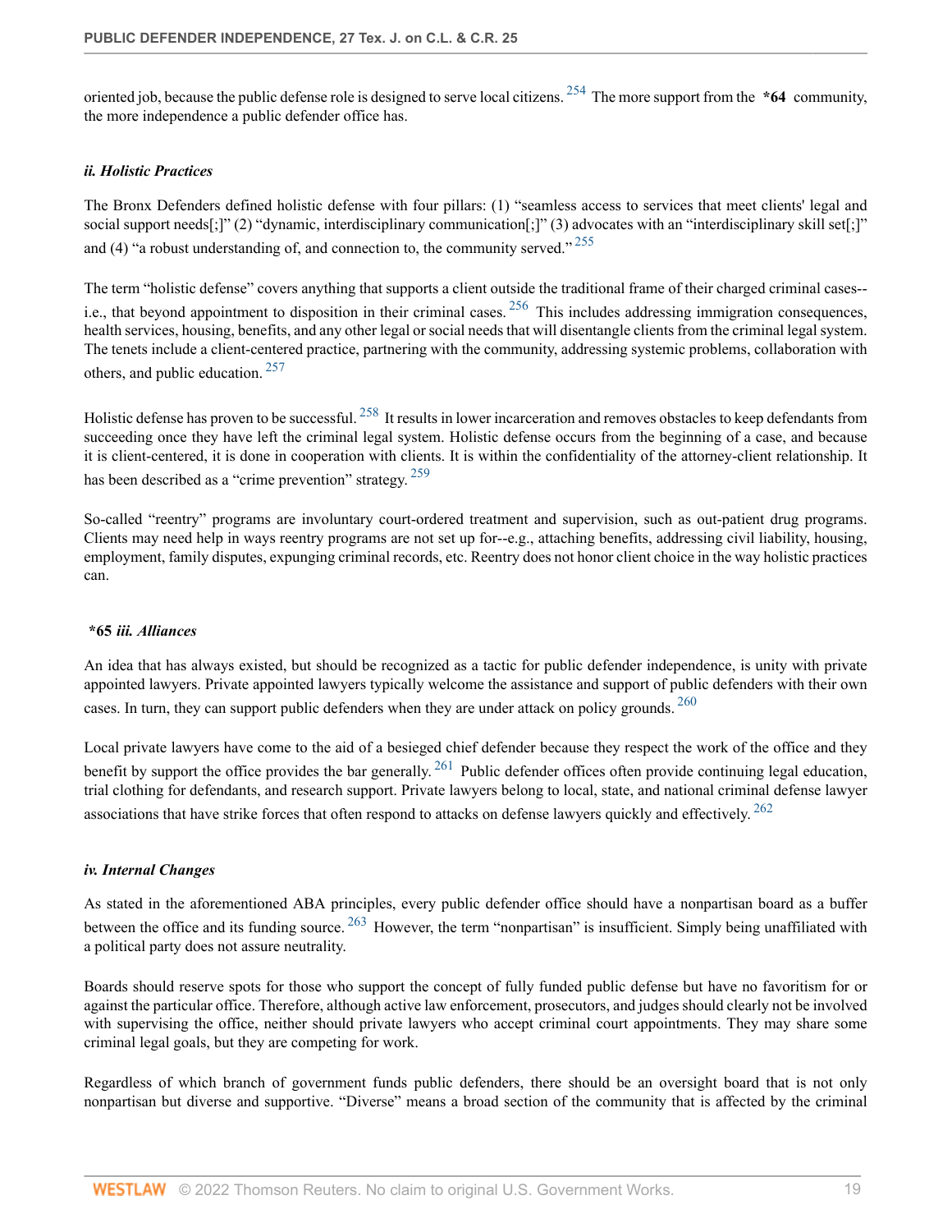oriented job, because the public defense role is designed to serve local citizens. [254] The more support from the **\*64** community, the more independence a public defender office has.

#### *ii. Holistic Practices*

The Bronx Defenders defined holistic defense with four pillars: (1) "seamless access to services that meet clients' legal and social support needs[;]" (2) "dynamic, interdisciplinary communication[;]" (3) advocates with an "interdisciplinary skill set[;]" and (4) "a robust understanding of, and connection to, the community served." [255]

The term "holistic defense" covers anything that supports a client outside the traditional frame of their charged criminal cases--i.e., that beyond appointment to disposition in their criminal cases. [256] This includes addressing immigration consequences, health services, housing, benefits, and any other legal or social needs that will disentangle clients from the criminal legal system. The tenets include a client-centered practice, partnering with the community, addressing systemic problems, collaboration with others, and public education. [257]

Holistic defense has proven to be successful. [258] It results in lower incarceration and removes obstacles to keep defendants from succeeding once they have left the criminal legal system. Holistic defense occurs from the beginning of a case, and because it is client-centered, it is done in cooperation with clients. It is within the confidentiality of the attorney-client relationship. It has been described as a "crime prevention" strategy. [259]

So-called "reentry" programs are involuntary court-ordered treatment and supervision, such as out-patient drug programs. Clients may need help in ways reentry programs are not set up for--e.g., attaching benefits, addressing civil liability, housing, employment, family disputes, expunging criminal records, etc. Reentry does not honor client choice in the way holistic practices can.

#### **\*65** *iii. Alliances*

An idea that has always existed, but should be recognized as a tactic for public defender independence, is unity with private appointed lawyers. Private appointed lawyers typically welcome the assistance and support of public defenders with their own cases. In turn, they can support public defenders when they are under attack on policy grounds. [260]

Local private lawyers have come to the aid of a besieged chief defender because they respect the work of the office and they benefit by support the office provides the bar generally. [261] Public defender offices often provide continuing legal education, trial clothing for defendants, and research support. Private lawyers belong to local, state, and national criminal defense lawyer associations that have strike forces that often respond to attacks on defense lawyers quickly and effectively. [262]

#### *iv. Internal Changes*

As stated in the aforementioned ABA principles, every public defender office should have a nonpartisan board as a buffer between the office and its funding source. [263] However, the term "nonpartisan" is insufficient. Simply being unaffiliated with a political party does not assure neutrality.

Boards should reserve spots for those who support the concept of fully funded public defense but have no favoritism for or against the particular office. Therefore, although active law enforcement, prosecutors, and judges should clearly not be involved with supervising the office, neither should private lawyers who accept criminal court appointments. They may share some criminal legal goals, but they are competing for work.

Regardless of which branch of government funds public defenders, there should be an oversight board that is not only nonpartisan but diverse and supportive. "Diverse" means a broad section of the community that is affected by the criminal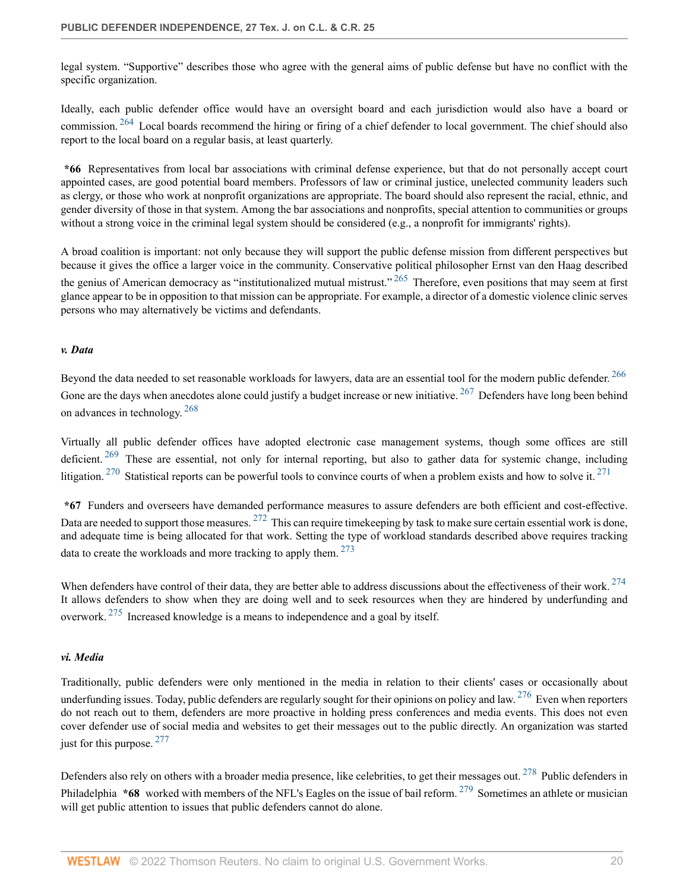legal system. "Supportive" describes those who agree with the general aims of public defense but have no conflict with the specific organization.

Ideally, each public defender office would have an oversight board and each jurisdiction would also have a board or commission. [264] Local boards recommend the hiring or firing of a chief defender to local government. The chief should also report to the local board on a regular basis, at least quarterly.

**\*66** Representatives from local bar associations with criminal defense experience, but that do not personally accept court appointed cases, are good potential board members. Professors of law or criminal justice, unelected community leaders such as clergy, or those who work at nonprofit organizations are appropriate. The board should also represent the racial, ethnic, and gender diversity of those in that system. Among the bar associations and nonprofits, special attention to communities or groups without a strong voice in the criminal legal system should be considered (e.g., a nonprofit for immigrants' rights).

A broad coalition is important: not only because they will support the public defense mission from different perspectives but because it gives the office a larger voice in the community. Conservative political philosopher Ernst van den Haag described the genius of American democracy as "institutionalized mutual mistrust." [265] Therefore, even positions that may seem at first glance appear to be in opposition to that mission can be appropriate. For example, a director of a domestic violence clinic serves persons who may alternatively be victims and defendants.

#### *v. Data*

Beyond the data needed to set reasonable workloads for lawyers, data are an essential tool for the modern public defender. [266] Gone are the days when anecdotes alone could justify a budget increase or new initiative. [267] Defenders have long been behind on advances in technology. [268]

Virtually all public defender offices have adopted electronic case management systems, though some offices are still deficient. [269] These are essential, not only for internal reporting, but also to gather data for systemic change, including litigation. [270] Statistical reports can be powerful tools to convince courts of when a problem exists and how to solve it. [271]

**\*67** Funders and overseers have demanded performance measures to assure defenders are both efficient and cost-effective. Data are needed to support those measures. [272] This can require timekeeping by task to make sure certain essential work is done, and adequate time is being allocated for that work. Setting the type of workload standards described above requires tracking data to create the workloads and more tracking to apply them. [273]

When defenders have control of their data, they are better able to address discussions about the effectiveness of their work. [274] It allows defenders to show when they are doing well and to seek resources when they are hindered by underfunding and overwork. [275] Increased knowledge is a means to independence and a goal by itself.

#### *vi. Media*

Traditionally, public defenders were only mentioned in the media in relation to their clients' cases or occasionally about underfunding issues. Today, public defenders are regularly sought for their opinions on policy and law. [276] Even when reporters do not reach out to them, defenders are more proactive in holding press conferences and media events. This does not even cover defender use of social media and websites to get their messages out to the public directly. An organization was started just for this purpose. [277]

Defenders also rely on others with a broader media presence, like celebrities, to get their messages out. [278] Public defenders in Philadelphia **\*68** worked with members of the NFL's Eagles on the issue of bail reform. [279] Sometimes an athlete or musician will get public attention to issues that public defenders cannot do alone.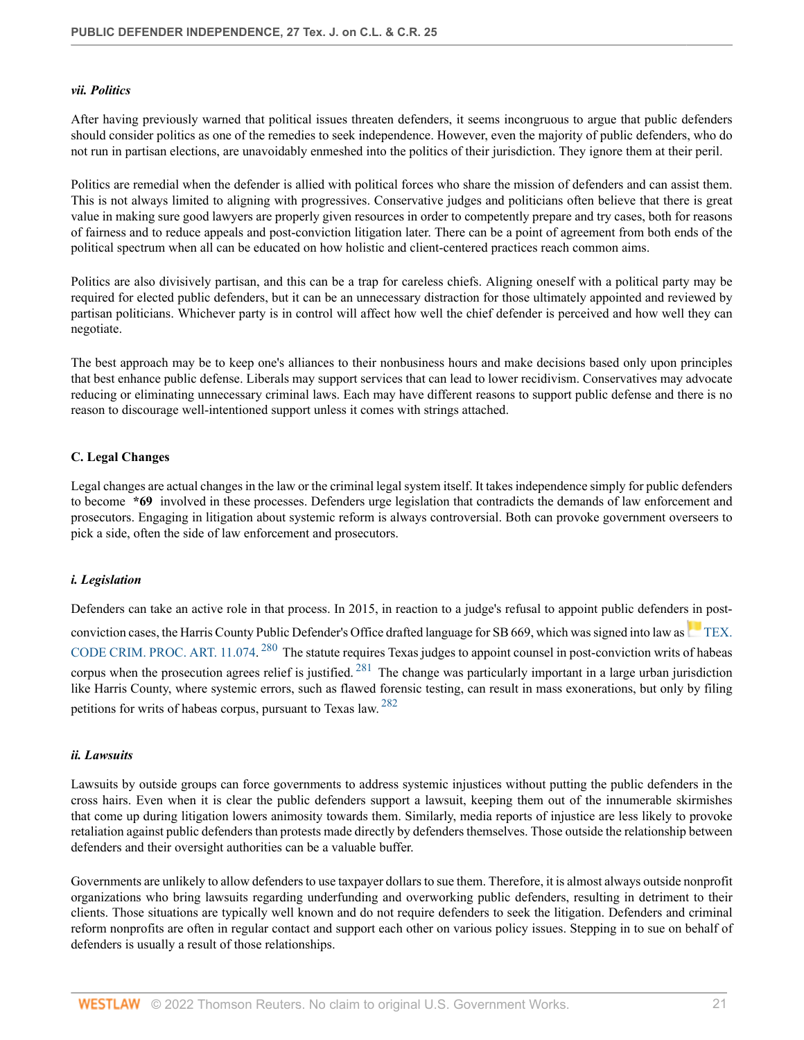### *vii. Politics*

After having previously warned that political issues threaten defenders, it seems incongruous to argue that public defenders should consider politics as one of the remedies to seek independence. However, even the majority of public defenders, who do not run in partisan elections, are unavoidably enmeshed into the politics of their jurisdiction. They ignore them at their peril.

Politics are remedial when the defender is allied with political forces who share the mission of defenders and can assist them. This is not always limited to aligning with progressives. Conservative judges and politicians often believe that there is great value in making sure good lawyers are properly given resources in order to competently prepare and try cases, both for reasons of fairness and to reduce appeals and post-conviction litigation later. There can be a point of agreement from both ends of the political spectrum when all can be educated on how holistic and client-centered practices reach common aims.

Politics are also divisively partisan, and this can be a trap for careless chiefs. Aligning oneself with a political party may be required for elected public defenders, but it can be an unnecessary distraction for those ultimately appointed and reviewed by partisan politicians. Whichever party is in control will affect how well the chief defender is perceived and how well they can negotiate.

The best approach may be to keep one's alliances to their nonbusiness hours and make decisions based only upon principles that best enhance public defense. Liberals may support services that can lead to lower recidivism. Conservatives may advocate reducing or eliminating unnecessary criminal laws. Each may have different reasons to support public defense and there is no reason to discourage well-intentioned support unless it comes with strings attached.

## C. Legal Changes

Legal changes are actual changes in the law or the criminal legal system itself. It takes independence simply for public defenders to become **\*69** involved in these processes. Defenders urge legislation that contradicts the demands of law enforcement and prosecutors. Engaging in litigation about systemic reform is always controversial. Both can provoke government overseers to pick a side, often the side of law enforcement and prosecutors.

### *i. Legislation*

Defenders can take an active role in that process. In 2015, in reaction to a judge's refusal to appoint public defenders in post-conviction cases, the Harris County Public Defender's Office drafted language for SB 669, which was signed into law as TEX. CODE CRIM. PROC. ART. 11.074. [280] The statute requires Texas judges to appoint counsel in post-conviction writs of habeas corpus when the prosecution agrees relief is justified. [281] The change was particularly important in a large urban jurisdiction like Harris County, where systemic errors, such as flawed forensic testing, can result in mass exonerations, but only by filing petitions for writs of habeas corpus, pursuant to Texas law. [282]

### *ii. Lawsuits*

Lawsuits by outside groups can force governments to address systemic injustices without putting the public defenders in the cross hairs. Even when it is clear the public defenders support a lawsuit, keeping them out of the innumerable skirmishes that come up during litigation lowers animosity towards them. Similarly, media reports of injustice are less likely to provoke retaliation against public defenders than protests made directly by defenders themselves. Those outside the relationship between defenders and their oversight authorities can be a valuable buffer.

Governments are unlikely to allow defenders to use taxpayer dollars to sue them. Therefore, it is almost always outside nonprofit organizations who bring lawsuits regarding underfunding and overworking public defenders, resulting in detriment to their clients. Those situations are typically well known and do not require defenders to seek the litigation. Defenders and criminal reform nonprofits are often in regular contact and support each other on various policy issues. Stepping in to sue on behalf of defenders is usually a result of those relationships.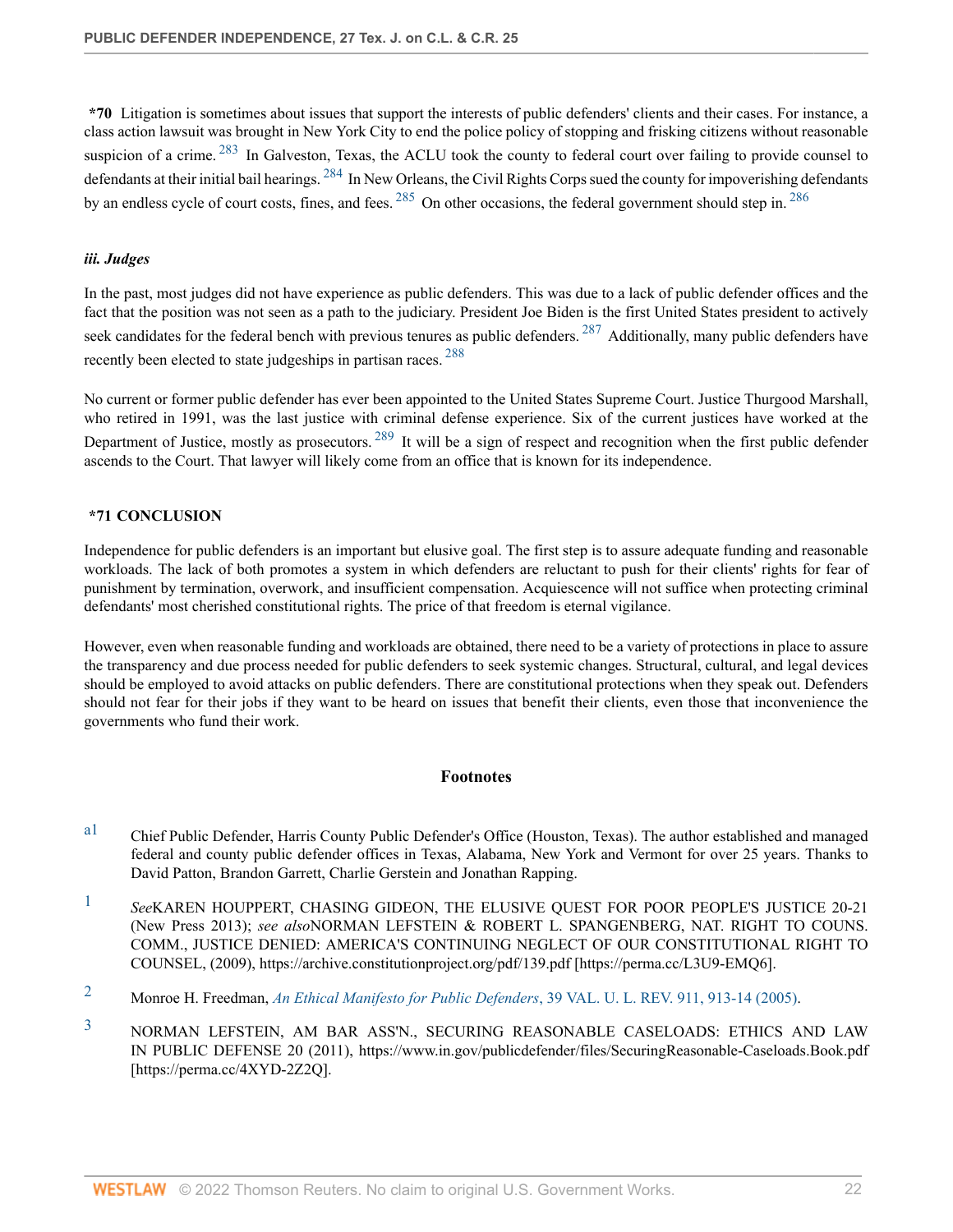**\*70** Litigation is sometimes about issues that support the interests of public defenders' clients and their cases. For instance, a class action lawsuit was brought in New York City to end the police policy of stopping and frisking citizens without reasonable suspicion of a crime. [283] In Galveston, Texas, the ACLU took the county to federal court over failing to provide counsel to defendants at their initial bail hearings. [284] In New Orleans, the Civil Rights Corps sued the county for impoverishing defendants by an endless cycle of court costs, fines, and fees. [285] On other occasions, the federal government should step in. [286]

### *iii. Judges*

In the past, most judges did not have experience as public defenders. This was due to a lack of public defender offices and the fact that the position was not seen as a path to the judiciary. President Joe Biden is the first United States president to actively seek candidates for the federal bench with previous tenures as public defenders. [287] Additionally, many public defenders have recently been elected to state judgeships in partisan races. [288]

No current or former public defender has ever been appointed to the United States Supreme Court. Justice Thurgood Marshall, who retired in 1991, was the last justice with criminal defense experience. Six of the current justices have worked at the Department of Justice, mostly as prosecutors. [289] It will be a sign of respect and recognition when the first public defender ascends to the Court. That lawyer will likely come from an office that is known for its independence.

## \*71 CONCLUSION

Independence for public defenders is an important but elusive goal. The first step is to assure adequate funding and reasonable workloads. The lack of both promotes a system in which defenders are reluctant to push for their clients' rights for fear of punishment by termination, overwork, and insufficient compensation. Acquiescence will not suffice when protecting criminal defendants' most cherished constitutional rights. The price of that freedom is eternal vigilance.

However, even when reasonable funding and workloads are obtained, there need to be a variety of protections in place to assure the transparency and due process needed for public defenders to seek systemic changes. Structural, cultural, and legal devices should be employed to avoid attacks on public defenders. There are constitutional protections when they speak out. Defenders should not fear for their jobs if they want to be heard on issues that benefit their clients, even those that inconvenience the governments who fund their work.

## Footnotes

a1 Chief Public Defender, Harris County Public Defender's Office (Houston, Texas). The author established and managed federal and county public defender offices in Texas, Alabama, New York and Vermont for over 25 years. Thanks to David Patton, Brandon Garrett, Charlie Gerstein and Jonathan Rapping.

1 *See*KAREN HOUPPERT, CHASING GIDEON, THE ELUSIVE QUEST FOR POOR PEOPLE'S JUSTICE 20-21 (New Press 2013); *see also*NORMAN LEFSTEIN & ROBERT L. SPANGENBERG, NAT. RIGHT TO COUNS. COMM., JUSTICE DENIED: AMERICA'S CONTINUING NEGLECT OF OUR CONSTITUTIONAL RIGHT TO COUNSEL, (2009), https://archive.constitutionproject.org/pdf/139.pdf [https://perma.cc/L3U9-EMQ6].

2 Monroe H. Freedman, *An Ethical Manifesto for Public Defenders*, 39 VAL. U. L. REV. 911, 913-14 (2005).

3 NORMAN LEFSTEIN, AM BAR ASS'N., SECURING REASONABLE CASELOADS: ETHICS AND LAW IN PUBLIC DEFENSE 20 (2011), https://www.in.gov/publicdefender/files/SecuringReasonable-Caseloads.Book.pdf [https://perma.cc/4XYD-2Z2Q].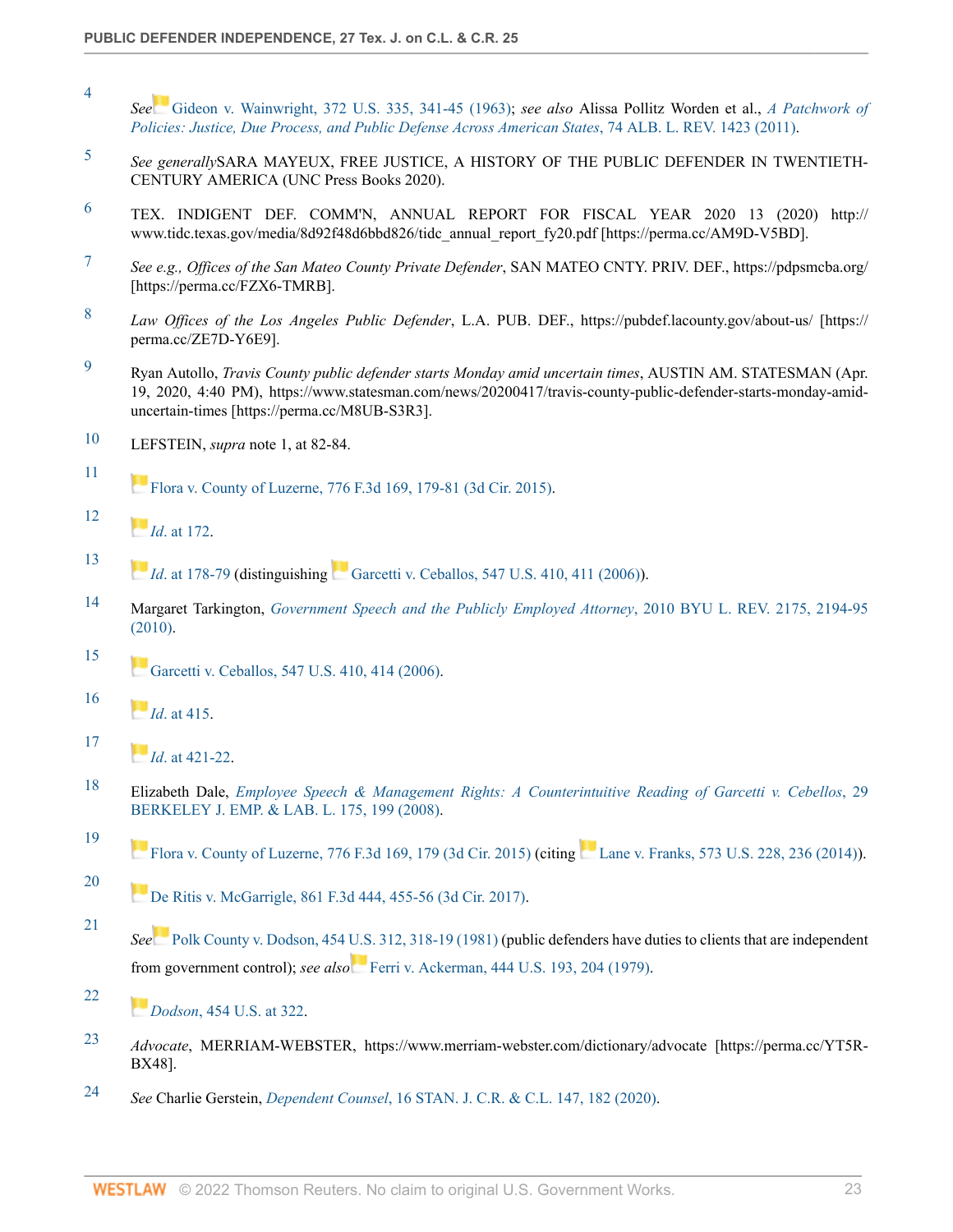4 *See* Gideon v. Wainwright, 372 U.S. 335, 341-45 (1963); *see also* Alissa Pollitz Worden et al., *A Patchwork of Policies: Justice, Due Process, and Public Defense Across American States*, 74 ALB. L. REV. 1423 (2011).

5 *See generally*SARA MAYEUX, FREE JUSTICE, A HISTORY OF THE PUBLIC DEFENDER IN TWENTIETH-CENTURY AMERICA (UNC Press Books 2020).

6 TEX. INDIGENT DEF. COMM'N, ANNUAL REPORT FOR FISCAL YEAR 2020 13 (2020) http://www.tidc.texas.gov/media/8d92f48d6bbd826/tidc_annual_report_fy20.pdf [https://perma.cc/AM9D-V5BD].

7 *See e.g., Offices of the San Mateo County Private Defender*, SAN MATEO CNTY. PRIV. DEF., https://pdpsmcba.org/ [https://perma.cc/FZX6-TMRB].

8 *Law Offices of the Los Angeles Public Defender*, L.A. PUB. DEF., https://pubdef.lacounty.gov/about-us/ [https://perma.cc/ZE7D-Y6E9].

9 Ryan Autollo, *Travis County public defender starts Monday amid uncertain times*, AUSTIN AM. STATESMAN (Apr. 19, 2020, 4:40 PM), https://www.statesman.com/news/20200417/travis-county-public-defender-starts-monday-amid-uncertain-times [https://perma.cc/M8UB-S3R3].

10 LEFSTEIN, *supra* note 1, at 82-84.

11 Flora v. County of Luzerne, 776 F.3d 169, 179-81 (3d Cir. 2015).

12 *Id.* at 172.

13 *Id.* at 178-79 (distinguishing Garcetti v. Ceballos, 547 U.S. 410, 411 (2006)).

14 Margaret Tarkington, *Government Speech and the Publicly Employed Attorney*, 2010 BYU L. REV. 2175, 2194-95 (2010).

15 Garcetti v. Ceballos, 547 U.S. 410, 414 (2006).

16 *Id.* at 415.

17 *Id.* at 421-22.

18 Elizabeth Dale, *Employee Speech & Management Rights: A Counterintuitive Reading of Garcetti v. Cebellos*, 29 BERKELEY J. EMP. & LAB. L. 175, 199 (2008).

19 Flora v. County of Luzerne, 776 F.3d 169, 179 (3d Cir. 2015) (citing Lane v. Franks, 573 U.S. 228, 236 (2014)).

20 De Ritis v. McGarrigle, 861 F.3d 444, 455-56 (3d Cir. 2017).

21 *See* Polk County v. Dodson, 454 U.S. 312, 318-19 (1981) (public defenders have duties to clients that are independent from government control); *see also* Ferri v. Ackerman, 444 U.S. 193, 204 (1979).

22 *Dodson*, 454 U.S. at 322.

23 *Advocate*, MERRIAM-WEBSTER, https://www.merriam-webster.com/dictionary/advocate [https://perma.cc/YT5R-BX48].

24 *See* Charlie Gerstein, *Dependent Counsel*, 16 STAN. J. C.R. & C.L. 147, 182 (2020).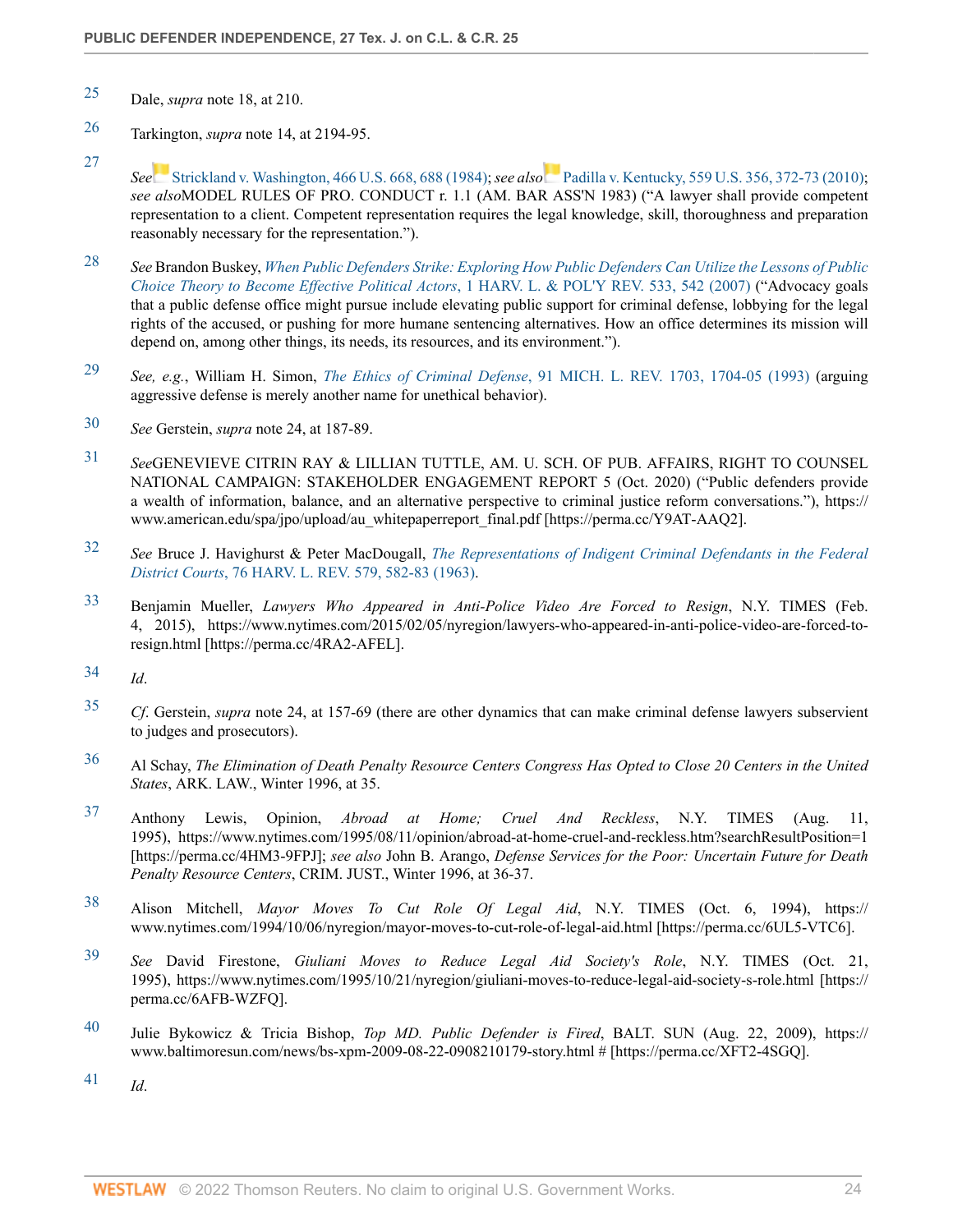25 Dale, *supra* note 18, at 210.

26 Tarkington, *supra* note 14, at 2194-95.

27 *See* Strickland v. Washington, 466 U.S. 668, 688 (1984); *see also* Padilla v. Kentucky, 559 U.S. 356, 372-73 (2010); *see also*MODEL RULES OF PRO. CONDUCT r. 1.1 (AM. BAR ASS'N 1983) ("A lawyer shall provide competent representation to a client. Competent representation requires the legal knowledge, skill, thoroughness and preparation reasonably necessary for the representation.").

28 *See* Brandon Buskey, *When Public Defenders Strike: Exploring How Public Defenders Can Utilize the Lessons of Public Choice Theory to Become Effective Political Actors*, 1 HARV. L. & POL'Y REV. 533, 542 (2007) ("Advocacy goals that a public defense office might pursue include elevating public support for criminal defense, lobbying for the legal rights of the accused, or pushing for more humane sentencing alternatives. How an office determines its mission will depend on, among other things, its needs, its resources, and its environment.").

29 *See, e.g.*, William H. Simon, *The Ethics of Criminal Defense*, 91 MICH. L. REV. 1703, 1704-05 (1993) (arguing aggressive defense is merely another name for unethical behavior).

30 *See* Gerstein, *supra* note 24, at 187-89.

31 *See*GENEVIEVE CITRIN RAY & LILLIAN TUTTLE, AM. U. SCH. OF PUB. AFFAIRS, RIGHT TO COUNSEL NATIONAL CAMPAIGN: STAKEHOLDER ENGAGEMENT REPORT 5 (Oct. 2020) ("Public defenders provide a wealth of information, balance, and an alternative perspective to criminal justice reform conversations."), https://www.american.edu/spa/jpo/upload/au_whitepaperreport_final.pdf [https://perma.cc/Y9AT-AAQ2].

32 *See* Bruce J. Havighurst & Peter MacDougall, *The Representations of Indigent Criminal Defendants in the Federal District Courts*, 76 HARV. L. REV. 579, 582-83 (1963).

33 Benjamin Mueller, *Lawyers Who Appeared in Anti-Police Video Are Forced to Resign*, N.Y. TIMES (Feb. 4, 2015), https://www.nytimes.com/2015/02/05/nyregion/lawyers-who-appeared-in-anti-police-video-are-forced-to-resign.html [https://perma.cc/4RA2-AFEL].

34 *Id*.

35 *Cf*. Gerstein, *supra* note 24, at 157-69 (there are other dynamics that can make criminal defense lawyers subservient to judges and prosecutors).

36 Al Schay, *The Elimination of Death Penalty Resource Centers Congress Has Opted to Close 20 Centers in the United States*, ARK. LAW., Winter 1996, at 35.

37 Anthony Lewis, Opinion, *Abroad at Home; Cruel And Reckless*, N.Y. TIMES (Aug. 11, 1995), https://www.nytimes.com/1995/08/11/opinion/abroad-at-home-cruel-and-reckless.htm?searchResultPosition=1 [https://perma.cc/4HM3-9FPJ]; *see also* John B. Arango, *Defense Services for the Poor: Uncertain Future for Death Penalty Resource Centers*, CRIM. JUST., Winter 1996, at 36-37.

38 Alison Mitchell, *Mayor Moves To Cut Role Of Legal Aid*, N.Y. TIMES (Oct. 6, 1994), https://www.nytimes.com/1994/10/06/nyregion/mayor-moves-to-cut-role-of-legal-aid.html [https://perma.cc/6UL5-VTC6].

39 *See* David Firestone, *Giuliani Moves to Reduce Legal Aid Society's Role*, N.Y. TIMES (Oct. 21, 1995), https://www.nytimes.com/1995/10/21/nyregion/giuliani-moves-to-reduce-legal-aid-society-s-role.html [https://perma.cc/6AFB-WZFQ].

40 Julie Bykowicz & Tricia Bishop, *Top MD. Public Defender is Fired*, BALT. SUN (Aug. 22, 2009), https://www.baltimoresun.com/news/bs-xpm-2009-08-22-0908210179-story.html # [https://perma.cc/XFT2-4SGQ].

41 *Id*.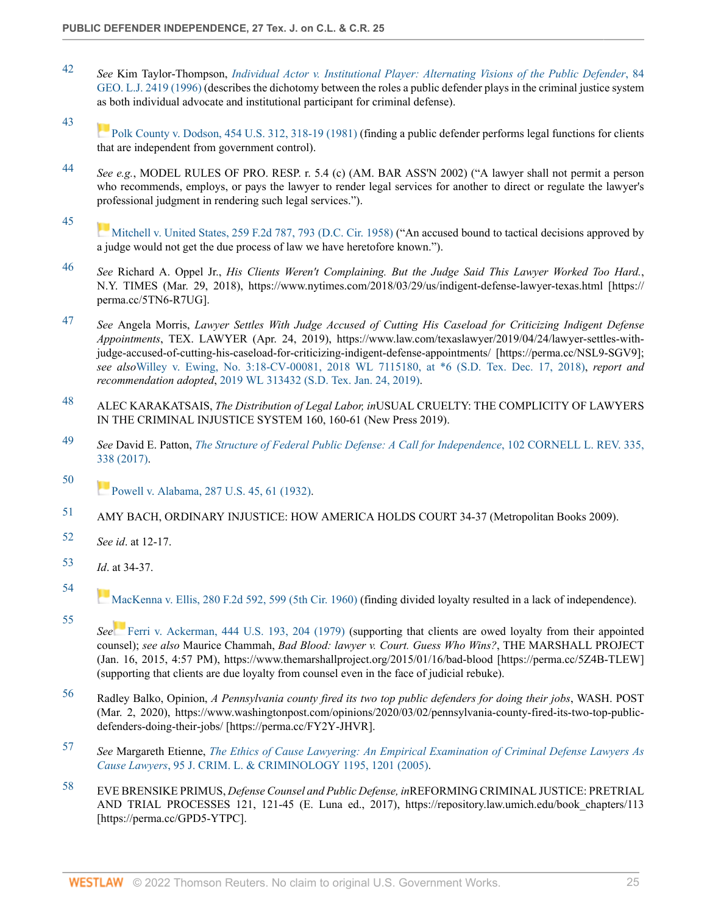42 *See* Kim Taylor-Thompson, *Individual Actor v. Institutional Player: Alternating Visions of the Public Defender*, 84 GEO. L.J. 2419 (1996) (describes the dichotomy between the roles a public defender plays in the criminal justice system as both individual advocate and institutional participant for criminal defense).

43 Polk County v. Dodson, 454 U.S. 312, 318-19 (1981) (finding a public defender performs legal functions for clients that are independent from government control).

44 *See e.g.*, MODEL RULES OF PRO. RESP. r. 5.4 (c) (AM. BAR ASS'N 2002) ("A lawyer shall not permit a person who recommends, employs, or pays the lawyer to render legal services for another to direct or regulate the lawyer's professional judgment in rendering such legal services.").

45 Mitchell v. United States, 259 F.2d 787, 793 (D.C. Cir. 1958) ("An accused bound to tactical decisions approved by a judge would not get the due process of law we have heretofore known.").

46 *See* Richard A. Oppel Jr., *His Clients Weren't Complaining. But the Judge Said This Lawyer Worked Too Hard.*, N.Y. TIMES (Mar. 29, 2018), https://www.nytimes.com/2018/03/29/us/indigent-defense-lawyer-texas.html [https://perma.cc/5TN6-R7UG].

47 *See* Angela Morris, *Lawyer Settles With Judge Accused of Cutting His Caseload for Criticizing Indigent Defense Appointments*, TEX. LAWYER (Apr. 24, 2019), https://www.law.com/texaslawyer/2019/04/24/lawyer-settles-with-judge-accused-of-cutting-his-caseload-for-criticizing-indigent-defense-appointments/ [https://perma.cc/NSL9-SGV9]; *see also* Willey v. Ewing, No. 3:18-CV-00081, 2018 WL 7115180, at *6 (S.D. Tex. Dec. 17, 2018), *report and recommendation adopted*, 2019 WL 313432 (S.D. Tex. Jan. 24, 2019).

48 ALEC KARAKATSAIS, *The Distribution of Legal Labor, in* USUAL CRUELTY: THE COMPLICITY OF LAWYERS IN THE CRIMINAL INJUSTICE SYSTEM 160, 160-61 (New Press 2019).

49 *See* David E. Patton, *The Structure of Federal Public Defense: A Call for Independence*, 102 CORNELL L. REV. 335, 338 (2017).

50 Powell v. Alabama, 287 U.S. 45, 61 (1932).

51 AMY BACH, ORDINARY INJUSTICE: HOW AMERICA HOLDS COURT 34-37 (Metropolitan Books 2009).

52 *See id*. at 12-17.

53 *Id*. at 34-37.

54 MacKenna v. Ellis, 280 F.2d 592, 599 (5th Cir. 1960) (finding divided loyalty resulted in a lack of independence).

55 *See* Ferri v. Ackerman, 444 U.S. 193, 204 (1979) (supporting that clients are owed loyalty from their appointed counsel); *see also* Maurice Chammah, *Bad Blood: lawyer v. Court. Guess Who Wins?*, THE MARSHALL PROJECT (Jan. 16, 2015, 4:57 PM), https://www.themarshallproject.org/2015/01/16/bad-blood [https://perma.cc/5Z4B-TLEW] (supporting that clients are due loyalty from counsel even in the face of judicial rebuke).

56 Radley Balko, Opinion, *A Pennsylvania county fired its two top public defenders for doing their jobs*, WASH. POST (Mar. 2, 2020), https://www.washingtonpost.com/opinions/2020/03/02/pennsylvania-county-fired-its-two-top-public-defenders-doing-their-jobs/ [https://perma.cc/FY2Y-JHVR].

57 *See* Margareth Etienne, *The Ethics of Cause Lawyering: An Empirical Examination of Criminal Defense Lawyers As Cause Lawyers*, 95 J. CRIM. L. & CRIMINOLOGY 1195, 1201 (2005).

58 EVE BRENSIKE PRIMUS, *Defense Counsel and Public Defense, in* REFORMING CRIMINAL JUSTICE: PRETRIAL AND TRIAL PROCESSES 121, 121-45 (E. Luna ed., 2017), https://repository.law.umich.edu/book_chapters/113 [https://perma.cc/GPD5-YTPC].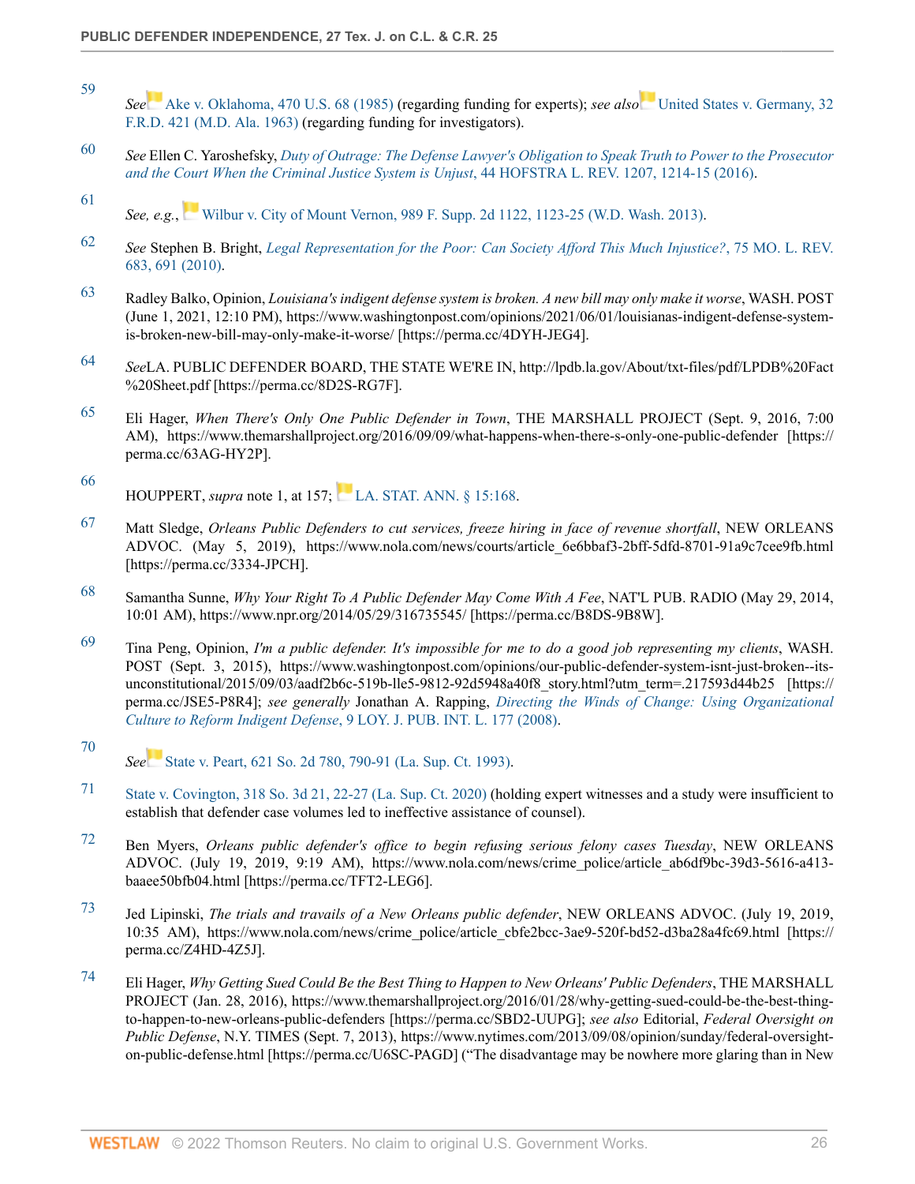59 *See* Ake v. Oklahoma, 470 U.S. 68 (1985) (regarding funding for experts); *see also* United States v. Germany, 32 F.R.D. 421 (M.D. Ala. 1963) (regarding funding for investigators).

60 *See* Ellen C. Yaroshefsky, *Duty of Outrage: The Defense Lawyer's Obligation to Speak Truth to Power to the Prosecutor and the Court When the Criminal Justice System is Unjust*, 44 HOFSTRA L. REV. 1207, 1214-15 (2016).

61 *See, e.g.*, Wilbur v. City of Mount Vernon, 989 F. Supp. 2d 1122, 1123-25 (W.D. Wash. 2013).

62 *See* Stephen B. Bright, *Legal Representation for the Poor: Can Society Afford This Much Injustice?*, 75 MO. L. REV. 683, 691 (2010).

63 Radley Balko, Opinion, *Louisiana's indigent defense system is broken. A new bill may only make it worse*, WASH. POST (June 1, 2021, 12:10 PM), https://www.washingtonpost.com/opinions/2021/06/01/louisianas-indigent-defense-system-is-broken-new-bill-may-only-make-it-worse/ [https://perma.cc/4DYH-JEG4].

64 *See*LA. PUBLIC DEFENDER BOARD, THE STATE WE'RE IN, http://lpdb.la.gov/About/txt-files/pdf/LPDB%20Fact%20Sheet.pdf [https://perma.cc/8D2S-RG7F].

65 Eli Hager, *When There's Only One Public Defender in Town*, THE MARSHALL PROJECT (Sept. 9, 2016, 7:00 AM), https://www.themarshallproject.org/2016/09/09/what-happens-when-there-s-only-one-public-defender [https://perma.cc/63AG-HY2P].

66 HOUPPERT, *supra* note 1, at 157; LA. STAT. ANN. § 15:168.

67 Matt Sledge, *Orleans Public Defenders to cut services, freeze hiring in face of revenue shortfall*, NEW ORLEANS ADVOC. (May 5, 2019), https://www.nola.com/news/courts/article_6e6bbaf3-2bff-5dfd-8701-91a9c7cee9fb.html [https://perma.cc/3334-JPCH].

68 Samantha Sunne, *Why Your Right To A Public Defender May Come With A Fee*, NAT'L PUB. RADIO (May 29, 2014, 10:01 AM), https://www.npr.org/2014/05/29/316735545/ [https://perma.cc/B8DS-9B8W].

69 Tina Peng, Opinion, *I'm a public defender. It's impossible for me to do a good job representing my clients*, WASH. POST (Sept. 3, 2015), https://www.washingtonpost.com/opinions/our-public-defender-system-isnt-just-broken--its-unconstitutional/2015/09/03/aadf2b6c-519b-lle5-9812-92d5948a40f8_story.html?utm_term=.217593d44b25 [https://perma.cc/JSE5-P8R4]; *see generally* Jonathan A. Rapping, *Directing the Winds of Change: Using Organizational Culture to Reform Indigent Defense*, 9 LOY. J. PUB. INT. L. 177 (2008).

70 *See* State v. Peart, 621 So. 2d 780, 790-91 (La. Sup. Ct. 1993).

71 State v. Covington, 318 So. 3d 21, 22-27 (La. Sup. Ct. 2020) (holding expert witnesses and a study were insufficient to establish that defender case volumes led to ineffective assistance of counsel).

72 Ben Myers, *Orleans public defender's office to begin refusing serious felony cases Tuesday*, NEW ORLEANS ADVOC. (July 19, 2019, 9:19 AM), https://www.nola.com/news/crime_police/article_ab6df9bc-39d3-5616-a413-baaee50bfb04.html [https://perma.cc/TFT2-LEG6].

73 Jed Lipinski, *The trials and travails of a New Orleans public defender*, NEW ORLEANS ADVOC. (July 19, 2019, 10:35 AM), https://www.nola.com/news/crime_police/article_cbfe2bcc-3ae9-520f-bd52-d3ba28a4fc69.html [https://perma.cc/Z4HD-4Z5J].

74 Eli Hager, *Why Getting Sued Could Be the Best Thing to Happen to New Orleans' Public Defenders*, THE MARSHALL PROJECT (Jan. 28, 2016), https://www.themarshallproject.org/2016/01/28/why-getting-sued-could-be-the-best-thing-to-happen-to-new-orleans-public-defenders [https://perma.cc/SBD2-UUPG]; *see also* Editorial, *Federal Oversight on Public Defense*, N.Y. TIMES (Sept. 7, 2013), https://www.nytimes.com/2013/09/08/opinion/sunday/federal-oversight-on-public-defense.html [https://perma.cc/U6SC-PAGD] ("The disadvantage may be nowhere more glaring than in New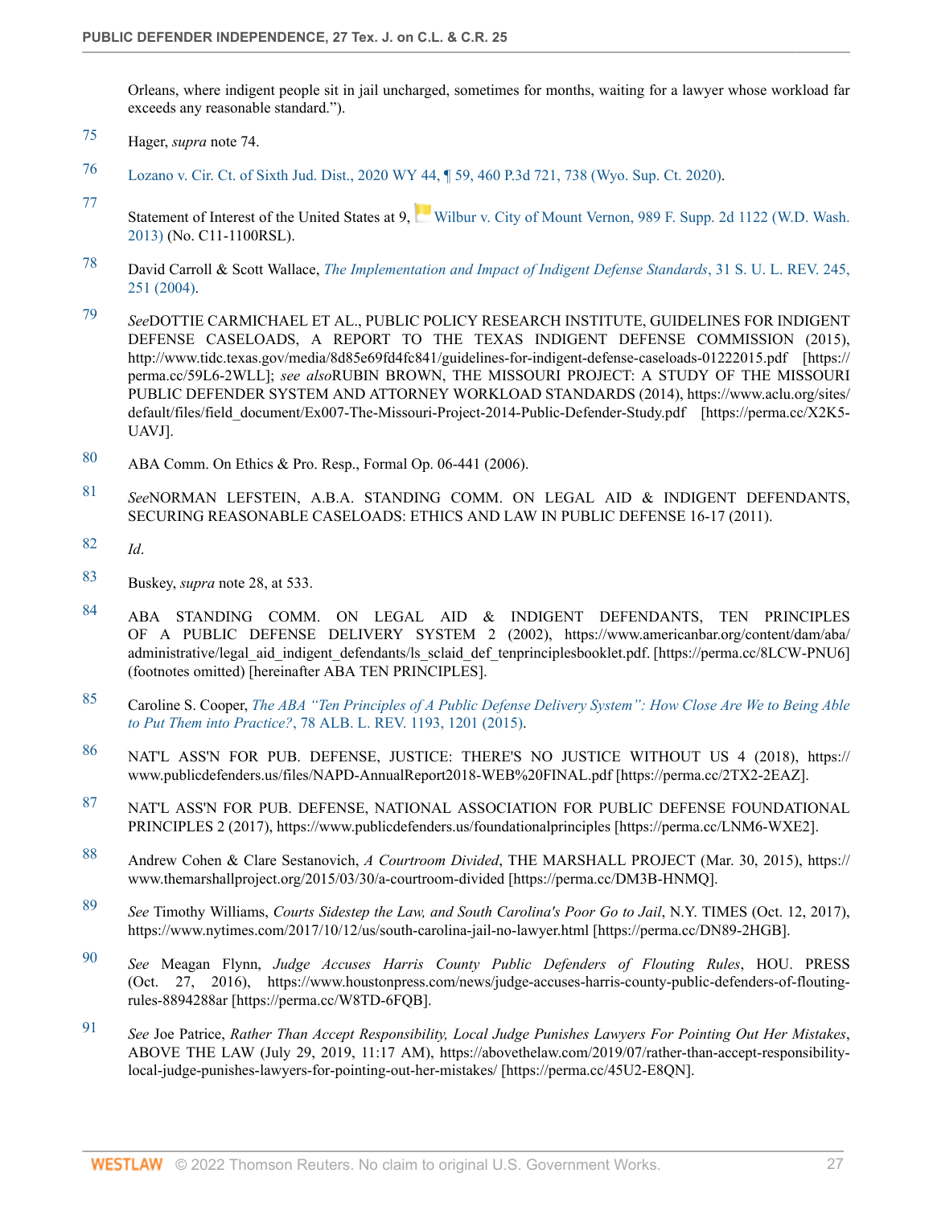Orleans, where indigent people sit in jail uncharged, sometimes for months, waiting for a lawyer whose workload far exceeds any reasonable standard.").

75 Hager, *supra* note 74.

76 Lozano v. Cir. Ct. of Sixth Jud. Dist., 2020 WY 44, ¶ 59, 460 P.3d 721, 738 (Wyo. Sup. Ct. 2020).

77 Statement of Interest of the United States at 9, Wilbur v. City of Mount Vernon, 989 F. Supp. 2d 1122 (W.D. Wash. 2013) (No. C11-1100RSL).

78 David Carroll & Scott Wallace, *The Implementation and Impact of Indigent Defense Standards*, 31 S. U. L. REV. 245, 251 (2004).

79 *See*DOTTIE CARMICHAEL ET AL., PUBLIC POLICY RESEARCH INSTITUTE, GUIDELINES FOR INDIGENT DEFENSE CASELOADS, A REPORT TO THE TEXAS INDIGENT DEFENSE COMMISSION (2015), http://www.tidc.texas.gov/media/8d85e69fd4fc841/guidelines-for-indigent-defense-caseloads-01222015.pdf [https://perma.cc/59L6-2WLL]; *see also*RUBIN BROWN, THE MISSOURI PROJECT: A STUDY OF THE MISSOURI PUBLIC DEFENDER SYSTEM AND ATTORNEY WORKLOAD STANDARDS (2014), https://www.aclu.org/sites/default/files/field_document/Ex007-The-Missouri-Project-2014-Public-Defender-Study.pdf [https://perma.cc/X2K5-UAVJ].

80 ABA Comm. On Ethics & Pro. Resp., Formal Op. 06-441 (2006).

81 *See*NORMAN LEFSTEIN, A.B.A. STANDING COMM. ON LEGAL AID & INDIGENT DEFENDANTS, SECURING REASONABLE CASELOADS: ETHICS AND LAW IN PUBLIC DEFENSE 16-17 (2011).

82 *Id*.

83 Buskey, *supra* note 28, at 533.

84 ABA STANDING COMM. ON LEGAL AID & INDIGENT DEFENDANTS, TEN PRINCIPLES OF A PUBLIC DEFENSE DELIVERY SYSTEM 2 (2002), https://www.americanbar.org/content/dam/aba/administrative/legal_aid_indigent_defendants/ls_sclaid_def_tenprinciplesbooklet.pdf. [https://perma.cc/8LCW-PNU6] (footnotes omitted) [hereinafter ABA TEN PRINCIPLES].

85 Caroline S. Cooper, *The ABA "Ten Principles of A Public Defense Delivery System": How Close Are We to Being Able to Put Them into Practice?*, 78 ALB. L. REV. 1193, 1201 (2015).

86 NAT'L ASS'N FOR PUB. DEFENSE, JUSTICE: THERE'S NO JUSTICE WITHOUT US 4 (2018), https://www.publicdefenders.us/files/NAPD-AnnualReport2018-WEB%20FINAL.pdf [https://perma.cc/2TX2-2EAZ].

87 NAT'L ASS'N FOR PUB. DEFENSE, NATIONAL ASSOCIATION FOR PUBLIC DEFENSE FOUNDATIONAL PRINCIPLES 2 (2017), https://www.publicdefenders.us/foundationalprinciples [https://perma.cc/LNM6-WXE2].

88 Andrew Cohen & Clare Sestanovich, *A Courtroom Divided*, THE MARSHALL PROJECT (Mar. 30, 2015), https://www.themarshallproject.org/2015/03/30/a-courtroom-divided [https://perma.cc/DM3B-HNMQ].

89 *See* Timothy Williams, *Courts Sidestep the Law, and South Carolina's Poor Go to Jail*, N.Y. TIMES (Oct. 12, 2017), https://www.nytimes.com/2017/10/12/us/south-carolina-jail-no-lawyer.html [https://perma.cc/DN89-2HGB].

90 *See* Meagan Flynn, *Judge Accuses Harris County Public Defenders of Flouting Rules*, HOU. PRESS (Oct. 27, 2016), https://www.houstonpress.com/news/judge-accuses-harris-county-public-defenders-of-flouting-rules-8894288ar [https://perma.cc/W8TD-6FQB].

91 *See* Joe Patrice, *Rather Than Accept Responsibility, Local Judge Punishes Lawyers For Pointing Out Her Mistakes*, ABOVE THE LAW (July 29, 2019, 11:17 AM), https://abovethelaw.com/2019/07/rather-than-accept-responsibility-local-judge-punishes-lawyers-for-pointing-out-her-mistakes/ [https://perma.cc/45U2-E8QN].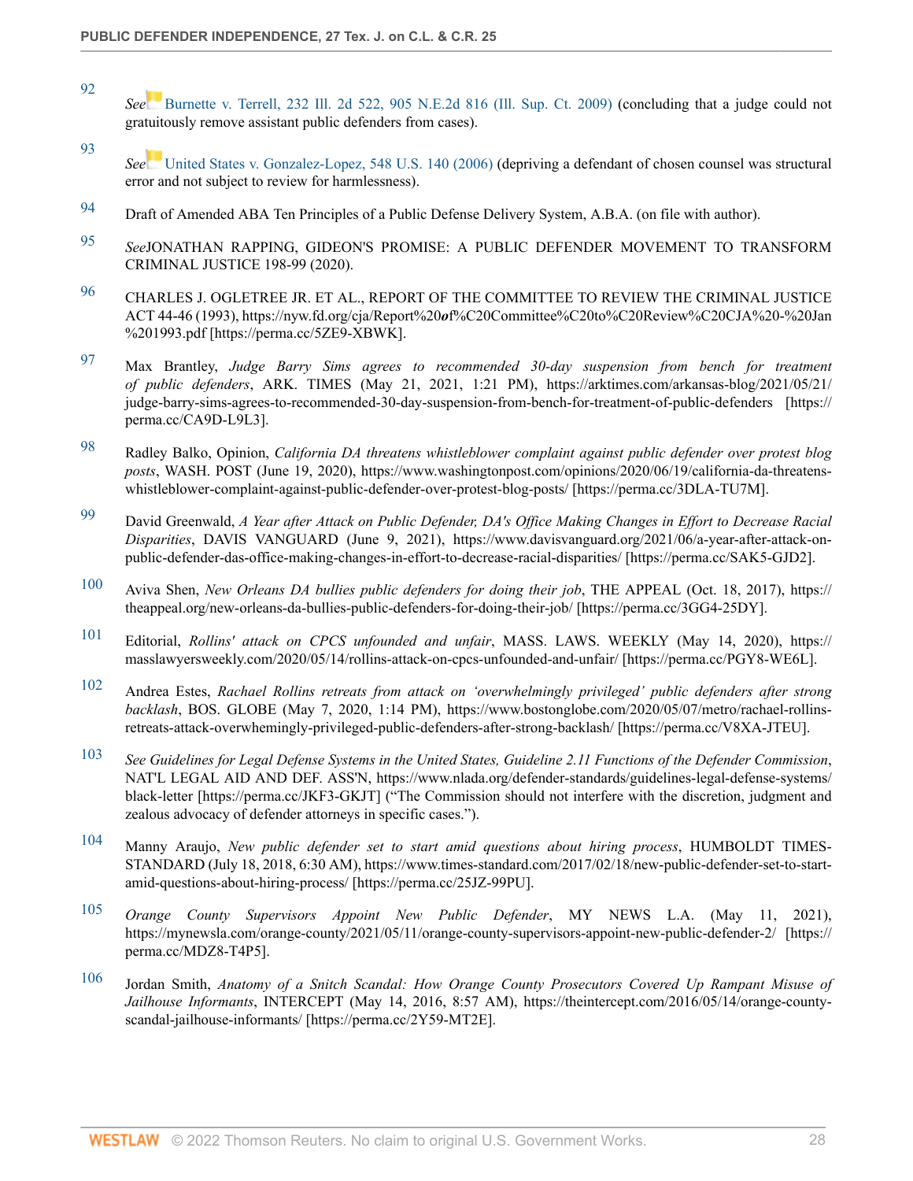92 *See* Burnette v. Terrell, 232 Ill. 2d 522, 905 N.E.2d 816 (Ill. Sup. Ct. 2009) (concluding that a judge could not gratuitously remove assistant public defenders from cases).

93 *See* United States v. Gonzalez-Lopez, 548 U.S. 140 (2006) (depriving a defendant of chosen counsel was structural error and not subject to review for harmlessness).

94 Draft of Amended ABA Ten Principles of a Public Defense Delivery System, A.B.A. (on file with author).

95 *See*JONATHAN RAPPING, GIDEON'S PROMISE: A PUBLIC DEFENDER MOVEMENT TO TRANSFORM CRIMINAL JUSTICE 198-99 (2020).

96 CHARLES J. OGLETREE JR. ET AL., REPORT OF THE COMMITTEE TO REVIEW THE CRIMINAL JUSTICE ACT 44-46 (1993), https://nyw.fd.org/cja/Report%20*o*f%C20Committee%C20to%C20Review%C20CJA%20-%20Jan%201993.pdf [https://perma.cc/5ZE9-XBWK].

97 Max Brantley, *Judge Barry Sims agrees to recommended 30-day suspension from bench for treatment of public defenders*, ARK. TIMES (May 21, 2021, 1:21 PM), https://arktimes.com/arkansas-blog/2021/05/21/judge-barry-sims-agrees-to-recommended-30-day-suspension-from-bench-for-treatment-of-public-defenders [https://perma.cc/CA9D-L9L3].

98 Radley Balko, Opinion, *California DA threatens whistleblower complaint against public defender over protest blog posts*, WASH. POST (June 19, 2020), https://www.washingtonpost.com/opinions/2020/06/19/california-da-threatens-whistleblower-complaint-against-public-defender-over-protest-blog-posts/ [https://perma.cc/3DLA-TU7M].

99 David Greenwald, *A Year after Attack on Public Defender, DA's Office Making Changes in Effort to Decrease Racial Disparities*, DAVIS VANGUARD (June 9, 2021), https://www.davisvanguard.org/2021/06/a-year-after-attack-on-public-defender-das-office-making-changes-in-effort-to-decrease-racial-disparities/ [https://perma.cc/SAK5-GJD2].

100 Aviva Shen, *New Orleans DA bullies public defenders for doing their job*, THE APPEAL (Oct. 18, 2017), https://theappeal.org/new-orleans-da-bullies-public-defenders-for-doing-their-job/ [https://perma.cc/3GG4-25DY].

101 Editorial, *Rollins' attack on CPCS unfounded and unfair*, MASS. LAWS. WEEKLY (May 14, 2020), https://masslawyersweekly.com/2020/05/14/rollins-attack-on-cpcs-unfounded-and-unfair/ [https://perma.cc/PGY8-WE6L].

102 Andrea Estes, *Rachael Rollins retreats from attack on 'overwhelmingly privileged' public defenders after strong backlash*, BOS. GLOBE (May 7, 2020, 1:14 PM), https://www.bostonglobe.com/2020/05/07/metro/rachael-rollins-retreats-attack-overwhemingly-privileged-public-defenders-after-strong-backlash/ [https://perma.cc/V8XA-JTEU].

103 *See Guidelines for Legal Defense Systems in the United States, Guideline 2.11 Functions of the Defender Commission*, NAT'L LEGAL AID AND DEF. ASS'N, https://www.nlada.org/defender-standards/guidelines-legal-defense-systems/black-letter [https://perma.cc/JKF3-GKJT] ("The Commission should not interfere with the discretion, judgment and zealous advocacy of defender attorneys in specific cases.").

104 Manny Araujo, *New public defender set to start amid questions about hiring process*, HUMBOLDT TIMES-STANDARD (July 18, 2018, 6:30 AM), https://www.times-standard.com/2017/02/18/new-public-defender-set-to-start-amid-questions-about-hiring-process/ [https://perma.cc/25JZ-99PU].

105 *Orange County Supervisors Appoint New Public Defender*, MY NEWS L.A. (May 11, 2021), https://mynewsla.com/orange-county/2021/05/11/orange-county-supervisors-appoint-new-public-defender-2/ [https://perma.cc/MDZ8-T4P5].

106 Jordan Smith, *Anatomy of a Snitch Scandal: How Orange County Prosecutors Covered Up Rampant Misuse of Jailhouse Informants*, INTERCEPT (May 14, 2016, 8:57 AM), https://theintercept.com/2016/05/14/orange-county-scandal-jailhouse-informants/ [https://perma.cc/2Y59-MT2E].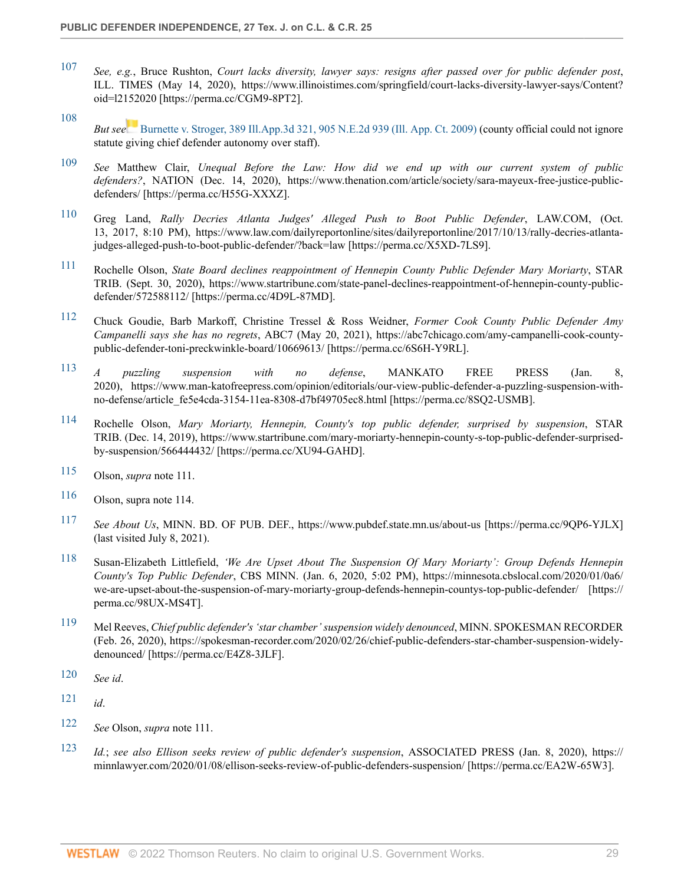107 *See, e.g.*, Bruce Rushton, *Court lacks diversity, lawyer says: resigns after passed over for public defender post*, ILL. TIMES (May 14, 2020), https://www.illinoistimes.com/springfield/court-lacks-diversity-lawyer-says/Content?oid=l2152020 [https://perma.cc/CGM9-8PT2].

108 *But see* Burnette v. Stroger, 389 Ill.App.3d 321, 905 N.E.2d 939 (Ill. App. Ct. 2009) (county official could not ignore statute giving chief defender autonomy over staff).

109 *See* Matthew Clair, *Unequal Before the Law: How did we end up with our current system of public defenders?*, NATION (Dec. 14, 2020), https://www.thenation.com/article/society/sara-mayeux-free-justice-public-defenders/ [https://perma.cc/H55G-XXXZ].

110 Greg Land, *Rally Decries Atlanta Judges' Alleged Push to Boot Public Defender*, LAW.COM, (Oct. 13, 2017, 8:10 PM), https://www.law.com/dailyreportonline/sites/dailyreportonline/2017/10/13/rally-decries-atlanta-judges-alleged-push-to-boot-public-defender/?back=law [https://perma.cc/X5XD-7LS9].

111 Rochelle Olson, *State Board declines reappointment of Hennepin County Public Defender Mary Moriarty*, STAR TRIB. (Sept. 30, 2020), https://www.startribune.com/state-panel-declines-reappointment-of-hennepin-county-public-defender/572588112/ [https://perma.cc/4D9L-87MD].

112 Chuck Goudie, Barb Markoff, Christine Tressel & Ross Weidner, *Former Cook County Public Defender Amy Campanelli says she has no regrets*, ABC7 (May 20, 2021), https://abc7chicago.com/amy-campanelli-cook-county-public-defender-toni-preckwinkle-board/10669613/ [https://perma.cc/6S6H-Y9RL].

113 *A puzzling suspension with no defense*, MANKATO FREE PRESS (Jan. 8, 2020), https://www.man-katofreepress.com/opinion/editorials/our-view-public-defender-a-puzzling-suspension-with-no-defense/article_fe5e4cda-3154-11ea-8308-d7bf49705ec8.html [https://perma.cc/8SQ2-USMB].

114 Rochelle Olson, *Mary Moriarty, Hennepin, County's top public defender, surprised by suspension*, STAR TRIB. (Dec. 14, 2019), https://www.startribune.com/mary-moriarty-hennepin-county-s-top-public-defender-surprised-by-suspension/566444432/ [https://perma.cc/XU94-GAHD].

115 Olson, *supra* note 111.

116 Olson, supra note 114.

117 *See About Us*, MINN. BD. OF PUB. DEF., https://www.pubdef.state.mn.us/about-us [https://perma.cc/9QP6-YJLX] (last visited July 8, 2021).

118 Susan-Elizabeth Littlefield, *'We Are Upset About The Suspension Of Mary Moriarty': Group Defends Hennepin County's Top Public Defender*, CBS MINN. (Jan. 6, 2020, 5:02 PM), https://minnesota.cbslocal.com/2020/01/0a6/we-are-upset-about-the-suspension-of-mary-moriarty-group-defends-hennepin-countys-top-public-defender/ [https://perma.cc/98UX-MS4T].

119 Mel Reeves, *Chief public defender's 'star chamber' suspension widely denounced*, MINN. SPOKESMAN RECORDER (Feb. 26, 2020), https://spokesman-recorder.com/2020/02/26/chief-public-defenders-star-chamber-suspension-widely-denounced/ [https://perma.cc/E4Z8-3JLF].

120 *See id*.

121 *id*.

122 *See* Olson, *supra* note 111.

123 *Id.*; *see also Ellison seeks review of public defender's suspension*, ASSOCIATED PRESS (Jan. 8, 2020), https://minnlawyer.com/2020/01/08/ellison-seeks-review-of-public-defenders-suspension/ [https://perma.cc/EA2W-65W3].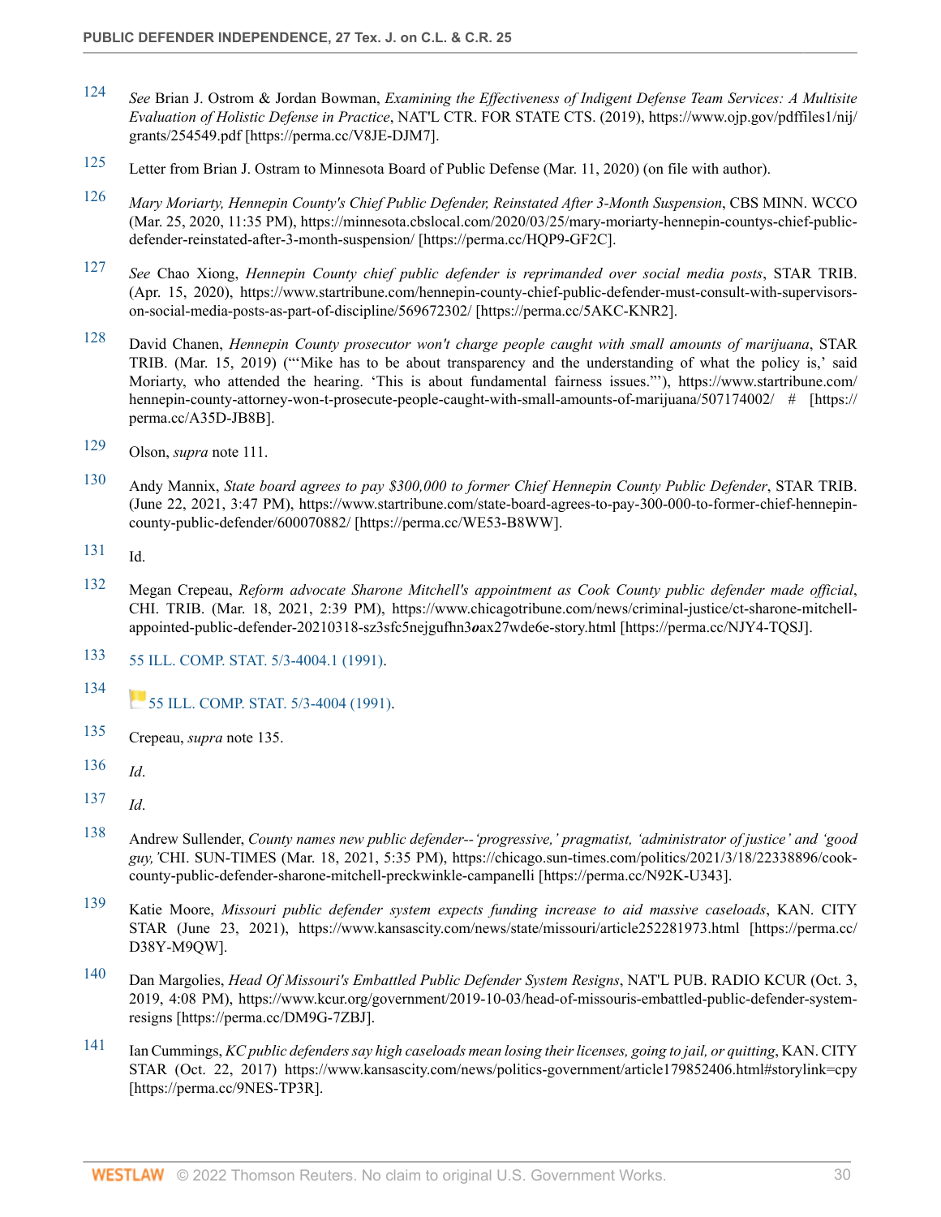124 *See* Brian J. Ostrom & Jordan Bowman, *Examining the Effectiveness of Indigent Defense Team Services: A Multisite Evaluation of Holistic Defense in Practice*, NAT'L CTR. FOR STATE CTS. (2019), https://www.ojp.gov/pdffiles1/nij/grants/254549.pdf [https://perma.cc/V8JE-DJM7].

125 Letter from Brian J. Ostram to Minnesota Board of Public Defense (Mar. 11, 2020) (on file with author).

126 *Mary Moriarty, Hennepin County's Chief Public Defender, Reinstated After 3-Month Suspension*, CBS MINN. WCCO (Mar. 25, 2020, 11:35 PM), https://minnesota.cbslocal.com/2020/03/25/mary-moriarty-hennepin-countys-chief-public-defender-reinstated-after-3-month-suspension/ [https://perma.cc/HQP9-GF2C].

127 *See* Chao Xiong, *Hennepin County chief public defender is reprimanded over social media posts*, STAR TRIB. (Apr. 15, 2020), https://www.startribune.com/hennepin-county-chief-public-defender-must-consult-with-supervisors-on-social-media-posts-as-part-of-discipline/569672302/ [https://perma.cc/5AKC-KNR2].

128 David Chanen, *Hennepin County prosecutor won't charge people caught with small amounts of marijuana*, STAR TRIB. (Mar. 15, 2019) ("'Mike has to be about transparency and the understanding of what the policy is,' said Moriarty, who attended the hearing. 'This is about fundamental fairness issues.'"), https://www.startribune.com/hennepin-county-attorney-won-t-prosecute-people-caught-with-small-amounts-of-marijuana/507174002/ # [https://perma.cc/A35D-JB8B].

129 Olson, *supra* note 111.

130 Andy Mannix, *State board agrees to pay $300,000 to former Chief Hennepin County Public Defender*, STAR TRIB. (June 22, 2021, 3:47 PM), https://www.startribune.com/state-board-agrees-to-pay-300-000-to-former-chief-hennepin-county-public-defender/600070882/ [https://perma.cc/WE53-B8WW].

131 Id.

132 Megan Crepeau, *Reform advocate Sharone Mitchell's appointment as Cook County public defender made official*, CHI. TRIB. (Mar. 18, 2021, 2:39 PM), https://www.chicagotribune.com/news/criminal-justice/ct-sharone-mitchell-appointed-public-defender-20210318-sz3sfc5nejgufhn3***o***ax27wde6e-story.html [https://perma.cc/NJY4-TQSJ].

133 55 ILL. COMP. STAT. 5/3-4004.1 (1991).

134 55 ILL. COMP. STAT. 5/3-4004 (1991).

135 Crepeau, *supra* note 135.

136 *Id*.

137 *Id*.

138 Andrew Sullender, *County names new public defender--'progressive,' pragmatist, 'administrator of justice' and 'good guy,'* CHI. SUN-TIMES (Mar. 18, 2021, 5:35 PM), https://chicago.sun-times.com/politics/2021/3/18/22338896/cook-county-public-defender-sharone-mitchell-preckwinkle-campanelli [https://perma.cc/N92K-U343].

139 Katie Moore, *Missouri public defender system expects funding increase to aid massive caseloads*, KAN. CITY STAR (June 23, 2021), https://www.kansascity.com/news/state/missouri/article252281973.html [https://perma.cc/D38Y-M9QW].

140 Dan Margolies, *Head Of Missouri's Embattled Public Defender System Resigns*, NAT'L PUB. RADIO KCUR (Oct. 3, 2019, 4:08 PM), https://www.kcur.org/government/2019-10-03/head-of-missouris-embattled-public-defender-system-resigns [https://perma.cc/DM9G-7ZBJ].

141 Ian Cummings, *KC public defenders say high caseloads mean losing their licenses, going to jail, or quitting*, KAN. CITY STAR (Oct. 22, 2017) https://www.kansascity.com/news/politics-government/article179852406.html#storylink=cpy [https://perma.cc/9NES-TP3R].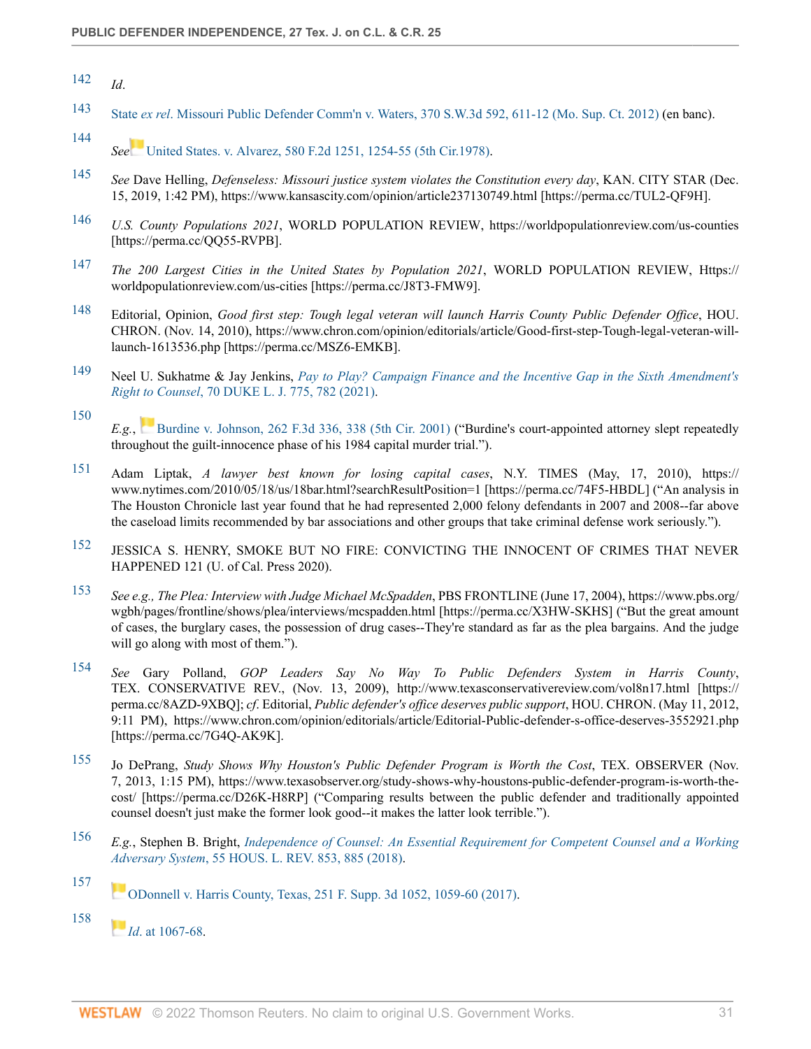142 *Id*.

143 State *ex rel*. Missouri Public Defender Comm'n v. Waters, 370 S.W.3d 592, 611-12 (Mo. Sup. Ct. 2012) (en banc).

144 *See* United States. v. Alvarez, 580 F.2d 1251, 1254-55 (5th Cir.1978).

145 *See* Dave Helling, *Defenseless: Missouri justice system violates the Constitution every day*, KAN. CITY STAR (Dec. 15, 2019, 1:42 PM), https://www.kansascity.com/opinion/article237130749.html [https://perma.cc/TUL2-QF9H].

146 *U.S. County Populations 2021*, WORLD POPULATION REVIEW, https://worldpopulationreview.com/us-counties [https://perma.cc/QQ55-RVPB].

147 *The 200 Largest Cities in the United States by Population 2021*, WORLD POPULATION REVIEW, Https:// worldpopulationreview.com/us-cities [https://perma.cc/J8T3-FMW9].

148 Editorial, Opinion, *Good first step: Tough legal veteran will launch Harris County Public Defender Office*, HOU. CHRON. (Nov. 14, 2010), https://www.chron.com/opinion/editorials/article/Good-first-step-Tough-legal-veteran-will-launch-1613536.php [https://perma.cc/MSZ6-EMKB].

149 Neel U. Sukhatme & Jay Jenkins, *Pay to Play? Campaign Finance and the Incentive Gap in the Sixth Amendment's Right to Counsel*, 70 DUKE L. J. 775, 782 (2021).

150 *E.g.*, Burdine v. Johnson, 262 F.3d 336, 338 (5th Cir. 2001) ("Burdine's court-appointed attorney slept repeatedly throughout the guilt-innocence phase of his 1984 capital murder trial.").

151 Adam Liptak, *A lawyer best known for losing capital cases*, N.Y. TIMES (May, 17, 2010), https:// www.nytimes.com/2010/05/18/us/18bar.html?searchResultPosition=1 [https://perma.cc/74F5-HBDL] ("An analysis in The Houston Chronicle last year found that he had represented 2,000 felony defendants in 2007 and 2008--far above the caseload limits recommended by bar associations and other groups that take criminal defense work seriously.").

152 JESSICA S. HENRY, SMOKE BUT NO FIRE: CONVICTING THE INNOCENT OF CRIMES THAT NEVER HAPPENED 121 (U. of Cal. Press 2020).

153 *See e.g., The Plea: Interview with Judge Michael McSpadden*, PBS FRONTLINE (June 17, 2004), https://www.pbs.org/wgbh/pages/frontline/shows/plea/interviews/mcspadden.html [https://perma.cc/X3HW-SKHS] ("But the great amount of cases, the burglary cases, the possession of drug cases--They're standard as far as the plea bargains. And the judge will go along with most of them.").

154 *See* Gary Polland, *GOP Leaders Say No Way To Public Defenders System in Harris County*, TEX. CONSERVATIVE REV., (Nov. 13, 2009), http://www.texasconservativereview.com/vol8n17.html [https://perma.cc/8AZD-9XBQ]; *cf*. Editorial, *Public defender's office deserves public support*, HOU. CHRON. (May 11, 2012, 9:11 PM), https://www.chron.com/opinion/editorials/article/Editorial-Public-defender-s-office-deserves-3552921.php [https://perma.cc/7G4Q-AK9K].

155 Jo DePrang, *Study Shows Why Houston's Public Defender Program is Worth the Cost*, TEX. OBSERVER (Nov. 7, 2013, 1:15 PM), https://www.texasobserver.org/study-shows-why-houstons-public-defender-program-is-worth-the-cost/ [https://perma.cc/D26K-H8RP] ("Comparing results between the public defender and traditionally appointed counsel doesn't just make the former look good--it makes the latter look terrible.").

156 *E.g.*, Stephen B. Bright, *Independence of Counsel: An Essential Requirement for Competent Counsel and a Working Adversary System*, 55 HOUS. L. REV. 853, 885 (2018).

157 ODonnell v. Harris County, Texas, 251 F. Supp. 3d 1052, 1059-60 (2017).

158 *Id*. at 1067-68.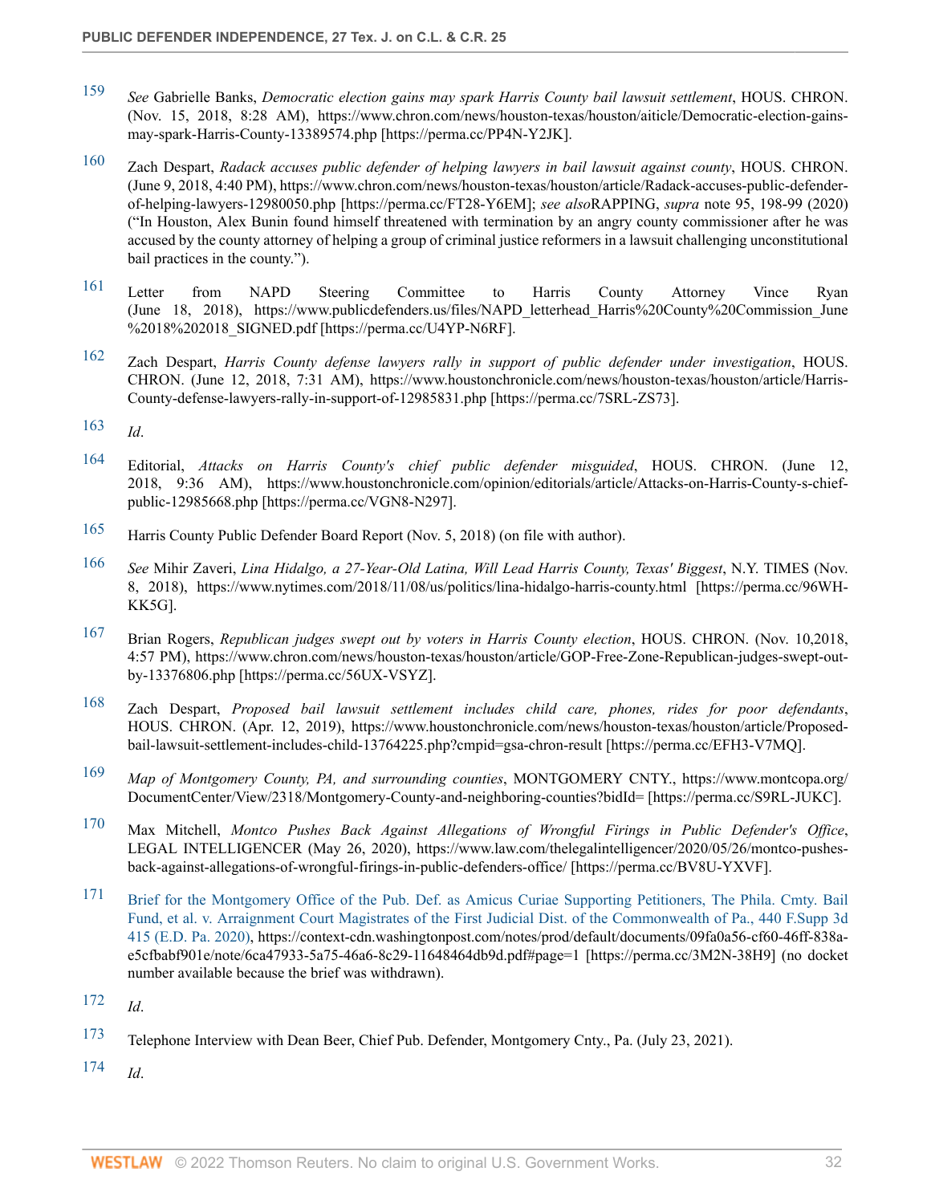159 *See* Gabrielle Banks, *Democratic election gains may spark Harris County bail lawsuit settlement*, HOUS. CHRON. (Nov. 15, 2018, 8:28 AM), https://www.chron.com/news/houston-texas/houston/aiticle/Democratic-election-gains-may-spark-Harris-County-13389574.php [https://perma.cc/PP4N-Y2JK].

160 Zach Despart, *Radack accuses public defender of helping lawyers in bail lawsuit against county*, HOUS. CHRON. (June 9, 2018, 4:40 PM), https://www.chron.com/news/houston-texas/houston/article/Radack-accuses-public-defender-of-helping-lawyers-12980050.php [https://perma.cc/FT28-Y6EM]; *see also*RAPPING, *supra* note 95, 198-99 (2020) ("In Houston, Alex Bunin found himself threatened with termination by an angry county commissioner after he was accused by the county attorney of helping a group of criminal justice reformers in a lawsuit challenging unconstitutional bail practices in the county.").

161 Letter from NAPD Steering Committee to Harris County Attorney Vince Ryan (June 18, 2018), https://www.publicdefenders.us/files/NAPD_letterhead_Harris%20County%20Commission_June%2018%202018_SIGNED.pdf [https://perma.cc/U4YP-N6RF].

162 Zach Despart, *Harris County defense lawyers rally in support of public defender under investigation*, HOUS. CHRON. (June 12, 2018, 7:31 AM), https://www.houstonchronicle.com/news/houston-texas/houston/article/Harris-County-defense-lawyers-rally-in-support-of-12985831.php [https://perma.cc/7SRL-ZS73].

163 *Id*.

164 Editorial, *Attacks on Harris County's chief public defender misguided*, HOUS. CHRON. (June 12, 2018, 9:36 AM), https://www.houstonchronicle.com/opinion/editorials/article/Attacks-on-Harris-County-s-chief-public-12985668.php [https://perma.cc/VGN8-N297].

165 Harris County Public Defender Board Report (Nov. 5, 2018) (on file with author).

166 *See* Mihir Zaveri, *Lina Hidalgo, a 27-Year-Old Latina, Will Lead Harris County, Texas' Biggest*, N.Y. TIMES (Nov. 8, 2018), https://www.nytimes.com/2018/11/08/us/politics/lina-hidalgo-harris-county.html [https://perma.cc/96WH-KK5G].

167 Brian Rogers, *Republican judges swept out by voters in Harris County election*, HOUS. CHRON. (Nov. 10,2018, 4:57 PM), https://www.chron.com/news/houston-texas/houston/article/GOP-Free-Zone-Republican-judges-swept-out-by-13376806.php [https://perma.cc/56UX-VSYZ].

168 Zach Despart, *Proposed bail lawsuit settlement includes child care, phones, rides for poor defendants*, HOUS. CHRON. (Apr. 12, 2019), https://www.houstonchronicle.com/news/houston-texas/houston/article/Proposed-bail-lawsuit-settlement-includes-child-13764225.php?cmpid=gsa-chron-result [https://perma.cc/EFH3-V7MQ].

169 *Map of Montgomery County, PA, and surrounding counties*, MONTGOMERY CNTY., https://www.montcopa.org/DocumentCenter/View/2318/Montgomery-County-and-neighboring-counties?bidId= [https://perma.cc/S9RL-JUKC].

170 Max Mitchell, *Montco Pushes Back Against Allegations of Wrongful Firings in Public Defender's Office*, LEGAL INTELLIGENCER (May 26, 2020), https://www.law.com/thelegalintelligencer/2020/05/26/montco-pushes-back-against-allegations-of-wrongful-firings-in-public-defenders-office/ [https://perma.cc/BV8U-YXVF].

171 Brief for the Montgomery Office of the Pub. Def. as Amicus Curiae Supporting Petitioners, The Phila. Cmty. Bail Fund, et al. v. Arraignment Court Magistrates of the First Judicial Dist. of the Commonwealth of Pa., 440 F.Supp 3d 415 (E.D. Pa. 2020), https://context-cdn.washingtonpost.com/notes/prod/default/documents/09fa0a56-cf60-46ff-838a-e5cfbabf901e/note/6ca47933-5a75-46a6-8c29-11648464db9d.pdf#page=1 [https://perma.cc/3M2N-38H9] (no docket number available because the brief was withdrawn).

172 *Id*.

173 Telephone Interview with Dean Beer, Chief Pub. Defender, Montgomery Cnty., Pa. (July 23, 2021).

174 *Id*.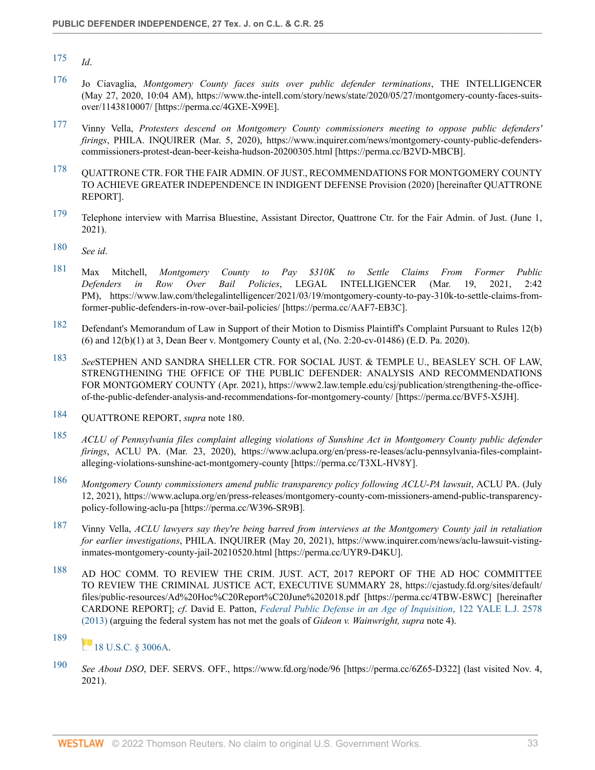175 *Id*.

176 Jo Ciavaglia, *Montgomery County faces suits over public defender terminations*, THE INTELLIGENCER (May 27, 2020, 10:04 AM), https://www.the-intell.com/story/news/state/2020/05/27/montgomery-county-faces-suits-over/1143810007/ [https://perma.cc/4GXE-X99E].

177 Vinny Vella, *Protesters descend on Montgomery County commissioners meeting to oppose public defenders' firings*, PHILA. INQUIRER (Mar. 5, 2020), https://www.inquirer.com/news/montgomery-county-public-defenders-commissioners-protest-dean-beer-keisha-hudson-20200305.html [https://perma.cc/B2VD-MBCB].

178 QUATTRONE CTR. FOR THE FAIR ADMIN. OF JUST., RECOMMENDATIONS FOR MONTGOMERY COUNTY TO ACHIEVE GREATER INDEPENDENCE IN INDIGENT DEFENSE Provision (2020) [hereinafter QUATTRONE REPORT].

179 Telephone interview with Marrisa Bluestine, Assistant Director, Quattrone Ctr. for the Fair Admin. of Just. (June 1, 2021).

180 *See id*.

181 Max Mitchell, *Montgomery County to Pay $310K to Settle Claims From Former Public Defenders in Row Over Bail Policies*, LEGAL INTELLIGENCER (Mar. 19, 2021, 2:42 PM), https://www.law.com/thelegalintelligencer/2021/03/19/montgomery-county-to-pay-310k-to-settle-claims-from-former-public-defenders-in-row-over-bail-policies/ [https://perma.cc/AAF7-EB3C].

182 Defendant's Memorandum of Law in Support of their Motion to Dismiss Plaintiff's Complaint Pursuant to Rules 12(b)(6) and 12(b)(1) at 3, Dean Beer v. Montgomery County et al, (No. 2:20-cv-01486) (E.D. Pa. 2020).

183 *See*STEPHEN AND SANDRA SHELLER CTR. FOR SOCIAL JUST. & TEMPLE U., BEASLEY SCH. OF LAW, STRENGTHENING THE OFFICE OF THE PUBLIC DEFENDER: ANALYSIS AND RECOMMENDATIONS FOR MONTGOMERY COUNTY (Apr. 2021), https://www2.law.temple.edu/csj/publication/strengthening-the-office-of-the-public-defender-analysis-and-recommendations-for-montgomery-county/ [https://perma.cc/BVF5-X5JH].

184 QUATTRONE REPORT, *supra* note 180.

185 *ACLU of Pennsylvania files complaint alleging violations of Sunshine Act in Montgomery County public defender firings*, ACLU PA. (Mar. 23, 2020), https://www.aclupa.org/en/press-re-leases/aclu-pennsylvania-files-complaint-alleging-violations-sunshine-act-montgomery-county [https://perma.cc/T3XL-HV8Y].

186 *Montgomery County commissioners amend public transparency policy following ACLU-PA lawsuit*, ACLU PA. (July 12, 2021), https://www.aclupa.org/en/press-releases/montgomery-county-com-missioners-amend-public-transparency-policy-following-aclu-pa [https://perma.cc/W396-SR9B].

187 Vinny Vella, *ACLU lawyers say they're being barred from interviews at the Montgomery County jail in retaliation for earlier investigations*, PHILA. INQUIRER (May 20, 2021), https://www.inquirer.com/news/aclu-lawsuit-visting-inmates-montgomery-county-jail-20210520.html [https://perma.cc/UYR9-D4KU].

188 AD HOC COMM. TO REVIEW THE CRIM. JUST. ACT, 2017 REPORT OF THE AD HOC COMMITTEE TO REVIEW THE CRIMINAL JUSTICE ACT, EXECUTIVE SUMMARY 28, https://cjastudy.fd.org/sites/default/files/public-resources/Ad%20Hoc%C20Report%C20June%202018.pdf [https://perma.cc/4TBW-E8WC] [hereinafter CARDONE REPORT]; *cf*. David E. Patton, *Federal Public Defense in an Age of Inquisition*, 122 YALE L.J. 2578 (2013) (arguing the federal system has not met the goals of *Gideon v. Wainwright, supra* note 4).

189 18 U.S.C. § 3006A.

190 *See About DSO*, DEF. SERVS. OFF., https://www.fd.org/node/96 [https://perma.cc/6Z65-D322] (last visited Nov. 4, 2021).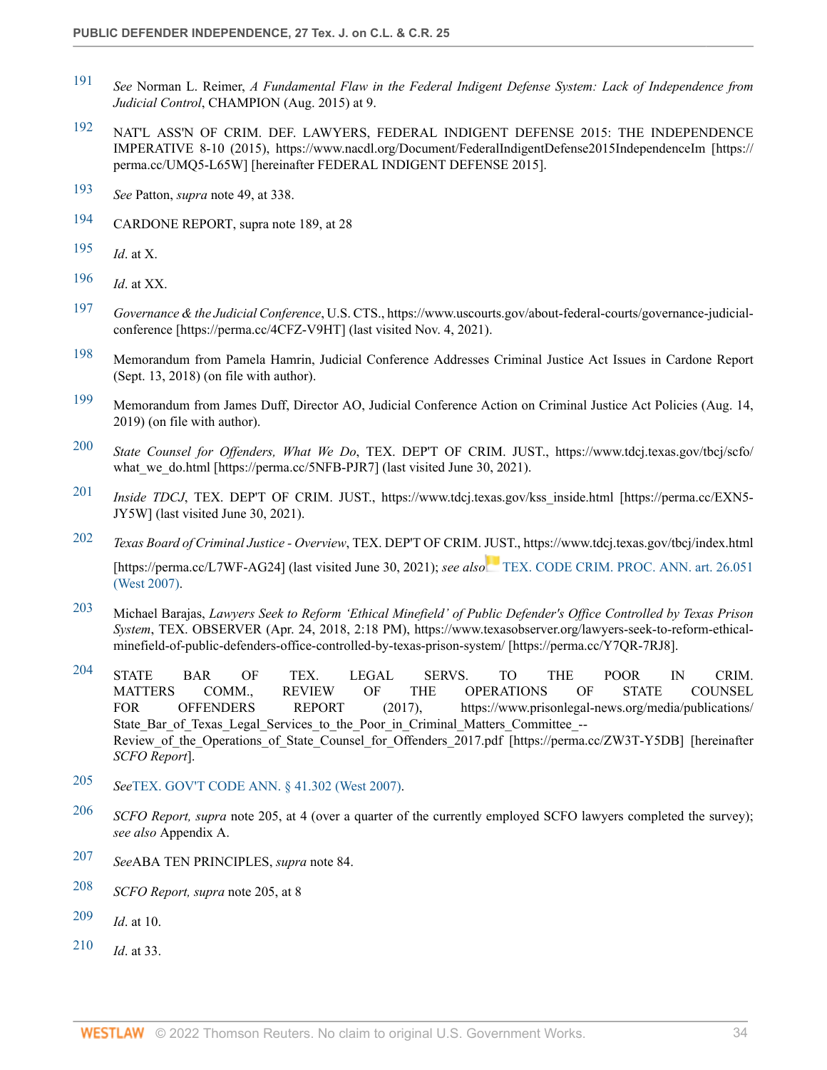191 *See* Norman L. Reimer, *A Fundamental Flaw in the Federal Indigent Defense System: Lack of Independence from Judicial Control*, CHAMPION (Aug. 2015) at 9.

192 NAT'L ASS'N OF CRIM. DEF. LAWYERS, FEDERAL INDIGENT DEFENSE 2015: THE INDEPENDENCE IMPERATIVE 8-10 (2015), https://www.nacdl.org/Document/FederalIndigentDefense2015IndependenceIm [https://perma.cc/UMQ5-L65W] [hereinafter FEDERAL INDIGENT DEFENSE 2015].

193 *See* Patton, *supra* note 49, at 338.

194 CARDONE REPORT, supra note 189, at 28

195 *Id*. at X.

196 *Id*. at XX.

197 *Governance & the Judicial Conference*, U.S. CTS., https://www.uscourts.gov/about-federal-courts/governance-judicial-conference [https://perma.cc/4CFZ-V9HT] (last visited Nov. 4, 2021).

198 Memorandum from Pamela Hamrin, Judicial Conference Addresses Criminal Justice Act Issues in Cardone Report (Sept. 13, 2018) (on file with author).

199 Memorandum from James Duff, Director AO, Judicial Conference Action on Criminal Justice Act Policies (Aug. 14, 2019) (on file with author).

200 *State Counsel for Offenders, What We Do*, TEX. DEP'T OF CRIM. JUST., https://www.tdcj.texas.gov/tbcj/scfo/what_we_do.html [https://perma.cc/5NFB-PJR7] (last visited June 30, 2021).

201 *Inside TDCJ*, TEX. DEP'T OF CRIM. JUST., https://www.tdcj.texas.gov/kss_inside.html [https://perma.cc/EXN5-JY5W] (last visited June 30, 2021).

202 *Texas Board of Criminal Justice - Overview*, TEX. DEP'T OF CRIM. JUST., https://www.tdcj.texas.gov/tbcj/index.html [https://perma.cc/L7WF-AG24] (last visited June 30, 2021); *see also* TEX. CODE CRIM. PROC. ANN. art. 26.051 (West 2007).

203 Michael Barajas, *Lawyers Seek to Reform 'Ethical Minefield' of Public Defender's Office Controlled by Texas Prison System*, TEX. OBSERVER (Apr. 24, 2018, 2:18 PM), https://www.texasobserver.org/lawyers-seek-to-reform-ethical-minefield-of-public-defenders-office-controlled-by-texas-prison-system/ [https://perma.cc/Y7QR-7RJ8].

204 STATE BAR OF TEX. LEGAL SERVS. TO THE POOR IN CRIM. MATTERS COMM., REVIEW OF THE OPERATIONS OF STATE COUNSEL FOR OFFENDERS REPORT (2017), https://www.prisonlegal-news.org/media/publications/State_Bar_of_Texas_Legal_Services_to_the_Poor_in_Criminal_Matters_Committee_--Review_of_the_Operations_of_State_Counsel_for_Offenders_2017.pdf [https://perma.cc/ZW3T-Y5DB] [hereinafter *SCFO Report*].

205 *See*TEX. GOV'T CODE ANN. § 41.302 (West 2007).

206 *SCFO Report, supra* note 205, at 4 (over a quarter of the currently employed SCFO lawyers completed the survey); *see also* Appendix A.

207 *See*ABA TEN PRINCIPLES, *supra* note 84.

208 *SCFO Report, supra* note 205, at 8

209 *Id*. at 10.

210 *Id*. at 33.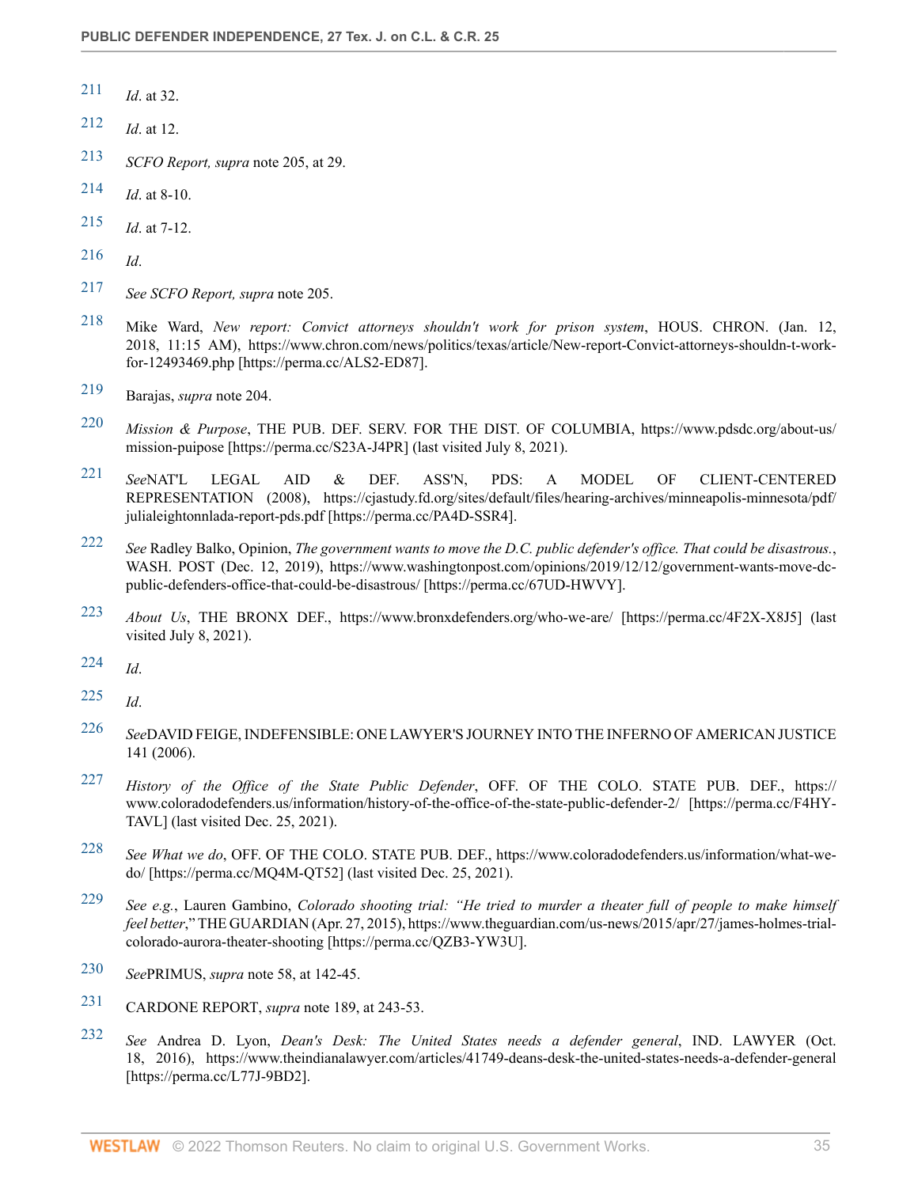211 *Id*. at 32.

212 *Id*. at 12.

213 *SCFO Report, supra* note 205, at 29.

214 *Id*. at 8-10.

215 *Id*. at 7-12.

216 *Id*.

217 *See SCFO Report, supra* note 205.

218 Mike Ward, *New report: Convict attorneys shouldn't work for prison system*, HOUS. CHRON. (Jan. 12, 2018, 11:15 AM), https://www.chron.com/news/politics/texas/article/New-report-Convict-attorneys-shouldn-t-work-for-12493469.php [https://perma.cc/ALS2-ED87].

219 Barajas, *supra* note 204.

220 *Mission & Purpose*, THE PUB. DEF. SERV. FOR THE DIST. OF COLUMBIA, https://www.pdsdc.org/about-us/mission-puipose [https://perma.cc/S23A-J4PR] (last visited July 8, 2021).

221 *See*NAT'L LEGAL AID & DEF. ASS'N, PDS: A MODEL OF CLIENT-CENTERED REPRESENTATION (2008), https://cjastudy.fd.org/sites/default/files/hearing-archives/minneapolis-minnesota/pdf/julialeightonnlada-report-pds.pdf [https://perma.cc/PA4D-SSR4].

222 *See* Radley Balko, Opinion, *The government wants to move the D.C. public defender's office. That could be disastrous.*, WASH. POST (Dec. 12, 2019), https://www.washingtonpost.com/opinions/2019/12/12/government-wants-move-dc-public-defenders-office-that-could-be-disastrous/ [https://perma.cc/67UD-HWVY].

223 *About Us*, THE BRONX DEF., https://www.bronxdefenders.org/who-we-are/ [https://perma.cc/4F2X-X8J5] (last visited July 8, 2021).

224 *Id*.

225 *Id*.

226 *See*DAVID FEIGE, INDEFENSIBLE: ONE LAWYER'S JOURNEY INTO THE INFERNO OF AMERICAN JUSTICE 141 (2006).

227 *History of the Office of the State Public Defender*, OFF. OF THE COLO. STATE PUB. DEF., https://www.coloradodefenders.us/information/history-of-the-office-of-the-state-public-defender-2/ [https://perma.cc/F4HY-TAVL] (last visited Dec. 25, 2021).

228 *See What we do*, OFF. OF THE COLO. STATE PUB. DEF., https://www.coloradodefenders.us/information/what-we-do/ [https://perma.cc/MQ4M-QT52] (last visited Dec. 25, 2021).

229 *See e.g.*, Lauren Gambino, *Colorado shooting trial: "He tried to murder a theater full of people to make himself feel better*," THE GUARDIAN (Apr. 27, 2015), https://www.theguardian.com/us-news/2015/apr/27/james-holmes-trial-colorado-aurora-theater-shooting [https://perma.cc/QZB3-YW3U].

230 *See*PRIMUS, *supra* note 58, at 142-45.

231 CARDONE REPORT, *supra* note 189, at 243-53.

232 *See* Andrea D. Lyon, *Dean's Desk: The United States needs a defender general*, IND. LAWYER (Oct. 18, 2016), https://www.theindianalawyer.com/articles/41749-deans-desk-the-united-states-needs-a-defender-general [https://perma.cc/L77J-9BD2].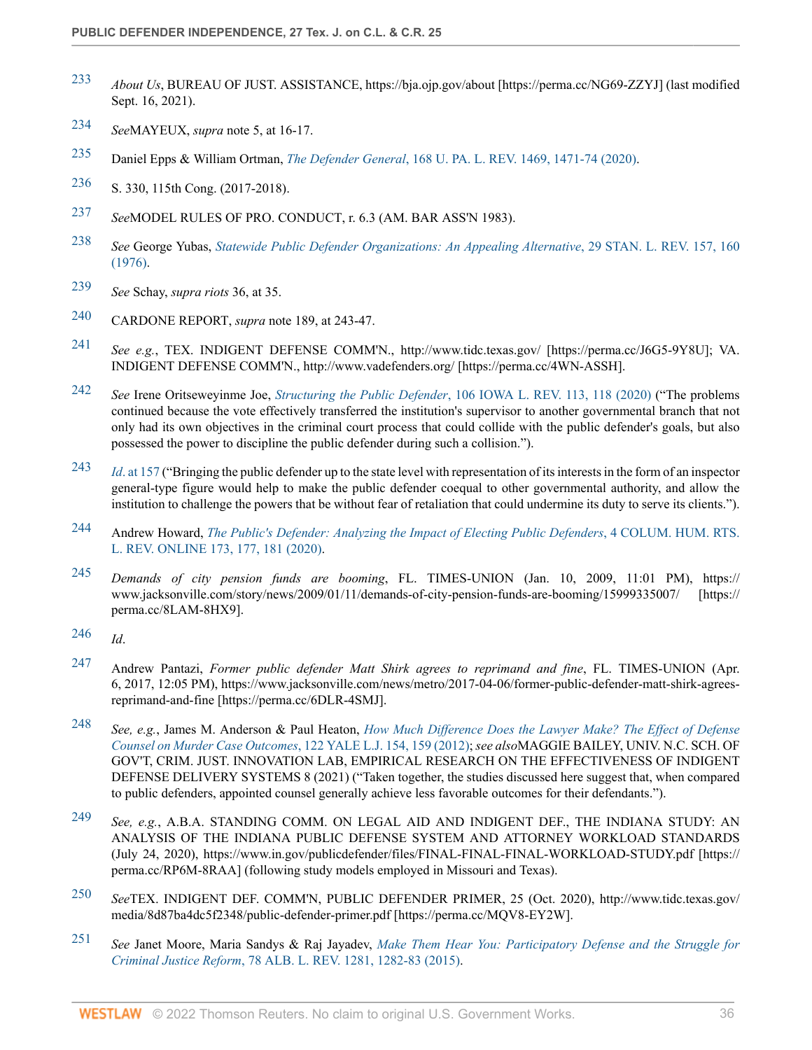233 *About Us*, BUREAU OF JUST. ASSISTANCE, https://bja.ojp.gov/about [https://perma.cc/NG69-ZZYJ] (last modified Sept. 16, 2021).

234 *See*MAYEUX, *supra* note 5, at 16-17.

235 Daniel Epps & William Ortman, *The Defender General*, 168 U. PA. L. REV. 1469, 1471-74 (2020).

236 S. 330, 115th Cong. (2017-2018).

237 *See*MODEL RULES OF PRO. CONDUCT, r. 6.3 (AM. BAR ASS'N 1983).

238 *See* George Yubas, *Statewide Public Defender Organizations: An Appealing Alternative*, 29 STAN. L. REV. 157, 160 (1976).

239 *See* Schay, *supra riots* 36, at 35.

240 CARDONE REPORT, *supra* note 189, at 243-47.

241 *See e.g.*, TEX. INDIGENT DEFENSE COMM'N., http://www.tidc.texas.gov/ [https://perma.cc/J6G5-9Y8U]; VA. INDIGENT DEFENSE COMM'N., http://www.vadefenders.org/ [https://perma.cc/4WN-ASSH].

242 *See* Irene Oritseweyinme Joe, *Structuring the Public Defender*, 106 IOWA L. REV. 113, 118 (2020) ("The problems continued because the vote effectively transferred the institution's supervisor to another governmental branch that not only had its own objectives in the criminal court process that could collide with the public defender's goals, but also possessed the power to discipline the public defender during such a collision.").

243 *Id*. at 157 ("Bringing the public defender up to the state level with representation of its interests in the form of an inspector general-type figure would help to make the public defender coequal to other governmental authority, and allow the institution to challenge the powers that be without fear of retaliation that could undermine its duty to serve its clients.").

244 Andrew Howard, *The Public's Defender: Analyzing the Impact of Electing Public Defenders*, 4 COLUM. HUM. RTS. L. REV. ONLINE 173, 177, 181 (2020).

245 *Demands of city pension funds are booming*, FL. TIMES-UNION (Jan. 10, 2009, 11:01 PM), https://www.jacksonville.com/story/news/2009/01/11/demands-of-city-pension-funds-are-booming/15999335007/ [https://perma.cc/8LAM-8HX9].

246 *Id*.

247 Andrew Pantazi, *Former public defender Matt Shirk agrees to reprimand and fine*, FL. TIMES-UNION (Apr. 6, 2017, 12:05 PM), https://www.jacksonville.com/news/metro/2017-04-06/former-public-defender-matt-shirk-agrees-reprimand-and-fine [https://perma.cc/6DLR-4SMJ].

248 *See, e.g.*, James M. Anderson & Paul Heaton, *How Much Difference Does the Lawyer Make? The Effect of Defense Counsel on Murder Case Outcomes*, 122 YALE L.J. 154, 159 (2012); *see also*MAGGIE BAILEY, UNIV. N.C. SCH. OF GOV'T, CRIM. JUST. INNOVATION LAB, EMPIRICAL RESEARCH ON THE EFFECTIVENESS OF INDIGENT DEFENSE DELIVERY SYSTEMS 8 (2021) ("Taken together, the studies discussed here suggest that, when compared to public defenders, appointed counsel generally achieve less favorable outcomes for their defendants.").

249 *See, e.g.*, A.B.A. STANDING COMM. ON LEGAL AID AND INDIGENT DEF., THE INDIANA STUDY: AN ANALYSIS OF THE INDIANA PUBLIC DEFENSE SYSTEM AND ATTORNEY WORKLOAD STANDARDS (July 24, 2020), https://www.in.gov/publicdefender/files/FINAL-FINAL-FINAL-WORKLOAD-STUDY.pdf [https://perma.cc/RP6M-8RAA] (following study models employed in Missouri and Texas).

250 *See*TEX. INDIGENT DEF. COMM'N, PUBLIC DEFENDER PRIMER, 25 (Oct. 2020), http://www.tidc.texas.gov/media/8d87ba4dc5f2348/public-defender-primer.pdf [https://perma.cc/MQV8-EY2W].

251 *See* Janet Moore, Maria Sandys & Raj Jayadev, *Make Them Hear You: Participatory Defense and the Struggle for Criminal Justice Reform*, 78 ALB. L. REV. 1281, 1282-83 (2015).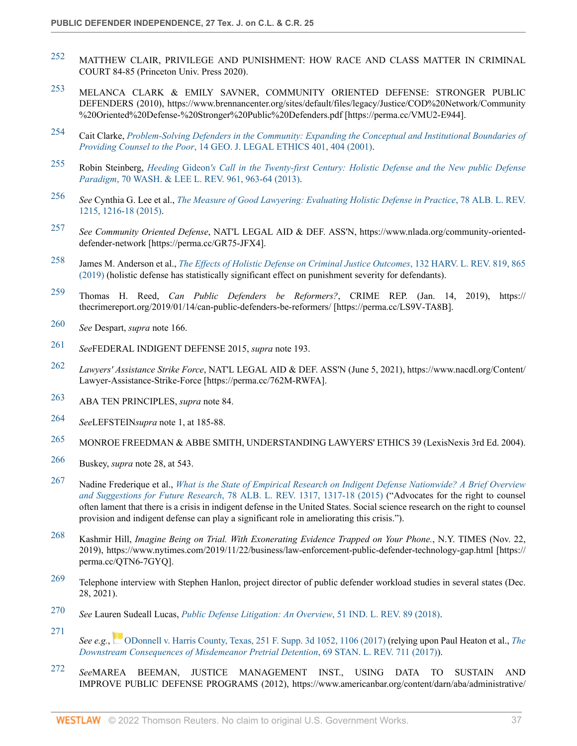252 MATTHEW CLAIR, PRIVILEGE AND PUNISHMENT: HOW RACE AND CLASS MATTER IN CRIMINAL COURT 84-85 (Princeton Univ. Press 2020).

253 MELANCA CLARK & EMILY SAVNER, COMMUNITY ORIENTED DEFENSE: STRONGER PUBLIC DEFENDERS (2010), https://www.brennancenter.org/sites/default/files/legacy/Justice/COD%20Network/Community%20Oriented%20Defense-%20Stronger%20Public%20Defenders.pdf [https://perma.cc/VMU2-E944].

254 Cait Clarke, *Problem-Solving Defenders in the Community: Expanding the Conceptual and Institutional Boundaries of Providing Counsel to the Poor*, 14 GEO. J. LEGAL ETHICS 401, 404 (2001).

255 Robin Steinberg, *Heeding* Gideon*'s Call in the Twenty-first Century: Holistic Defense and the New public Defense Paradigm*, 70 WASH. & LEE L. REV. 961, 963-64 (2013).

256 *See* Cynthia G. Lee et al., *The Measure of Good Lawyering: Evaluating Holistic Defense in Practice*, 78 ALB. L. REV. 1215, 1216-18 (2015).

257 *See Community Oriented Defense*, NAT'L LEGAL AID & DEF. ASS'N, https://www.nlada.org/community-oriented-defender-network [https://perma.cc/GR75-JFX4].

258 James M. Anderson et al., *The Effects of Holistic Defense on Criminal Justice Outcomes*, 132 HARV. L. REV. 819, 865 (2019) (holistic defense has statistically significant effect on punishment severity for defendants).

259 Thomas H. Reed, *Can Public Defenders be Reformers?*, CRIME REP. (Jan. 14, 2019), https://thecrimereport.org/2019/01/14/can-public-defenders-be-reformers/ [https://perma.cc/LS9V-TA8B].

260 *See* Despart, *supra* note 166.

261 *See*FEDERAL INDIGENT DEFENSE 2015, *supra* note 193.

262 *Lawyers' Assistance Strike Force*, NAT'L LEGAL AID & DEF. ASS'N (June 5, 2021), https://www.nacdl.org/Content/Lawyer-Assistance-Strike-Force [https://perma.cc/762M-RWFA].

263 ABA TEN PRINCIPLES, *supra* note 84.

264 *See*LEFSTEIN*supra* note 1, at 185-88.

265 MONROE FREEDMAN & ABBE SMITH, UNDERSTANDING LAWYERS' ETHICS 39 (LexisNexis 3rd Ed. 2004).

266 Buskey, *supra* note 28, at 543.

267 Nadine Frederique et al., *What is the State of Empirical Research on Indigent Defense Nationwide? A Brief Overview and Suggestions for Future Research*, 78 ALB. L. REV. 1317, 1317-18 (2015) ("Advocates for the right to counsel often lament that there is a crisis in indigent defense in the United States. Social science research on the right to counsel provision and indigent defense can play a significant role in ameliorating this crisis.").

268 Kashmir Hill, *Imagine Being on Trial. With Exonerating Evidence Trapped on Your Phone.*, N.Y. TIMES (Nov. 22, 2019), https://www.nytimes.com/2019/11/22/business/law-enforcement-public-defender-technology-gap.html [https://perma.cc/QTN6-7GYQ].

269 Telephone interview with Stephen Hanlon, project director of public defender workload studies in several states (Dec. 28, 2021).

270 *See* Lauren Sudeall Lucas, *Public Defense Litigation: An Overview*, 51 IND. L. REV. 89 (2018).

271 *See e.g.*, ODonnell v. Harris County, Texas, 251 F. Supp. 3d 1052, 1106 (2017) (relying upon Paul Heaton et al., *The Downstream Consequences of Misdemeanor Pretrial Detention*, 69 STAN. L. REV. 711 (2017)).

272 *See*MAREA BEEMAN, JUSTICE MANAGEMENT INST., USING DATA TO SUSTAIN AND IMPROVE PUBLIC DEFENSE PROGRAMS (2012), https://www.americanbar.org/content/darn/aba/administrative/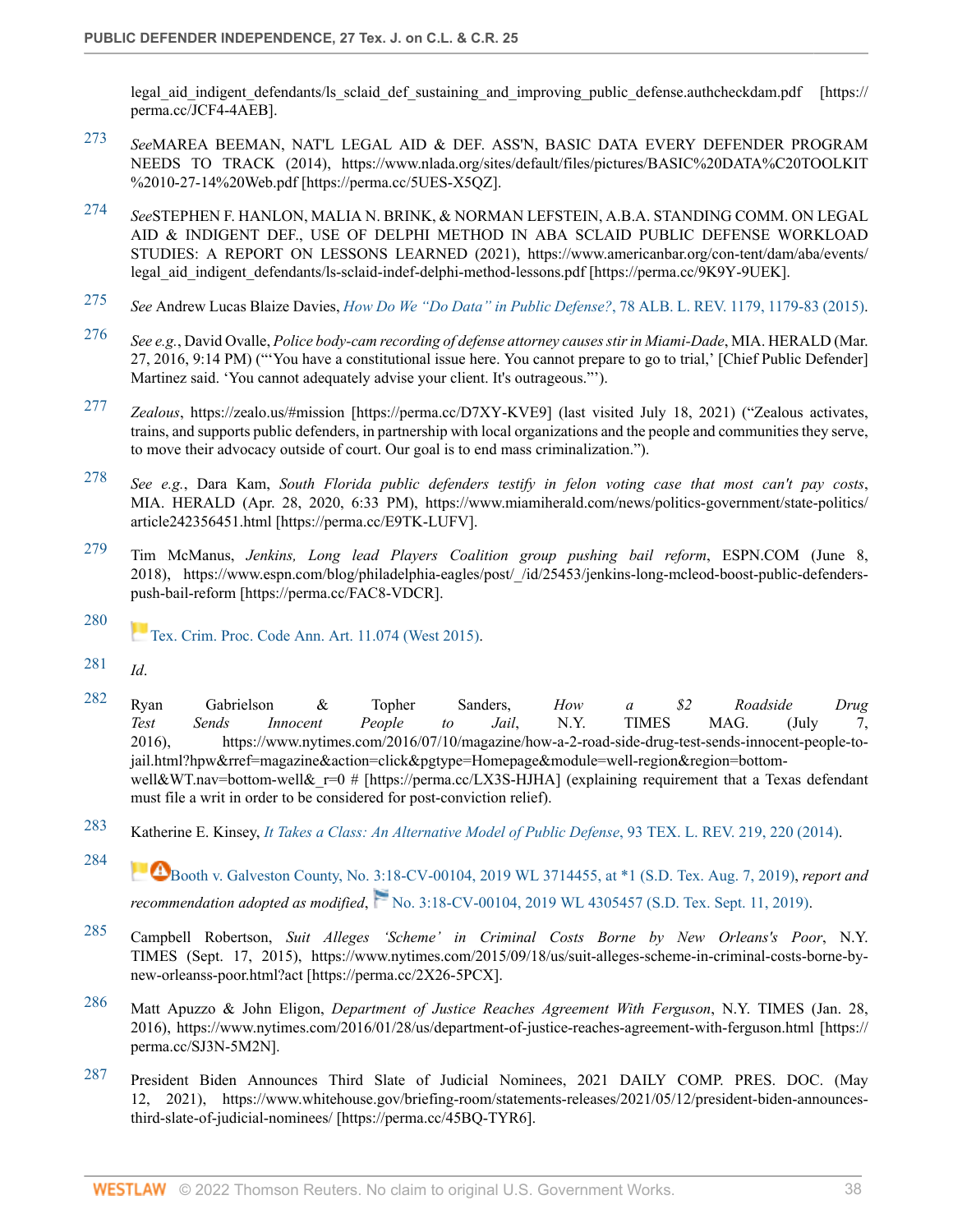legal_aid_indigent_defendants/ls_sclaid_def_sustaining_and_improving_public_defense.authcheckdam.pdf [https://perma.cc/JCF4-4AEB].

273 *See*MAREA BEEMAN, NAT'L LEGAL AID & DEF. ASS'N, BASIC DATA EVERY DEFENDER PROGRAM NEEDS TO TRACK (2014), https://www.nlada.org/sites/default/files/pictures/BASIC%20DATA%C20TOOLKIT%2010-27-14%20Web.pdf [https://perma.cc/5UES-X5QZ].

274 *See*STEPHEN F. HANLON, MALIA N. BRINK, & NORMAN LEFSTEIN, A.B.A. STANDING COMM. ON LEGAL AID & INDIGENT DEF., USE OF DELPHI METHOD IN ABA SCLAID PUBLIC DEFENSE WORKLOAD STUDIES: A REPORT ON LESSONS LEARNED (2021), https://www.americanbar.org/con-tent/dam/aba/events/legal_aid_indigent_defendants/ls-sclaid-indef-delphi-method-lessons.pdf [https://perma.cc/9K9Y-9UEK].

275 *See* Andrew Lucas Blaize Davies, *How Do We "Do Data" in Public Defense?*, 78 ALB. L. REV. 1179, 1179-83 (2015).

276 *See e.g.*, David Ovalle, *Police body-cam recording of defense attorney causes stir in Miami-Dade*, MIA. HERALD (Mar. 27, 2016, 9:14 PM) ("'You have a constitutional issue here. You cannot prepare to go to trial,' [Chief Public Defender] Martinez said. 'You cannot adequately advise your client. It's outrageous.'").

277 *Zealous*, https://zealo.us/#mission [https://perma.cc/D7XY-KVE9] (last visited July 18, 2021) ("Zealous activates, trains, and supports public defenders, in partnership with local organizations and the people and communities they serve, to move their advocacy outside of court. Our goal is to end mass criminalization.").

278 *See e.g.*, Dara Kam, *South Florida public defenders testify in felon voting case that most can't pay costs*, MIA. HERALD (Apr. 28, 2020, 6:33 PM), https://www.miamiherald.com/news/politics-government/state-politics/article242356451.html [https://perma.cc/E9TK-LUFV].

279 Tim McManus, *Jenkins, Long lead Players Coalition group pushing bail reform*, ESPN.COM (June 8, 2018), https://www.espn.com/blog/philadelphia-eagles/post/_/id/25453/jenkins-long-mcleod-boost-public-defenders-push-bail-reform [https://perma.cc/FAC8-VDCR].

280 Tex. Crim. Proc. Code Ann. Art. 11.074 (West 2015).

281 *Id*.

282 Ryan Gabrielson & Topher Sanders, *How a $2 Roadside Drug Test Sends Innocent People to Jail*, N.Y. TIMES MAG. (July 7, 2016), https://www.nytimes.com/2016/07/10/magazine/how-a-2-road-side-drug-test-sends-innocent-people-to-jail.html?hpw&rref=magazine&action=click&pgtype=Homepage&module=well-region&region=bottom-well&WT.nav=bottom-well&_r=0 # [https://perma.cc/LX3S-HJHA] (explaining requirement that a Texas defendant must file a writ in order to be considered for post-conviction relief).

283 Katherine E. Kinsey, *It Takes a Class: An Alternative Model of Public Defense*, 93 TEX. L. REV. 219, 220 (2014).

284 Booth v. Galveston County, No. 3:18-CV-00104, 2019 WL 3714455, at *1 (S.D. Tex. Aug. 7, 2019), *report and recommendation adopted as modified*, No. 3:18-CV-00104, 2019 WL 4305457 (S.D. Tex. Sept. 11, 2019).

285 Campbell Robertson, *Suit Alleges 'Scheme' in Criminal Costs Borne by New Orleans's Poor*, N.Y. TIMES (Sept. 17, 2015), https://www.nytimes.com/2015/09/18/us/suit-alleges-scheme-in-criminal-costs-borne-by-new-orleanss-poor.html?act [https://perma.cc/2X26-5PCX].

286 Matt Apuzzo & John Eligon, *Department of Justice Reaches Agreement With Ferguson*, N.Y. TIMES (Jan. 28, 2016), https://www.nytimes.com/2016/01/28/us/department-of-justice-reaches-agreement-with-ferguson.html [https://perma.cc/SJ3N-5M2N].

287 President Biden Announces Third Slate of Judicial Nominees, 2021 DAILY COMP. PRES. DOC. (May 12, 2021), https://www.whitehouse.gov/briefing-room/statements-releases/2021/05/12/president-biden-announces-third-slate-of-judicial-nominees/ [https://perma.cc/45BQ-TYR6].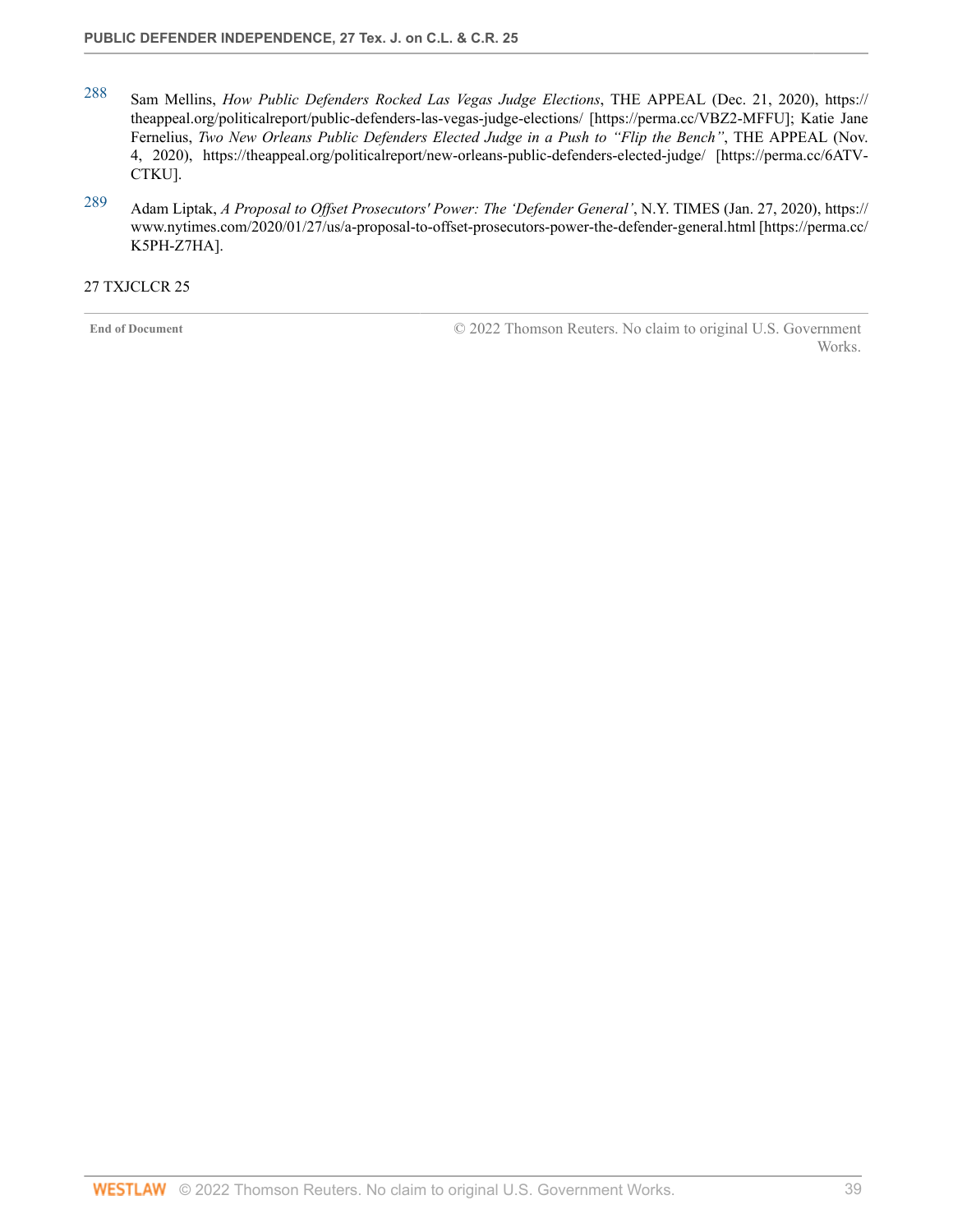288 Sam Mellins, *How Public Defenders Rocked Las Vegas Judge Elections*, THE APPEAL (Dec. 21, 2020), https://theappeal.org/politicalreport/public-defenders-las-vegas-judge-elections/ [https://perma.cc/VBZ2-MFFU]; Katie Jane Fernelius, *Two New Orleans Public Defenders Elected Judge in a Push to "Flip the Bench"*, THE APPEAL (Nov. 4, 2020), https://theappeal.org/politicalreport/new-orleans-public-defenders-elected-judge/ [https://perma.cc/6ATV-CTKU].

289 Adam Liptak, *A Proposal to Offset Prosecutors' Power: The 'Defender General'*, N.Y. TIMES (Jan. 27, 2020), https://www.nytimes.com/2020/01/27/us/a-proposal-to-offset-prosecutors-power-the-defender-general.html [https://perma.cc/K5PH-Z7HA].

27 TXJCLCR 25

End of Document © 2022 Thomson Reuters. No claim to original U.S. Government Works.